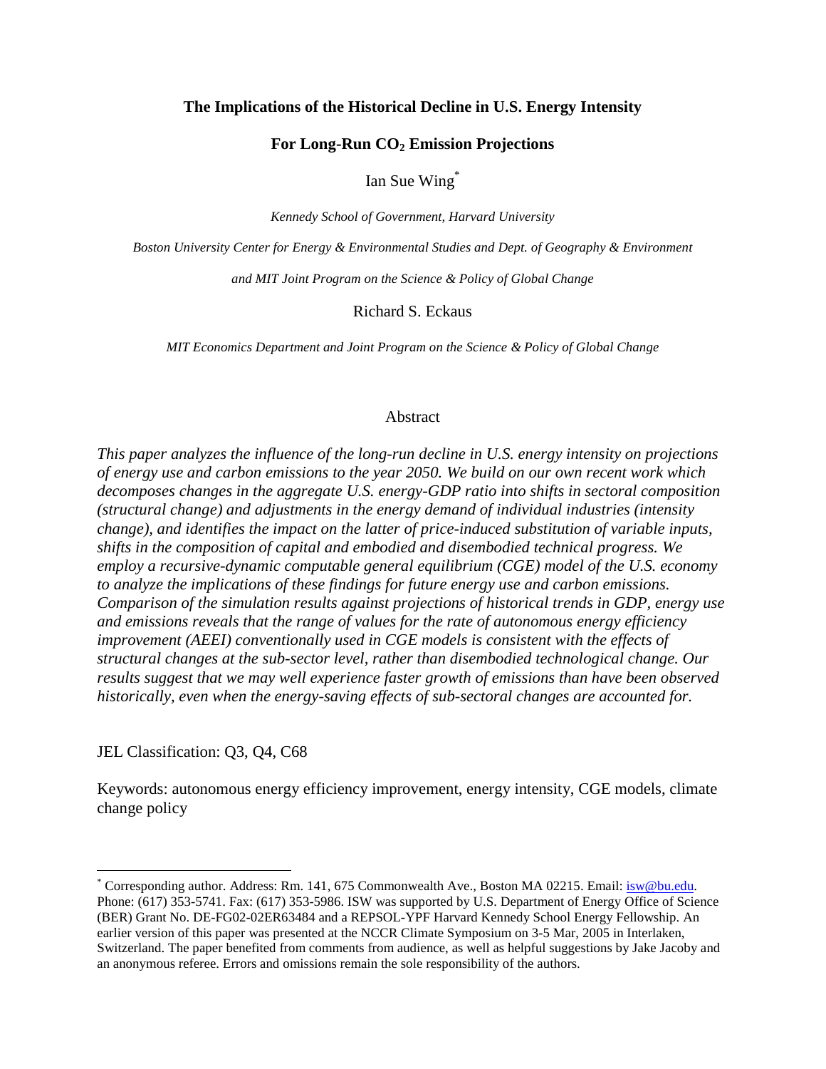# The Implications of the Historical Decline in U.S. Energy Intensity For Long-Run $CO_2$ Emission Projections

Ian Sue Wing[*]

*Kennedy School of Government, Harvard University*

*Boston University Center for Energy & Environmental Studies and Dept. of Geography & Environment*

*and MIT Joint Program on the Science & Policy of Global Change*

Richard S. Eckaus

*MIT Economics Department and Joint Program on the Science & Policy of Global Change*

## Abstract

*This paper analyzes the influence of the long-run decline in U.S. energy intensity on projections of energy use and carbon emissions to the year 2050. We build on our own recent work which decomposes changes in the aggregate U.S. energy-GDP ratio into shifts in sectoral composition (structural change) and adjustments in the energy demand of individual industries (intensity change), and identifies the impact on the latter of price-induced substitution of variable inputs, shifts in the composition of capital and embodied and disembodied technical progress. We employ a recursive-dynamic computable general equilibrium (CGE) model of the U.S. economy to analyze the implications of these findings for future energy use and carbon emissions. Comparison of the simulation results against projections of historical trends in GDP, energy use and emissions reveals that the range of values for the rate of autonomous energy efficiency improvement (AEEI) conventionally used in CGE models is consistent with the effects of structural changes at the sub-sector level, rather than disembodied technological change. Our results suggest that we may well experience faster growth of emissions than have been observed historically, even when the energy-saving effects of sub-sectoral changes are accounted for.*

JEL Classification: Q3, Q4, C68

Keywords: autonomous energy efficiency improvement, energy intensity, CGE models, climate change policy

---

[*] Corresponding author. Address: Rm. 141, 675 Commonwealth Ave., Boston MA 02215. Email: isw@bu.edu. Phone: (617) 353-5741. Fax: (617) 353-5986. ISW was supported by U.S. Department of Energy Office of Science (BER) Grant No. DE-FG02-02ER63484 and a REPSOL-YPF Harvard Kennedy School Energy Fellowship. An earlier version of this paper was presented at the NCCR Climate Symposium on 3-5 Mar, 2005 in Interlaken, Switzerland. The paper benefited from comments from audience, as well as helpful suggestions by Jake Jacoby and an anonymous referee. Errors and omissions remain the sole responsibility of the authors.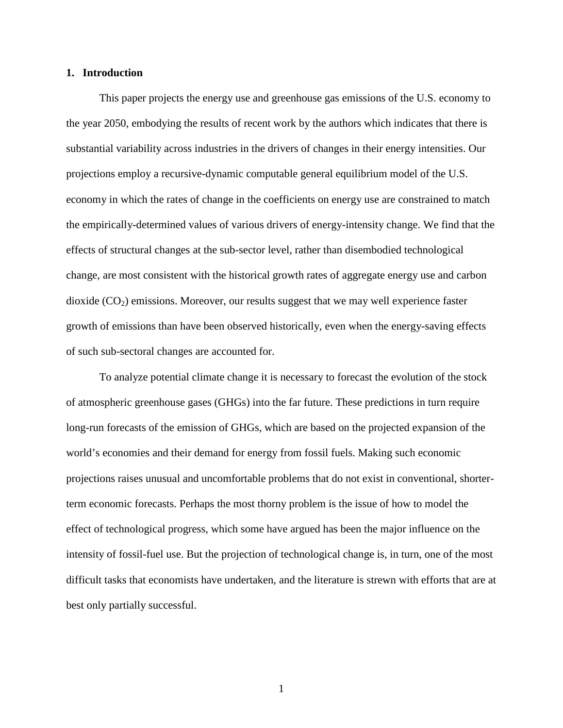## 1. Introduction

This paper projects the energy use and greenhouse gas emissions of the U.S. economy to the year 2050, embodying the results of recent work by the authors which indicates that there is substantial variability across industries in the drivers of changes in their energy intensities. Our projections employ a recursive-dynamic computable general equilibrium model of the U.S. economy in which the rates of change in the coefficients on energy use are constrained to match the empirically-determined values of various drivers of energy-intensity change. We find that the effects of structural changes at the sub-sector level, rather than disembodied technological change, are most consistent with the historical growth rates of aggregate energy use and carbon dioxide ($CO_2$) emissions. Moreover, our results suggest that we may well experience faster growth of emissions than have been observed historically, even when the energy-saving effects of such sub-sectoral changes are accounted for.

To analyze potential climate change it is necessary to forecast the evolution of the stock of atmospheric greenhouse gases (GHGs) into the far future. These predictions in turn require long-run forecasts of the emission of GHGs, which are based on the projected expansion of the world's economies and their demand for energy from fossil fuels. Making such economic projections raises unusual and uncomfortable problems that do not exist in conventional, shorter-term economic forecasts. Perhaps the most thorny problem is the issue of how to model the effect of technological progress, which some have argued has been the major influence on the intensity of fossil-fuel use. But the projection of technological change is, in turn, one of the most difficult tasks that economists have undertaken, and the literature is strewn with efforts that are at best only partially successful.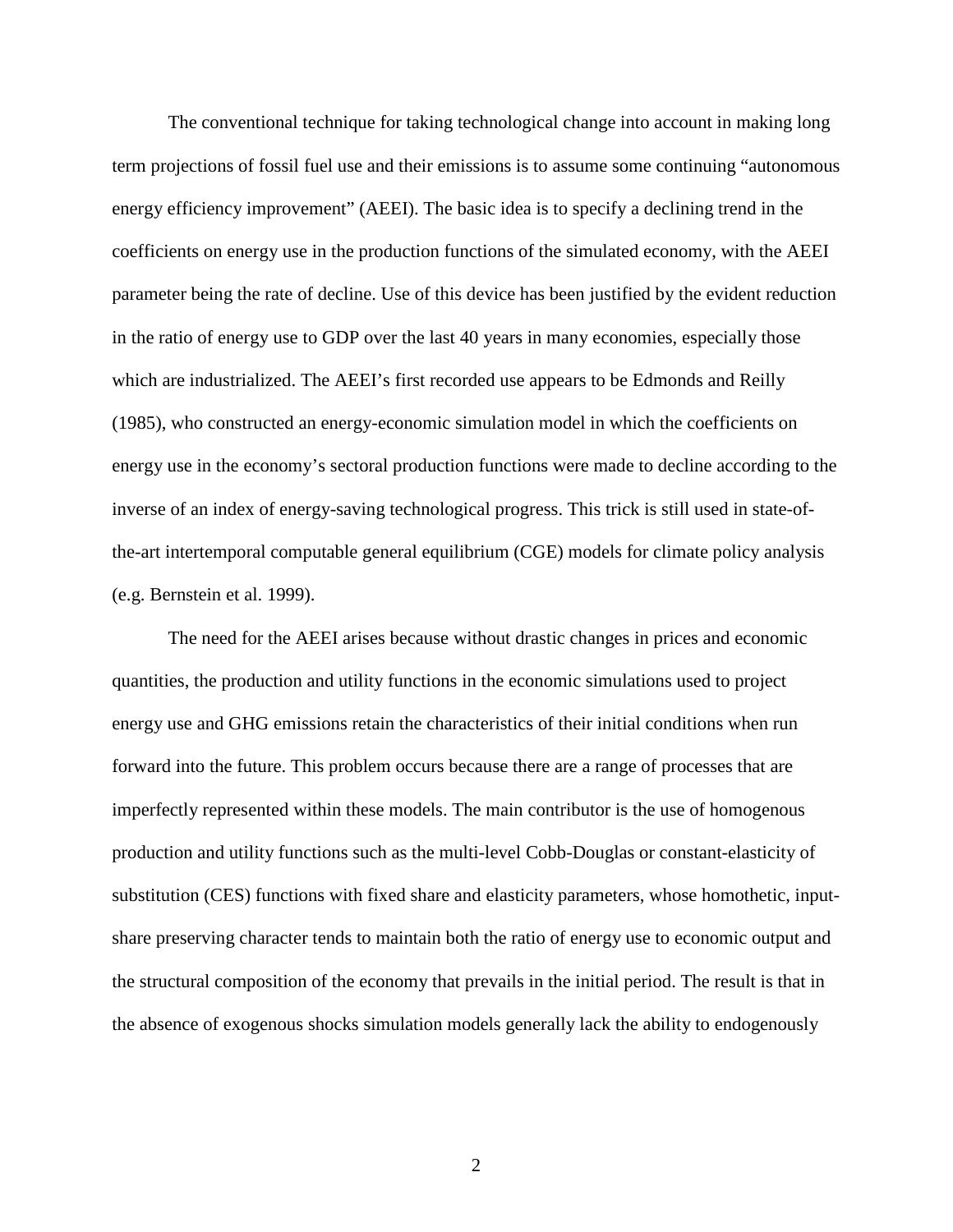The conventional technique for taking technological change into account in making long term projections of fossil fuel use and their emissions is to assume some continuing "autonomous energy efficiency improvement" (AEEI). The basic idea is to specify a declining trend in the coefficients on energy use in the production functions of the simulated economy, with the AEEI parameter being the rate of decline. Use of this device has been justified by the evident reduction in the ratio of energy use to GDP over the last 40 years in many economies, especially those which are industrialized. The AEEI's first recorded use appears to be Edmonds and Reilly (1985), who constructed an energy-economic simulation model in which the coefficients on energy use in the economy's sectoral production functions were made to decline according to the inverse of an index of energy-saving technological progress. This trick is still used in state-of-the-art intertemporal computable general equilibrium (CGE) models for climate policy analysis (e.g. Bernstein et al. 1999).

The need for the AEEI arises because without drastic changes in prices and economic quantities, the production and utility functions in the economic simulations used to project energy use and GHG emissions retain the characteristics of their initial conditions when run forward into the future. This problem occurs because there are a range of processes that are imperfectly represented within these models. The main contributor is the use of homogenous production and utility functions such as the multi-level Cobb-Douglas or constant-elasticity of substitution (CES) functions with fixed share and elasticity parameters, whose homothetic, input-share preserving character tends to maintain both the ratio of energy use to economic output and the structural composition of the economy that prevails in the initial period. The result is that in the absence of exogenous shocks simulation models generally lack the ability to endogenously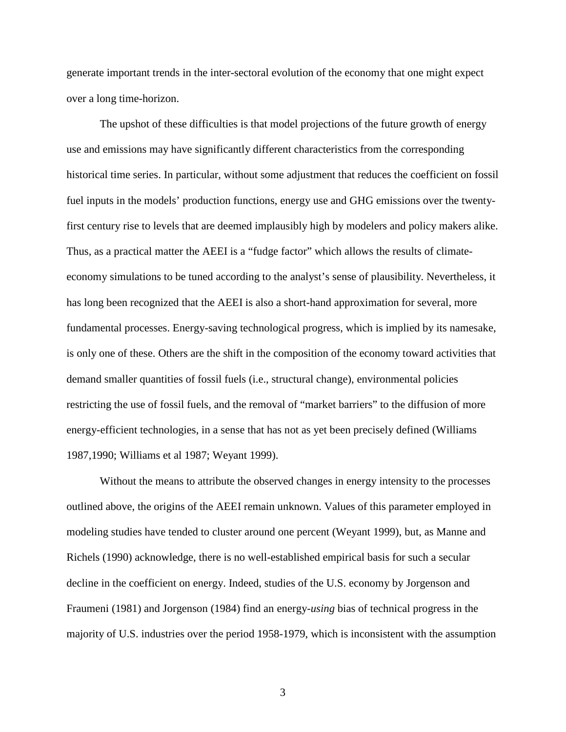generate important trends in the inter-sectoral evolution of the economy that one might expect over a long time-horizon.

The upshot of these difficulties is that model projections of the future growth of energy use and emissions may have significantly different characteristics from the corresponding historical time series. In particular, without some adjustment that reduces the coefficient on fossil fuel inputs in the models' production functions, energy use and GHG emissions over the twenty-first century rise to levels that are deemed implausibly high by modelers and policy makers alike. Thus, as a practical matter the AEEI is a "fudge factor" which allows the results of climate-economy simulations to be tuned according to the analyst's sense of plausibility. Nevertheless, it has long been recognized that the AEEI is also a short-hand approximation for several, more fundamental processes. Energy-saving technological progress, which is implied by its namesake, is only one of these. Others are the shift in the composition of the economy toward activities that demand smaller quantities of fossil fuels (i.e., structural change), environmental policies restricting the use of fossil fuels, and the removal of "market barriers" to the diffusion of more energy-efficient technologies, in a sense that has not as yet been precisely defined (Williams 1987,1990; Williams et al 1987; Weyant 1999).

Without the means to attribute the observed changes in energy intensity to the processes outlined above, the origins of the AEEI remain unknown. Values of this parameter employed in modeling studies have tended to cluster around one percent (Weyant 1999), but, as Manne and Richels (1990) acknowledge, there is no well-established empirical basis for such a secular decline in the coefficient on energy. Indeed, studies of the U.S. economy by Jorgenson and Fraumeni (1981) and Jorgenson (1984) find an energy-*using* bias of technical progress in the majority of U.S. industries over the period 1958-1979, which is inconsistent with the assumption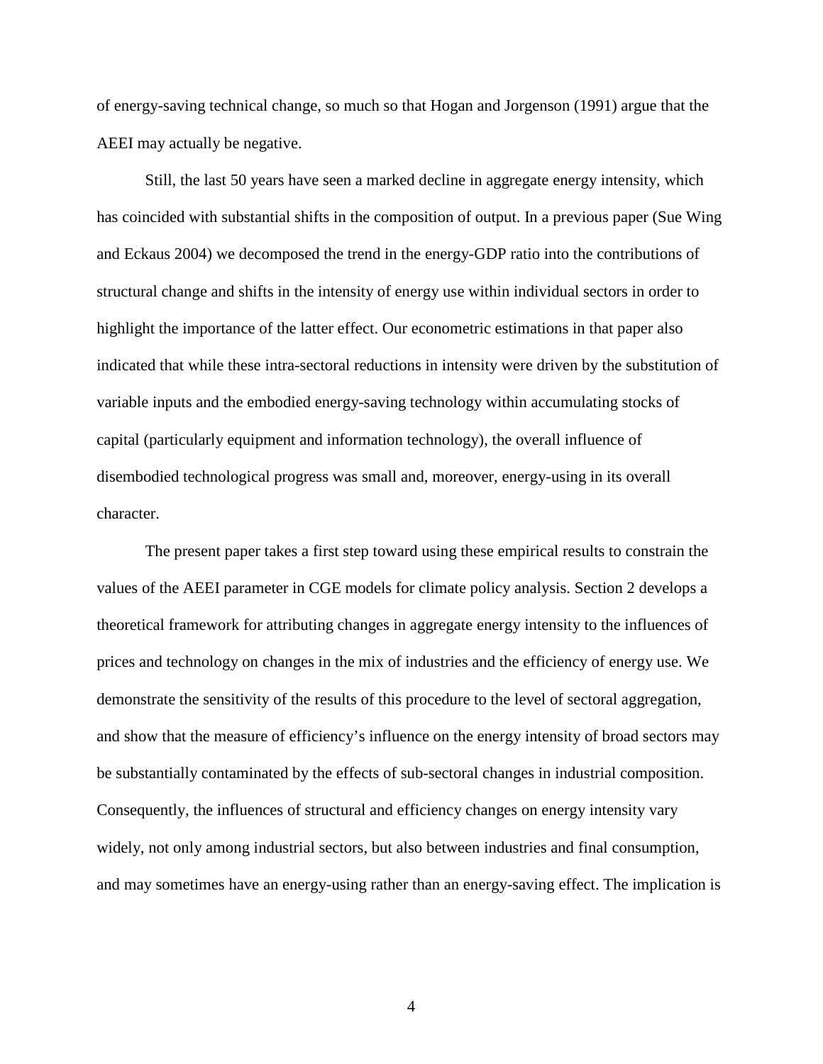of energy-saving technical change, so much so that Hogan and Jorgenson (1991) argue that the AEEI may actually be negative.

Still, the last 50 years have seen a marked decline in aggregate energy intensity, which has coincided with substantial shifts in the composition of output. In a previous paper (Sue Wing and Eckaus 2004) we decomposed the trend in the energy-GDP ratio into the contributions of structural change and shifts in the intensity of energy use within individual sectors in order to highlight the importance of the latter effect. Our econometric estimations in that paper also indicated that while these intra-sectoral reductions in intensity were driven by the substitution of variable inputs and the embodied energy-saving technology within accumulating stocks of capital (particularly equipment and information technology), the overall influence of disembodied technological progress was small and, moreover, energy-using in its overall character.

The present paper takes a first step toward using these empirical results to constrain the values of the AEEI parameter in CGE models for climate policy analysis. Section 2 develops a theoretical framework for attributing changes in aggregate energy intensity to the influences of prices and technology on changes in the mix of industries and the efficiency of energy use. We demonstrate the sensitivity of the results of this procedure to the level of sectoral aggregation, and show that the measure of efficiency's influence on the energy intensity of broad sectors may be substantially contaminated by the effects of sub-sectoral changes in industrial composition. Consequently, the influences of structural and efficiency changes on energy intensity vary widely, not only among industrial sectors, but also between industries and final consumption, and may sometimes have an energy-using rather than an energy-saving effect. The implication is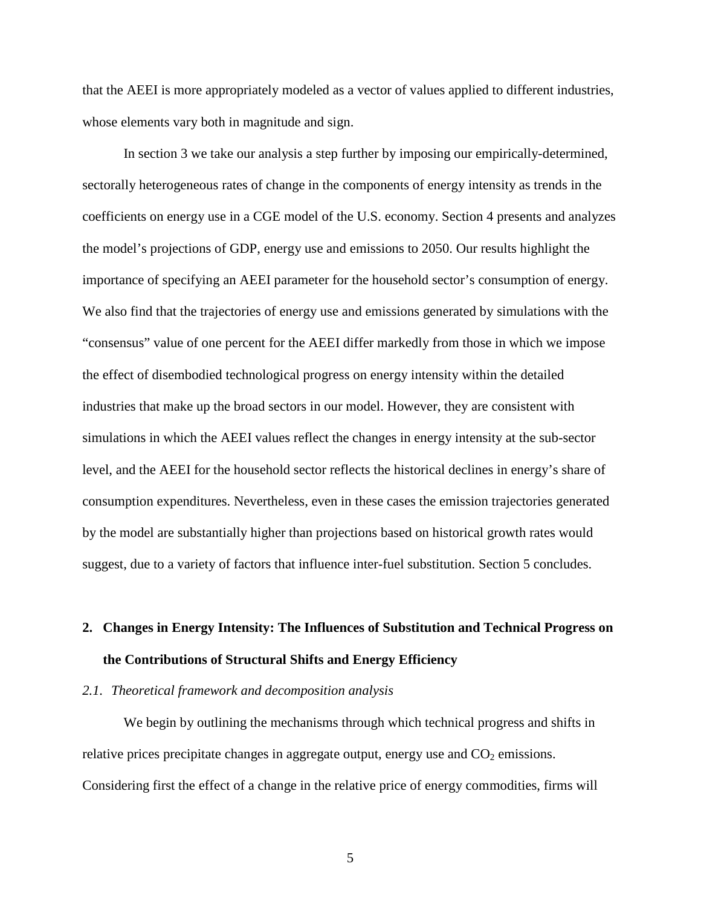that the AEEI is more appropriately modeled as a vector of values applied to different industries, whose elements vary both in magnitude and sign.

In section 3 we take our analysis a step further by imposing our empirically-determined, sectorally heterogeneous rates of change in the components of energy intensity as trends in the coefficients on energy use in a CGE model of the U.S. economy. Section 4 presents and analyzes the model's projections of GDP, energy use and emissions to 2050. Our results highlight the importance of specifying an AEEI parameter for the household sector's consumption of energy. We also find that the trajectories of energy use and emissions generated by simulations with the "consensus" value of one percent for the AEEI differ markedly from those in which we impose the effect of disembodied technological progress on energy intensity within the detailed industries that make up the broad sectors in our model. However, they are consistent with simulations in which the AEEI values reflect the changes in energy intensity at the sub-sector level, and the AEEI for the household sector reflects the historical declines in energy's share of consumption expenditures. Nevertheless, even in these cases the emission trajectories generated by the model are substantially higher than projections based on historical growth rates would suggest, due to a variety of factors that influence inter-fuel substitution. Section 5 concludes.

## 2. Changes in Energy Intensity: The Influences of Substitution and Technical Progress on the Contributions of Structural Shifts and Energy Efficiency

### *2.1. Theoretical framework and decomposition analysis*

We begin by outlining the mechanisms through which technical progress and shifts in relative prices precipitate changes in aggregate output, energy use and $CO_2$ emissions. Considering first the effect of a change in the relative price of energy commodities, firms will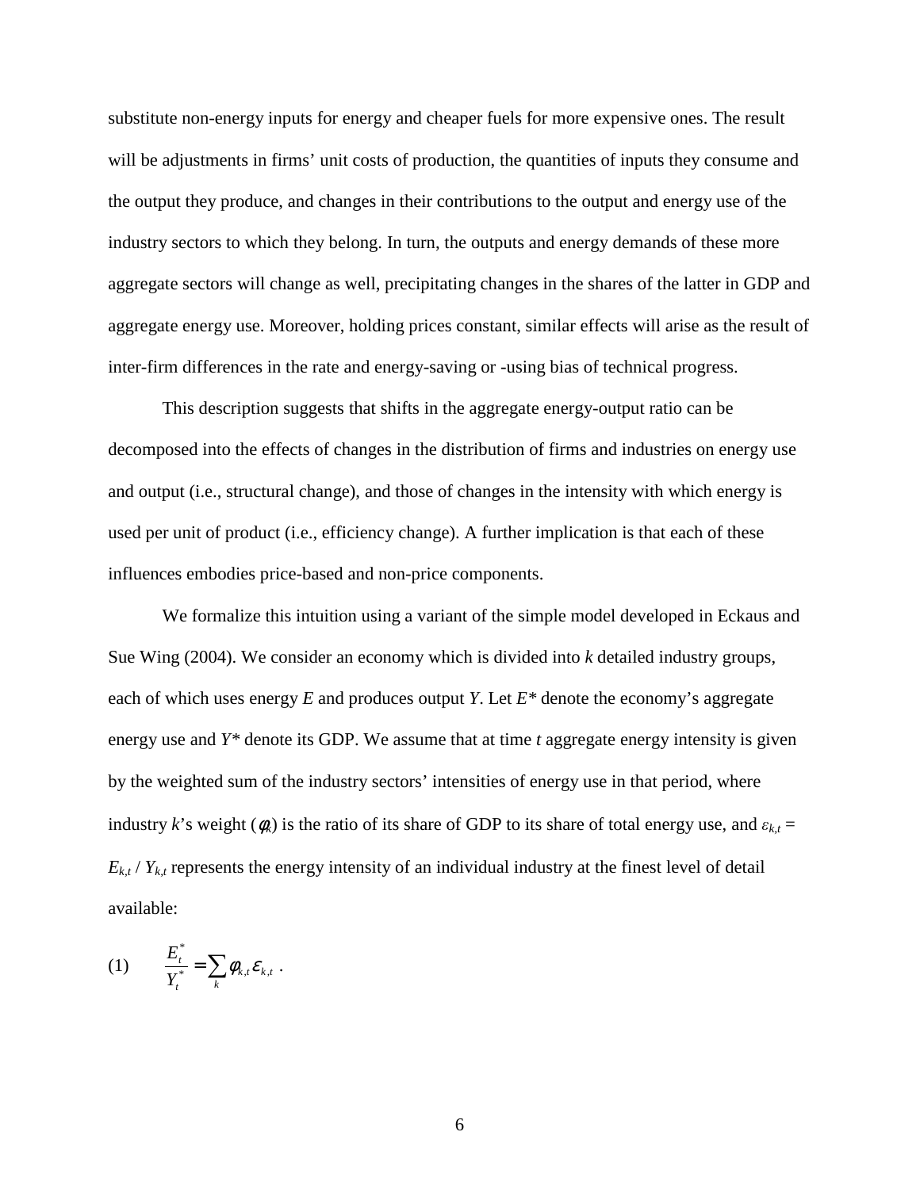substitute non-energy inputs for energy and cheaper fuels for more expensive ones. The result will be adjustments in firms' unit costs of production, the quantities of inputs they consume and the output they produce, and changes in their contributions to the output and energy use of the industry sectors to which they belong. In turn, the outputs and energy demands of these more aggregate sectors will change as well, precipitating changes in the shares of the latter in GDP and aggregate energy use. Moreover, holding prices constant, similar effects will arise as the result of inter-firm differences in the rate and energy-saving or -using bias of technical progress.

This description suggests that shifts in the aggregate energy-output ratio can be decomposed into the effects of changes in the distribution of firms and industries on energy use and output (i.e., structural change), and those of changes in the intensity with which energy is used per unit of product (i.e., efficiency change). A further implication is that each of these influences embodies price-based and non-price components.

We formalize this intuition using a variant of the simple model developed in Eckaus and Sue Wing (2004). We consider an economy which is divided into $k$ detailed industry groups, each of which uses energy $E$ and produces output $Y$. Let $E^*$ denote the economy's aggregate energy use and $Y^*$ denote its GDP. We assume that at time $t$ aggregate energy intensity is given by the weighted sum of the industry sectors' intensities of energy use in that period, where industry $k$'s weight ($\phi_k$) is the ratio of its share of GDP to its share of total energy use, and $\varepsilon_{k,t} = E_{k,t} / Y_{k,t}$ represents the energy intensity of an individual industry at the finest level of detail available:

$$(1) \qquad \frac{E_t^*}{Y_t^*} = \sum_k \phi_{k,t} \varepsilon_{k,t} \ .$$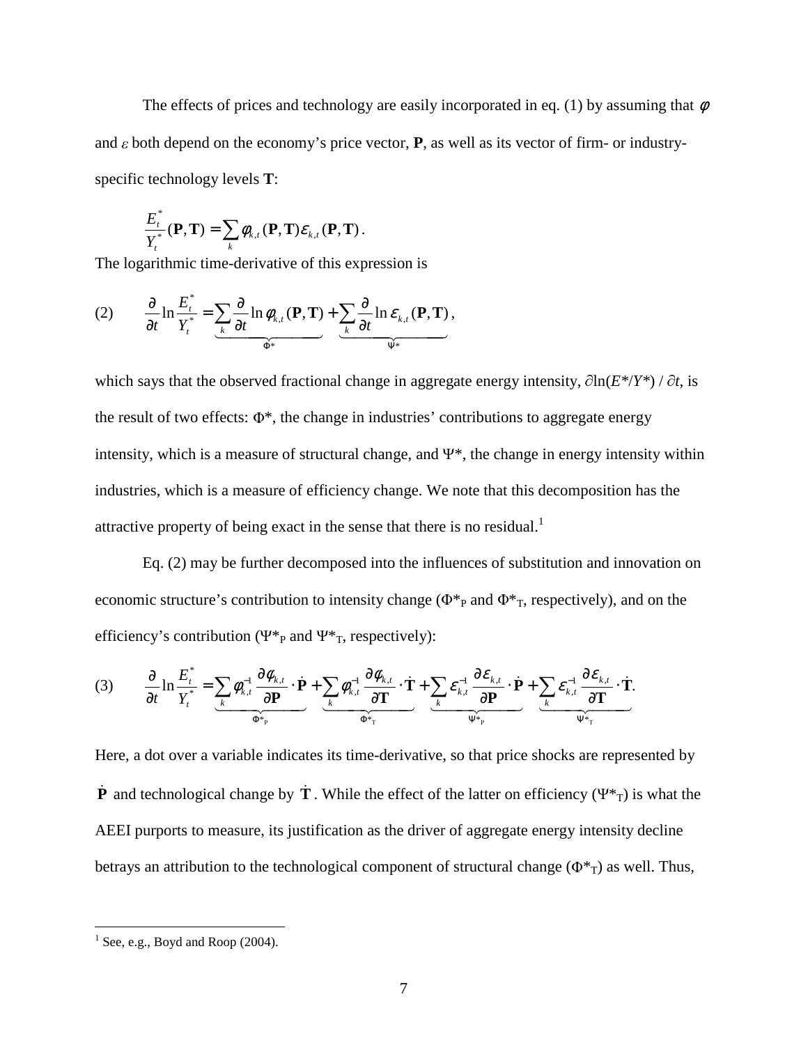The effects of prices and technology are easily incorporated in eq. (1) by assuming that $\phi$ and $\varepsilon$ both depend on the economy's price vector, **P**, as well as its vector of firm- or industry-specific technology levels **T**:

$$\frac{E_t^*}{Y_t^*}(\mathbf{P},\mathbf{T}) = \sum_k \phi_{k,t}(\mathbf{P},\mathbf{T})\varepsilon_{k,t}(\mathbf{P},\mathbf{T}).$$

The logarithmic time-derivative of this expression is

$$\text{(2)} \qquad \frac{\partial}{\partial t}\ln\frac{E_t^*}{Y_t^*} = \underbrace{\sum_k \frac{\partial}{\partial t}\ln\phi_{k,t}(\mathbf{P},\mathbf{T})}_{\Phi^*} + \underbrace{\sum_k \frac{\partial}{\partial t}\ln\varepsilon_{k,t}(\mathbf{P},\mathbf{T})}_{\Psi^*},$$

which says that the observed fractional change in aggregate energy intensity, $\partial\ln(E^*/Y^*) / \partial t$, is the result of two effects: $\Phi^*$, the change in industries' contributions to aggregate energy intensity, which is a measure of structural change, and $\Psi^*$, the change in energy intensity within industries, which is a measure of efficiency change. We note that this decomposition has the attractive property of being exact in the sense that there is no residual.[1]

Eq. (2) may be further decomposed into the influences of substitution and innovation on economic structure's contribution to intensity change ($\Phi^*_P$ and $\Phi^*_T$, respectively), and on the efficiency's contribution ($\Psi^*_P$ and $\Psi^*_T$, respectively):

$$\text{(3)} \qquad \frac{\partial}{\partial t}\ln\frac{E_t^*}{Y_t^*} = \underbrace{\sum_k \phi_{k,t}^{-1}\frac{\partial\phi_{k,t}}{\partial\mathbf{P}}\cdot\dot{\mathbf{P}}}_{\Phi^*_P} + \underbrace{\sum_k \phi_{k,t}^{-1}\frac{\partial\phi_{k,t}}{\partial\mathbf{T}}\cdot\dot{\mathbf{T}}}_{\Phi^*_T} + \underbrace{\sum_k \varepsilon_{k,t}^{-1}\frac{\partial\varepsilon_{k,t}}{\partial\mathbf{P}}\cdot\dot{\mathbf{P}}}_{\Psi^*_P} + \underbrace{\sum_k \varepsilon_{k,t}^{-1}\frac{\partial\varepsilon_{k,t}}{\partial\mathbf{T}}\cdot\dot{\mathbf{T}}}_{\Psi^*_T}.$$

Here, a dot over a variable indicates its time-derivative, so that price shocks are represented by $\dot{\mathbf{P}}$ and technological change by $\dot{\mathbf{T}}$. While the effect of the latter on efficiency ($\Psi^*_T$) is what the AEEI purports to measure, its justification as the driver of aggregate energy intensity decline betrays an attribution to the technological component of structural change ($\Phi^*_T$) as well. Thus,

[1] See, e.g., Boyd and Roop (2004).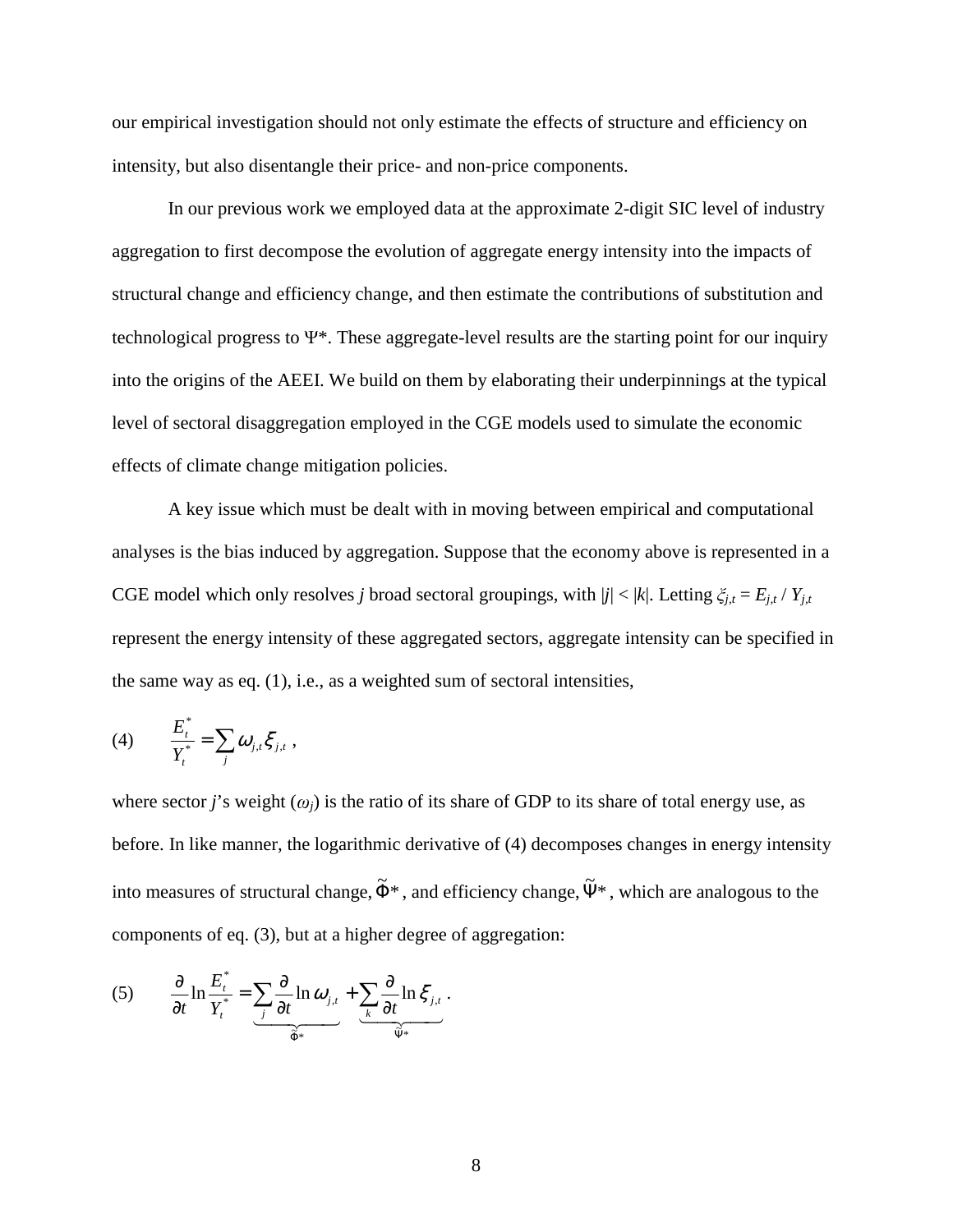our empirical investigation should not only estimate the effects of structure and efficiency on intensity, but also disentangle their price- and non-price components.

In our previous work we employed data at the approximate 2-digit SIC level of industry aggregation to first decompose the evolution of aggregate energy intensity into the impacts of structural change and efficiency change, and then estimate the contributions of substitution and technological progress to Ψ*. These aggregate-level results are the starting point for our inquiry into the origins of the AEEI. We build on them by elaborating their underpinnings at the typical level of sectoral disaggregation employed in the CGE models used to simulate the economic effects of climate change mitigation policies.

A key issue which must be dealt with in moving between empirical and computational analyses is the bias induced by aggregation. Suppose that the economy above is represented in a CGE model which only resolves *j* broad sectoral groupings, with $|j| < |k|$. Letting $\xi_{j,t} = E_{j,t} / Y_{j,t}$ represent the energy intensity of these aggregated sectors, aggregate intensity can be specified in the same way as eq. (1), i.e., as a weighted sum of sectoral intensities,

$$(4) \qquad \frac{E_t^*}{Y_t^*} = \sum_j \omega_{j,t} \xi_{j,t} \ ,$$

where sector *j*'s weight ($\omega_j$) is the ratio of its share of GDP to its share of total energy use, as before. In like manner, the logarithmic derivative of (4) decomposes changes in energy intensity into measures of structural change, $\tilde{\Phi}*$, and efficiency change, $\tilde{\Psi}*$, which are analogous to the components of eq. (3), but at a higher degree of aggregation:

$$(5) \qquad \frac{\partial}{\partial t} \ln \frac{E_t^*}{Y_t^*} = \underbrace{\sum_j \frac{\partial}{\partial t} \ln \omega_{j,t}}_{\tilde{\Phi}*} + \underbrace{\sum_k \frac{\partial}{\partial t} \ln \xi_{j,t}}_{\tilde{\Psi}*} \ .$$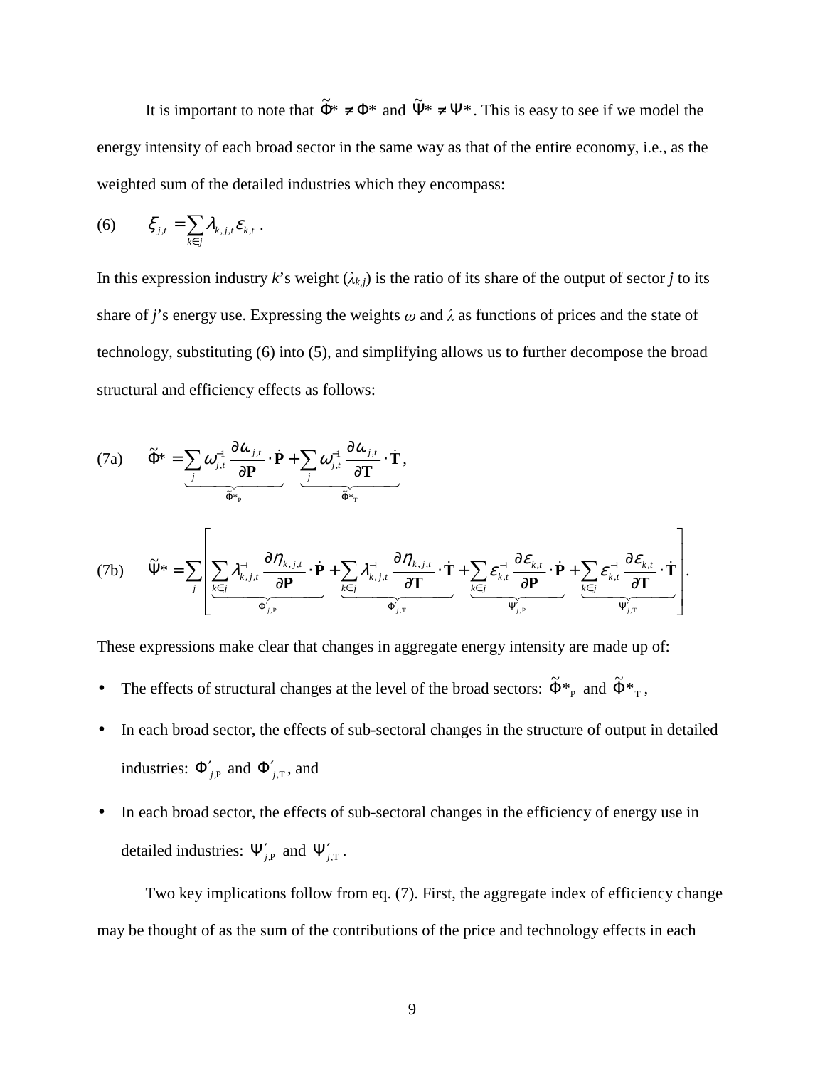It is important to note that $\tilde{\Phi}^* \neq \Phi^*$ and $\tilde{\Psi}^* \neq \Psi^*$. This is easy to see if we model the energy intensity of each broad sector in the same way as that of the entire economy, i.e., as the weighted sum of the detailed industries which they encompass:

$$\text{(6)} \qquad \xi_{j,t} = \sum_{k \in j} \lambda_{k,j,t} \varepsilon_{k,t} \,.$$

In this expression industry $k$'s weight ($\lambda_{k,j}$) is the ratio of its share of the output of sector $j$ to its share of $j$'s energy use. Expressing the weights $\omega$ and $\lambda$ as functions of prices and the state of technology, substituting (6) into (5), and simplifying allows us to further decompose the broad structural and efficiency effects as follows:

$$\text{(7a)} \qquad \tilde{\Phi}^* = \underbrace{\sum_j \omega_{j,t}^{-1} \frac{\partial \omega_{j,t}}{\partial \mathbf{P}} \cdot \dot{\mathbf{P}}}_{\tilde{\Phi}^*_{\mathrm{P}}} + \underbrace{\sum_j \omega_{j,t}^{-1} \frac{\partial \omega_{j,t}}{\partial \mathbf{T}} \cdot \dot{\mathbf{T}}}_{\tilde{\Phi}^*_{\mathrm{T}}},$$

$$\text{(7b)} \qquad \tilde{\Psi}^* = \sum_j \left[ \underbrace{\sum_{k \in j} \lambda_{k,j,t}^{-1} \frac{\partial \eta_{k,j,t}}{\partial \mathbf{P}} \cdot \dot{\mathbf{P}}}_{\Phi'_{j,\mathrm{P}}} + \underbrace{\sum_{k \in j} \lambda_{k,j,t}^{-1} \frac{\partial \eta_{k,j,t}}{\partial \mathbf{T}} \cdot \dot{\mathbf{T}}}_{\Phi'_{j,\mathrm{T}}} + \underbrace{\sum_{k \in j} \varepsilon_{k,t}^{-1} \frac{\partial \varepsilon_{k,t}}{\partial \mathbf{P}} \cdot \dot{\mathbf{P}}}_{\Psi'_{j,\mathrm{P}}} + \underbrace{\sum_{k \in j} \varepsilon_{k,t}^{-1} \frac{\partial \varepsilon_{k,t}}{\partial \mathbf{T}} \cdot \dot{\mathbf{T}}}_{\Psi'_{j,\mathrm{T}}} \right].$$

These expressions make clear that changes in aggregate energy intensity are made up of:

- The effects of structural changes at the level of the broad sectors: $\tilde{\Phi}^*_{\mathrm{P}}$ and $\tilde{\Phi}^*_{\mathrm{T}}$,
- In each broad sector, the effects of sub-sectoral changes in the structure of output in detailed industries: $\Phi'_{j,\mathrm{P}}$ and $\Phi'_{j,\mathrm{T}}$, and
- In each broad sector, the effects of sub-sectoral changes in the efficiency of energy use in detailed industries: $\Psi'_{j,\mathrm{P}}$ and $\Psi'_{j,\mathrm{T}}$.

Two key implications follow from eq. (7). First, the aggregate index of efficiency change may be thought of as the sum of the contributions of the price and technology effects in each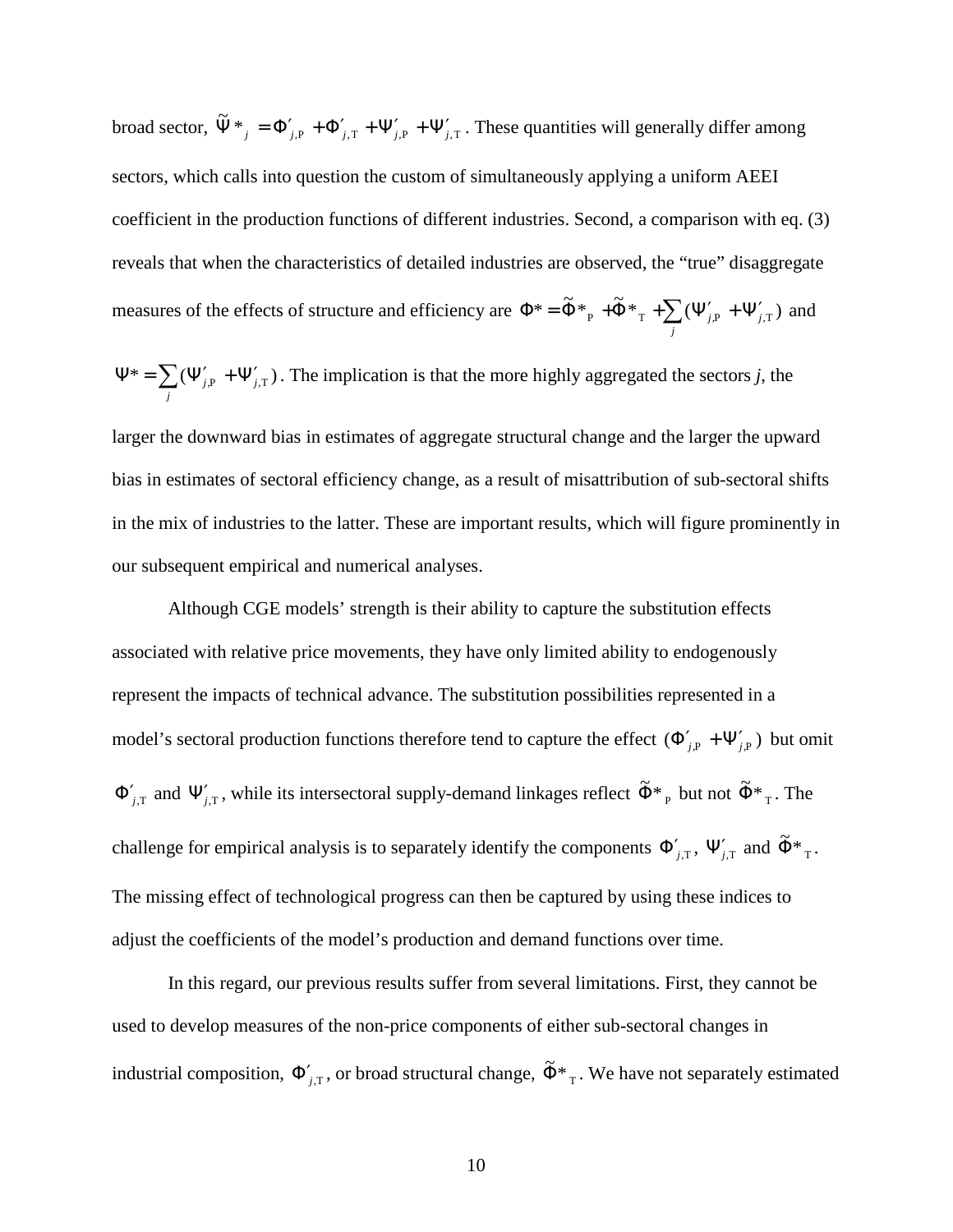broad sector, $\tilde{\Psi}*_j = \Phi'_{j,\mathrm{P}} + \Phi'_{j,\mathrm{T}} + \Psi'_{j,\mathrm{P}} + \Psi'_{j,\mathrm{T}}$. These quantities will generally differ among sectors, which calls into question the custom of simultaneously applying a uniform AEEI coefficient in the production functions of different industries. Second, a comparison with eq. (3) reveals that when the characteristics of detailed industries are observed, the "true" disaggregate measures of the effects of structure and efficiency are $\Phi* = \tilde{\Phi}*_\mathrm{P} + \tilde{\Phi}*_\mathrm{T} + \sum_j (\Psi'_{j,\mathrm{P}} + \Psi'_{j,\mathrm{T}})$ and $\Psi* = \sum_j (\Psi'_{j,\mathrm{P}} + \Psi'_{j,\mathrm{T}})$. The implication is that the more highly aggregated the sectors *j*, the larger the downward bias in estimates of aggregate structural change and the larger the upward bias in estimates of sectoral efficiency change, as a result of misattribution of sub-sectoral shifts in the mix of industries to the latter. These are important results, which will figure prominently in our subsequent empirical and numerical analyses.

Although CGE models' strength is their ability to capture the substitution effects associated with relative price movements, they have only limited ability to endogenously represent the impacts of technical advance. The substitution possibilities represented in a model's sectoral production functions therefore tend to capture the effect $(\Phi'_{j,\mathrm{P}} + \Psi'_{j,\mathrm{P}})$ but omit $\Phi'_{j,\mathrm{T}}$ and $\Psi'_{j,\mathrm{T}}$, while its intersectoral supply-demand linkages reflect $\tilde{\Phi}*_\mathrm{P}$ but not $\tilde{\Phi}*_\mathrm{T}$. The challenge for empirical analysis is to separately identify the components $\Phi'_{j,\mathrm{T}}$, $\Psi'_{j,\mathrm{T}}$ and $\tilde{\Phi}*_\mathrm{T}$. The missing effect of technological progress can then be captured by using these indices to adjust the coefficients of the model's production and demand functions over time.

In this regard, our previous results suffer from several limitations. First, they cannot be used to develop measures of the non-price components of either sub-sectoral changes in industrial composition, $\Phi'_{j,\mathrm{T}}$, or broad structural change, $\tilde{\Phi}*_\mathrm{T}$. We have not separately estimated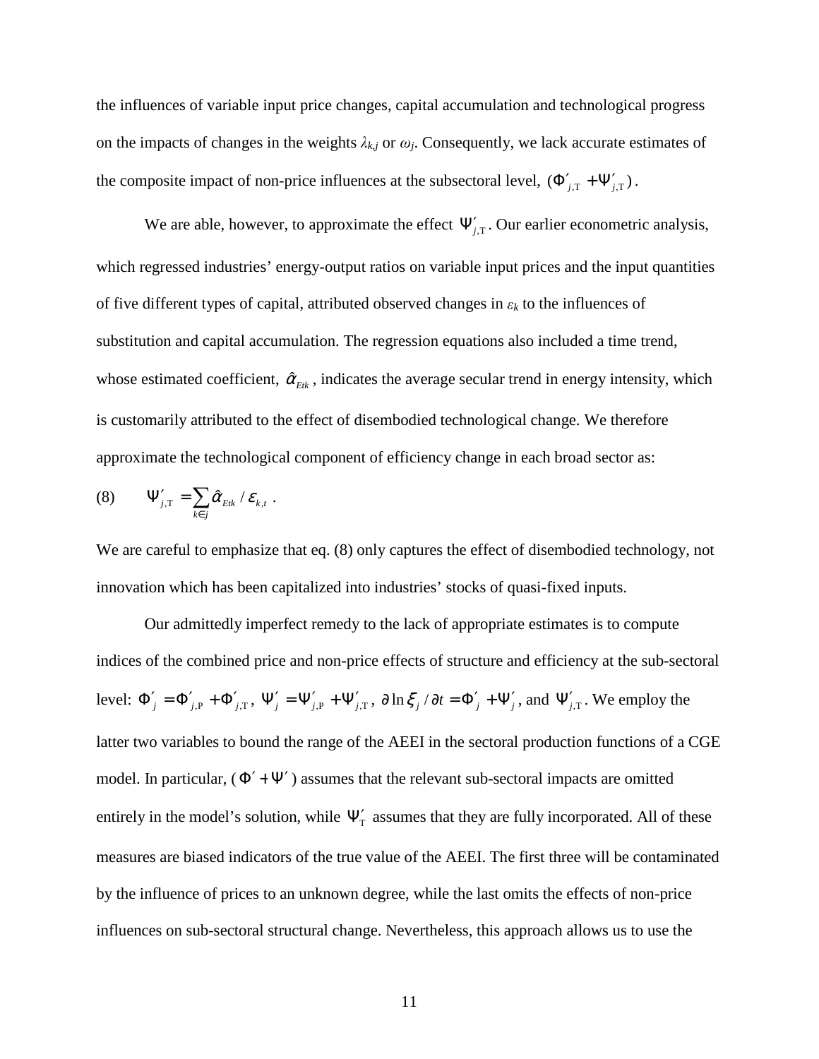the influences of variable input price changes, capital accumulation and technological progress on the impacts of changes in the weights $\lambda_{k,j}$ or $\omega_j$. Consequently, we lack accurate estimates of the composite impact of non-price influences at the subsectoral level, $(\Phi'_{j,\mathrm{T}} + \Psi'_{j,\mathrm{T}})$.

We are able, however, to approximate the effect $\Psi'_{j,\mathrm{T}}$. Our earlier econometric analysis, which regressed industries' energy-output ratios on variable input prices and the input quantities of five different types of capital, attributed observed changes in $\varepsilon_k$ to the influences of substitution and capital accumulation. The regression equations also included a time trend, whose estimated coefficient, $\hat{\alpha}_{Etk}$, indicates the average secular trend in energy intensity, which is customarily attributed to the effect of disembodied technological change. We therefore approximate the technological component of efficiency change in each broad sector as:

$$(8) \qquad \Psi'_{j,\mathrm{T}} = \sum_{k \in j} \hat{\alpha}_{Etk} / \varepsilon_{k,t} \ .$$

We are careful to emphasize that eq. (8) only captures the effect of disembodied technology, not innovation which has been capitalized into industries' stocks of quasi-fixed inputs.

Our admittedly imperfect remedy to the lack of appropriate estimates is to compute indices of the combined price and non-price effects of structure and efficiency at the sub-sectoral level: $\Phi'_j = \Phi'_{j,\mathrm{P}} + \Phi'_{j,\mathrm{T}}$, $\Psi'_j = \Psi'_{j,\mathrm{P}} + \Psi'_{j,\mathrm{T}}$, $\partial \ln \xi_j / \partial t = \Phi'_j + \Psi'_j$, and $\Psi'_{j,\mathrm{T}}$. We employ the latter two variables to bound the range of the AEEI in the sectoral production functions of a CGE model. In particular, $(\Phi' + \Psi')$ assumes that the relevant sub-sectoral impacts are omitted entirely in the model's solution, while $\Psi'_{\mathrm{T}}$ assumes that they are fully incorporated. All of these measures are biased indicators of the true value of the AEEI. The first three will be contaminated by the influence of prices to an unknown degree, while the last omits the effects of non-price influences on sub-sectoral structural change. Nevertheless, this approach allows us to use the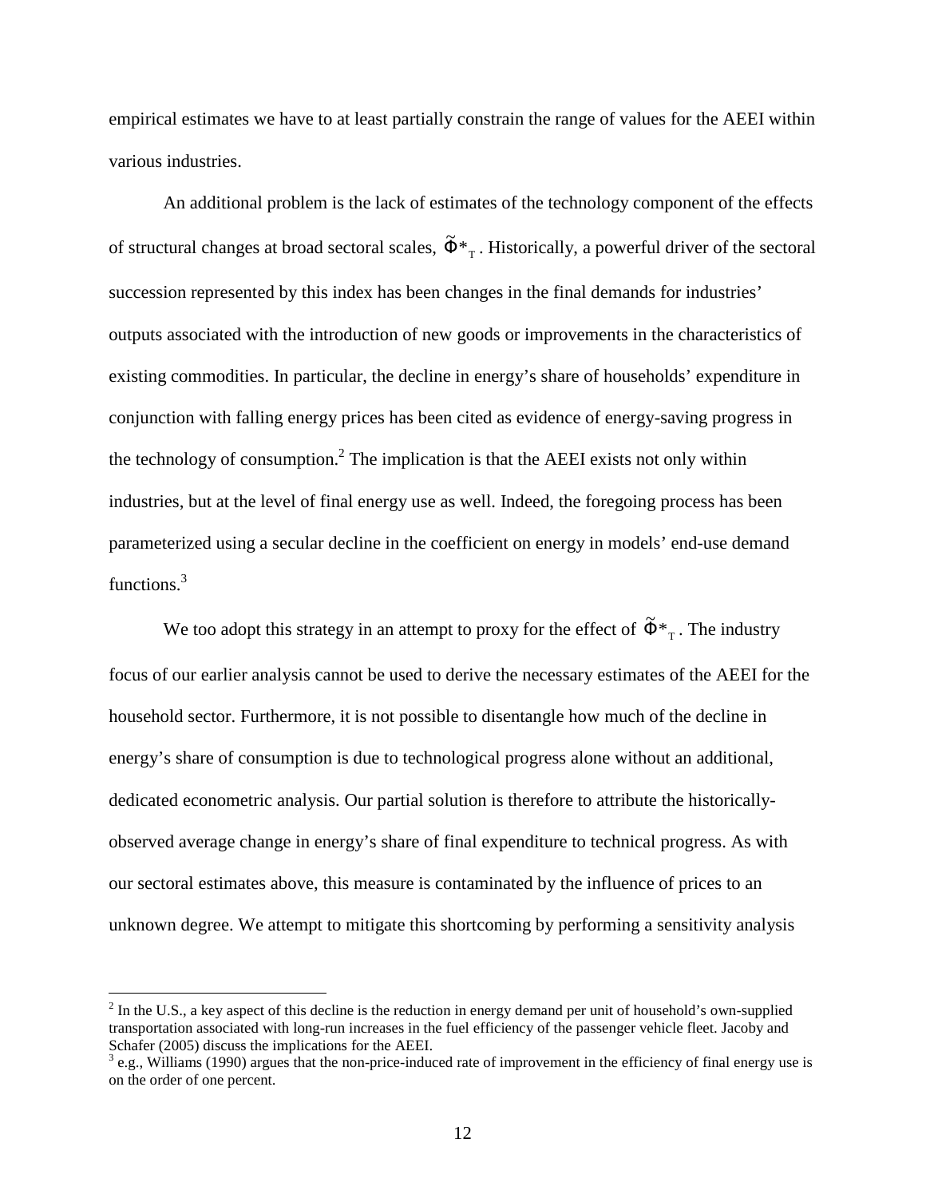empirical estimates we have to at least partially constrain the range of values for the AEEI within various industries.

An additional problem is the lack of estimates of the technology component of the effects of structural changes at broad sectoral scales, $\tilde{\Phi}*_{T}$. Historically, a powerful driver of the sectoral succession represented by this index has been changes in the final demands for industries' outputs associated with the introduction of new goods or improvements in the characteristics of existing commodities. In particular, the decline in energy's share of households' expenditure in conjunction with falling energy prices has been cited as evidence of energy-saving progress in the technology of consumption.[2] The implication is that the AEEI exists not only within industries, but at the level of final energy use as well. Indeed, the foregoing process has been parameterized using a secular decline in the coefficient on energy in models' end-use demand functions.[3]

We too adopt this strategy in an attempt to proxy for the effect of $\tilde{\Phi}*_{T}$. The industry focus of our earlier analysis cannot be used to derive the necessary estimates of the AEEI for the household sector. Furthermore, it is not possible to disentangle how much of the decline in energy's share of consumption is due to technological progress alone without an additional, dedicated econometric analysis. Our partial solution is therefore to attribute the historically-observed average change in energy's share of final expenditure to technical progress. As with our sectoral estimates above, this measure is contaminated by the influence of prices to an unknown degree. We attempt to mitigate this shortcoming by performing a sensitivity analysis

---

[2] In the U.S., a key aspect of this decline is the reduction in energy demand per unit of household's own-supplied transportation associated with long-run increases in the fuel efficiency of the passenger vehicle fleet. Jacoby and Schafer (2005) discuss the implications for the AEEI.

[3] e.g., Williams (1990) argues that the non-price-induced rate of improvement in the efficiency of final energy use is on the order of one percent.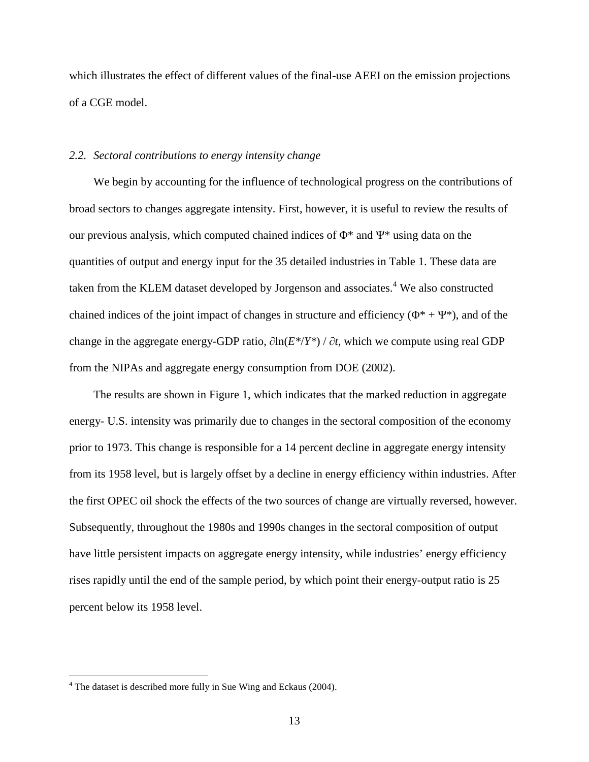which illustrates the effect of different values of the final-use AEEI on the emission projections of a CGE model.

### *2.2. Sectoral contributions to energy intensity change*

We begin by accounting for the influence of technological progress on the contributions of broad sectors to changes aggregate intensity. First, however, it is useful to review the results of our previous analysis, which computed chained indices of $\Phi^*$ and $\Psi^*$ using data on the quantities of output and energy input for the 35 detailed industries in Table 1. These data are taken from the KLEM dataset developed by Jorgenson and associates.[4] We also constructed chained indices of the joint impact of changes in structure and efficiency ($\Phi^* + \Psi^*$), and of the change in the aggregate energy-GDP ratio, $\partial \ln(E^*/Y^*) / \partial t$, which we compute using real GDP from the NIPAs and aggregate energy consumption from DOE (2002).

The results are shown in Figure 1, which indicates that the marked reduction in aggregate energy- U.S. intensity was primarily due to changes in the sectoral composition of the economy prior to 1973. This change is responsible for a 14 percent decline in aggregate energy intensity from its 1958 level, but is largely offset by a decline in energy efficiency within industries. After the first OPEC oil shock the effects of the two sources of change are virtually reversed, however. Subsequently, throughout the 1980s and 1990s changes in the sectoral composition of output have little persistent impacts on aggregate energy intensity, while industries' energy efficiency rises rapidly until the end of the sample period, by which point their energy-output ratio is 25 percent below its 1958 level.

[4] The dataset is described more fully in Sue Wing and Eckaus (2004).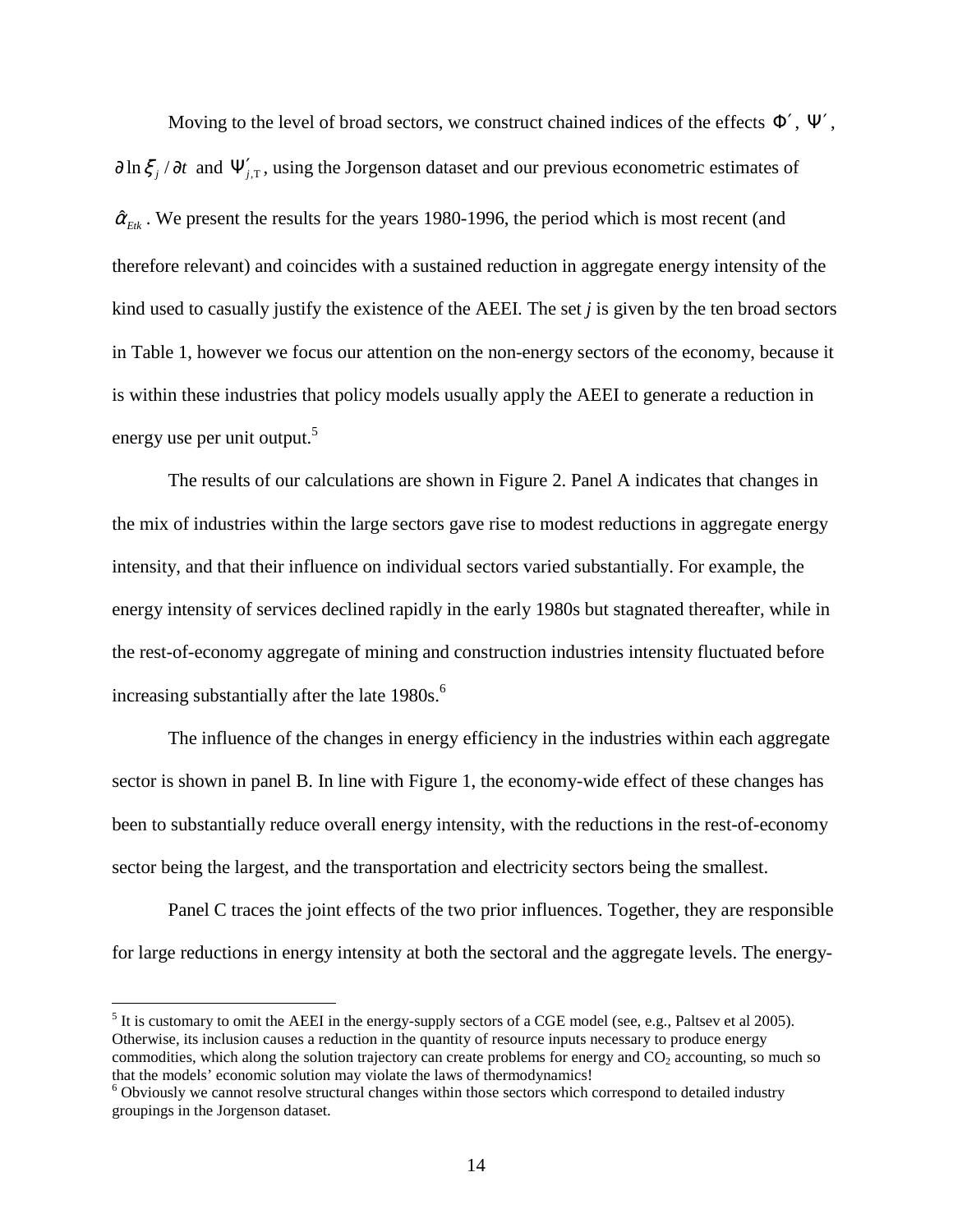Moving to the level of broad sectors, we construct chained indices of the effects $\Phi'$, $\Psi'$, $\partial \ln \xi_j / \partial t$ and $\Psi'_{j,\mathrm{T}}$, using the Jorgenson dataset and our previous econometric estimates of $\hat{\alpha}_{Etk}$. We present the results for the years 1980-1996, the period which is most recent (and therefore relevant) and coincides with a sustained reduction in aggregate energy intensity of the kind used to casually justify the existence of the AEEI. The set *j* is given by the ten broad sectors in Table 1, however we focus our attention on the non-energy sectors of the economy, because it is within these industries that policy models usually apply the AEEI to generate a reduction in energy use per unit output.[5]

The results of our calculations are shown in Figure 2. Panel A indicates that changes in the mix of industries within the large sectors gave rise to modest reductions in aggregate energy intensity, and that their influence on individual sectors varied substantially. For example, the energy intensity of services declined rapidly in the early 1980s but stagnated thereafter, while in the rest-of-economy aggregate of mining and construction industries intensity fluctuated before increasing substantially after the late 1980s.[6]

The influence of the changes in energy efficiency in the industries within each aggregate sector is shown in panel B. In line with Figure 1, the economy-wide effect of these changes has been to substantially reduce overall energy intensity, with the reductions in the rest-of-economy sector being the largest, and the transportation and electricity sectors being the smallest.

Panel C traces the joint effects of the two prior influences. Together, they are responsible for large reductions in energy intensity at both the sectoral and the aggregate levels. The energy-

---

[5] It is customary to omit the AEEI in the energy-supply sectors of a CGE model (see, e.g., Paltsev et al 2005). Otherwise, its inclusion causes a reduction in the quantity of resource inputs necessary to produce energy commodities, which along the solution trajectory can create problems for energy and $CO_2$ accounting, so much so that the models' economic solution may violate the laws of thermodynamics!

[6] Obviously we cannot resolve structural changes within those sectors which correspond to detailed industry groupings in the Jorgenson dataset.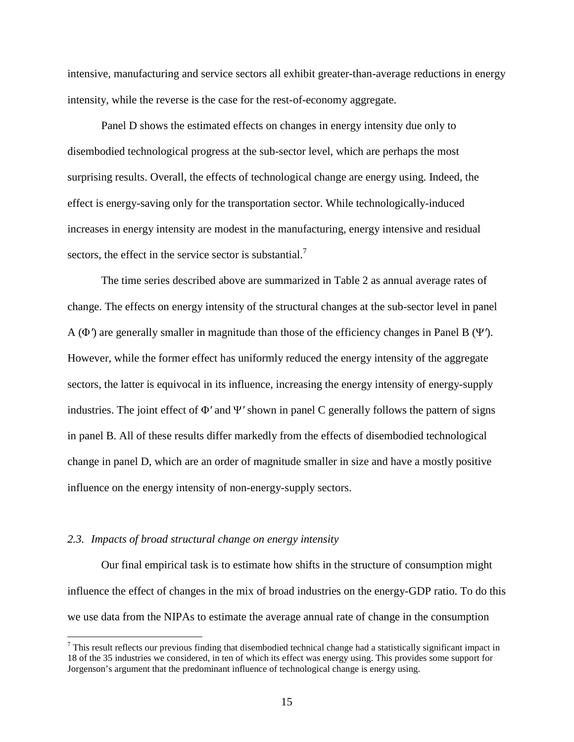intensive, manufacturing and service sectors all exhibit greater-than-average reductions in energy intensity, while the reverse is the case for the rest-of-economy aggregate.

Panel D shows the estimated effects on changes in energy intensity due only to disembodied technological progress at the sub-sector level, which are perhaps the most surprising results. Overall, the effects of technological change are energy using. Indeed, the effect is energy-saving only for the transportation sector. While technologically-induced increases in energy intensity are modest in the manufacturing, energy intensive and residual sectors, the effect in the service sector is substantial.[7]

The time series described above are summarized in Table 2 as annual average rates of change. The effects on energy intensity of the structural changes at the sub-sector level in panel A ($\Phi'$) are generally smaller in magnitude than those of the efficiency changes in Panel B ($\Psi'$). However, while the former effect has uniformly reduced the energy intensity of the aggregate sectors, the latter is equivocal in its influence, increasing the energy intensity of energy-supply industries. The joint effect of $\Phi'$ and $\Psi'$ shown in panel C generally follows the pattern of signs in panel B. All of these results differ markedly from the effects of disembodied technological change in panel D, which are an order of magnitude smaller in size and have a mostly positive influence on the energy intensity of non-energy-supply sectors.

### *2.3. Impacts of broad structural change on energy intensity*

Our final empirical task is to estimate how shifts in the structure of consumption might influence the effect of changes in the mix of broad industries on the energy-GDP ratio. To do this we use data from the NIPAs to estimate the average annual rate of change in the consumption

[7] This result reflects our previous finding that disembodied technical change had a statistically significant impact in 18 of the 35 industries we considered, in ten of which its effect was energy using. This provides some support for Jorgenson's argument that the predominant influence of technological change is energy using.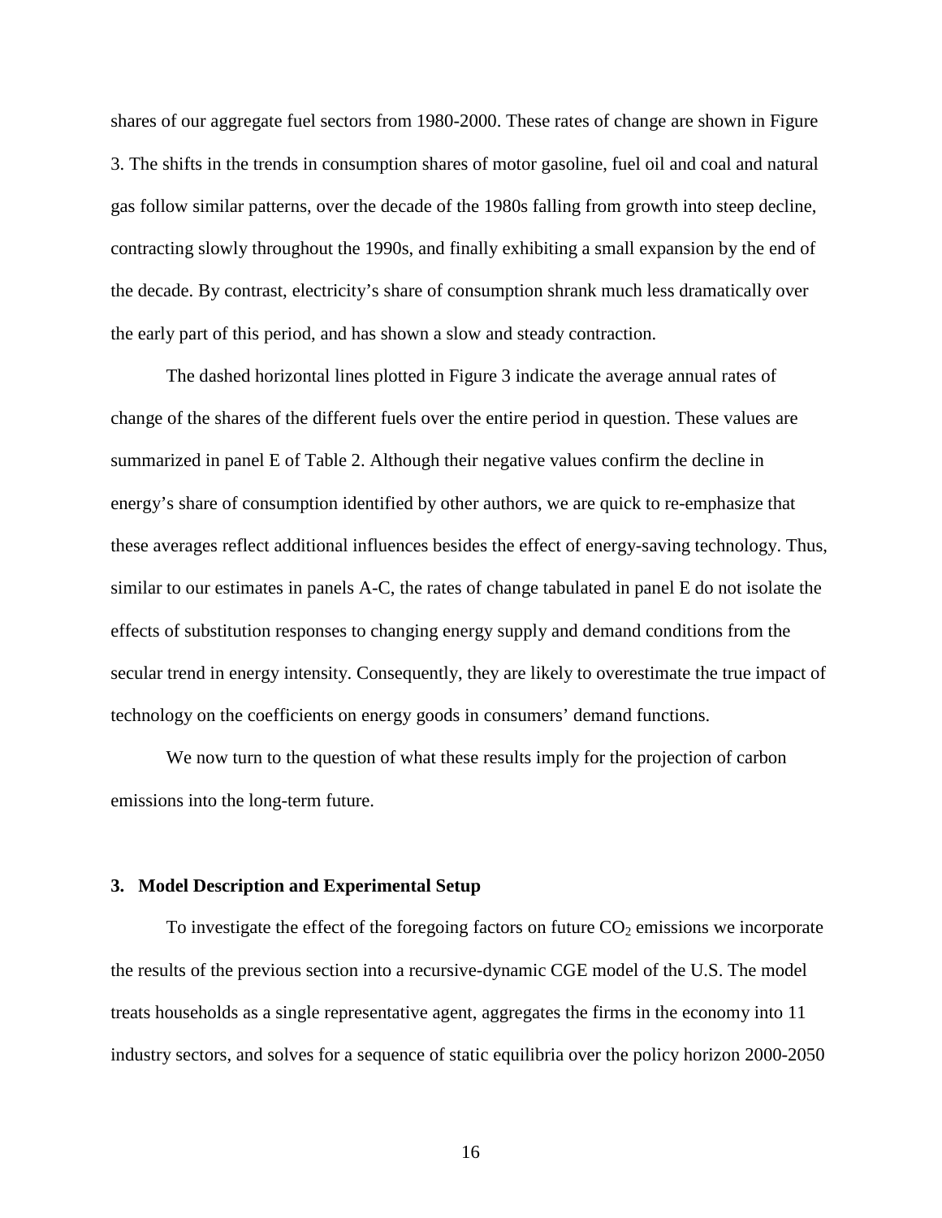shares of our aggregate fuel sectors from 1980-2000. These rates of change are shown in Figure 3. The shifts in the trends in consumption shares of motor gasoline, fuel oil and coal and natural gas follow similar patterns, over the decade of the 1980s falling from growth into steep decline, contracting slowly throughout the 1990s, and finally exhibiting a small expansion by the end of the decade. By contrast, electricity's share of consumption shrank much less dramatically over the early part of this period, and has shown a slow and steady contraction.

The dashed horizontal lines plotted in Figure 3 indicate the average annual rates of change of the shares of the different fuels over the entire period in question. These values are summarized in panel E of Table 2. Although their negative values confirm the decline in energy's share of consumption identified by other authors, we are quick to re-emphasize that these averages reflect additional influences besides the effect of energy-saving technology. Thus, similar to our estimates in panels A-C, the rates of change tabulated in panel E do not isolate the effects of substitution responses to changing energy supply and demand conditions from the secular trend in energy intensity. Consequently, they are likely to overestimate the true impact of technology on the coefficients on energy goods in consumers' demand functions.

We now turn to the question of what these results imply for the projection of carbon emissions into the long-term future.

### 3. Model Description and Experimental Setup

To investigate the effect of the foregoing factors on future $CO_2$ emissions we incorporate the results of the previous section into a recursive-dynamic CGE model of the U.S. The model treats households as a single representative agent, aggregates the firms in the economy into 11 industry sectors, and solves for a sequence of static equilibria over the policy horizon 2000-2050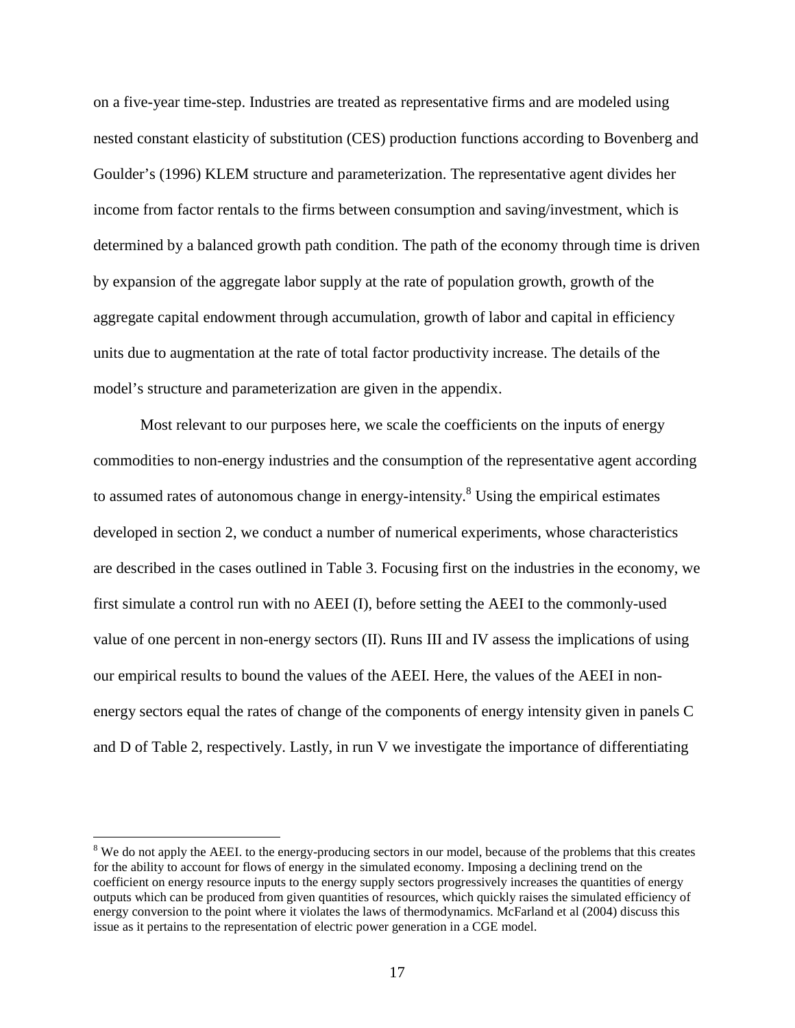on a five-year time-step. Industries are treated as representative firms and are modeled using nested constant elasticity of substitution (CES) production functions according to Bovenberg and Goulder's (1996) KLEM structure and parameterization. The representative agent divides her income from factor rentals to the firms between consumption and saving/investment, which is determined by a balanced growth path condition. The path of the economy through time is driven by expansion of the aggregate labor supply at the rate of population growth, growth of the aggregate capital endowment through accumulation, growth of labor and capital in efficiency units due to augmentation at the rate of total factor productivity increase. The details of the model's structure and parameterization are given in the appendix.

Most relevant to our purposes here, we scale the coefficients on the inputs of energy commodities to non-energy industries and the consumption of the representative agent according to assumed rates of autonomous change in energy-intensity.[8] Using the empirical estimates developed in section 2, we conduct a number of numerical experiments, whose characteristics are described in the cases outlined in Table 3. Focusing first on the industries in the economy, we first simulate a control run with no AEEI (I), before setting the AEEI to the commonly-used value of one percent in non-energy sectors (II). Runs III and IV assess the implications of using our empirical results to bound the values of the AEEI. Here, the values of the AEEI in non-energy sectors equal the rates of change of the components of energy intensity given in panels C and D of Table 2, respectively. Lastly, in run V we investigate the importance of differentiating

---

[8] We do not apply the AEEI. to the energy-producing sectors in our model, because of the problems that this creates for the ability to account for flows of energy in the simulated economy. Imposing a declining trend on the coefficient on energy resource inputs to the energy supply sectors progressively increases the quantities of energy outputs which can be produced from given quantities of resources, which quickly raises the simulated efficiency of energy conversion to the point where it violates the laws of thermodynamics. McFarland et al (2004) discuss this issue as it pertains to the representation of electric power generation in a CGE model.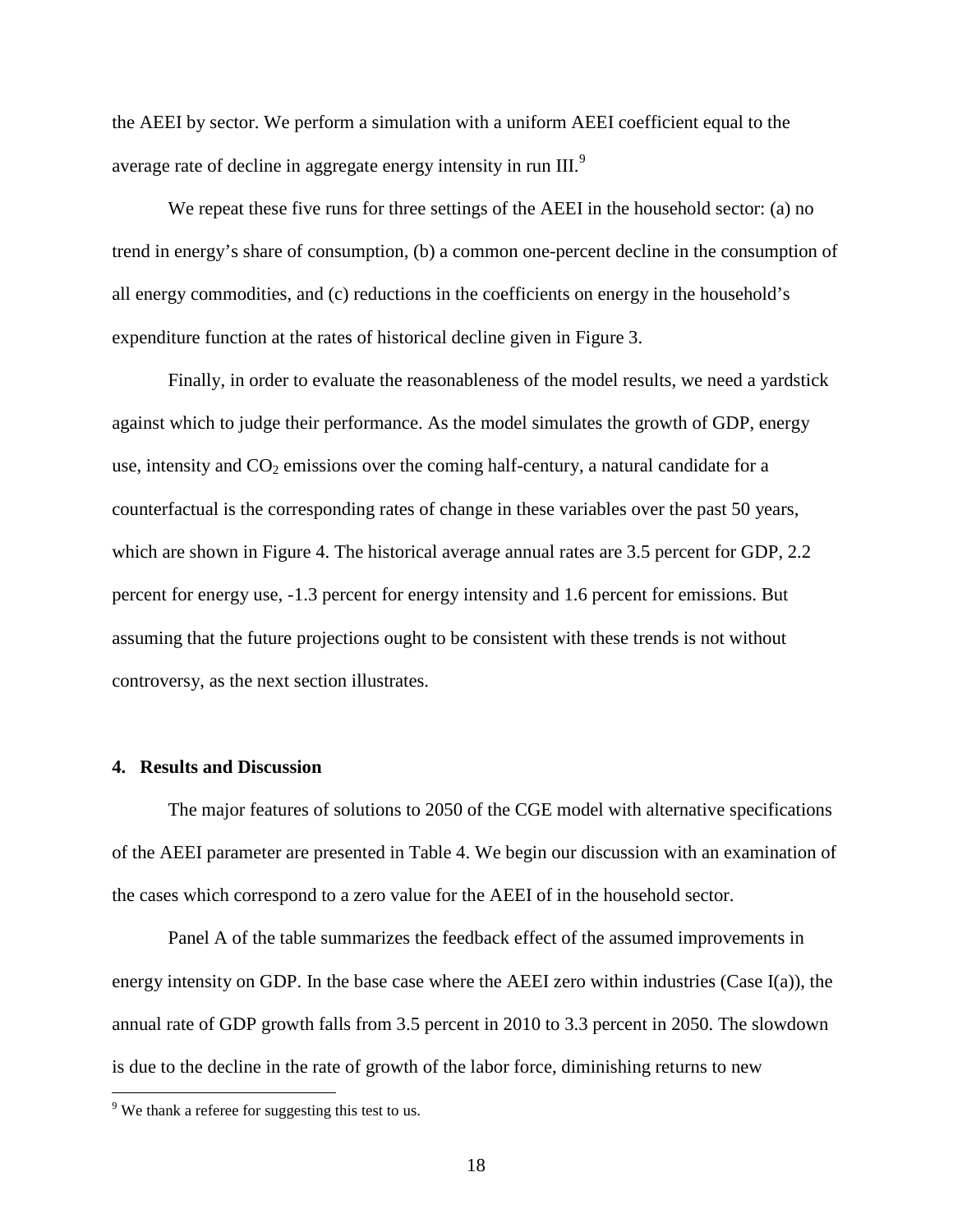the AEEI by sector. We perform a simulation with a uniform AEEI coefficient equal to the average rate of decline in aggregate energy intensity in run III.[9]

We repeat these five runs for three settings of the AEEI in the household sector: (a) no trend in energy's share of consumption, (b) a common one-percent decline in the consumption of all energy commodities, and (c) reductions in the coefficients on energy in the household's expenditure function at the rates of historical decline given in Figure 3.

Finally, in order to evaluate the reasonableness of the model results, we need a yardstick against which to judge their performance. As the model simulates the growth of GDP, energy use, intensity and $CO_2$ emissions over the coming half-century, a natural candidate for a counterfactual is the corresponding rates of change in these variables over the past 50 years, which are shown in Figure 4. The historical average annual rates are 3.5 percent for GDP, 2.2 percent for energy use, -1.3 percent for energy intensity and 1.6 percent for emissions. But assuming that the future projections ought to be consistent with these trends is not without controversy, as the next section illustrates.

## 4. Results and Discussion

The major features of solutions to 2050 of the CGE model with alternative specifications of the AEEI parameter are presented in Table 4. We begin our discussion with an examination of the cases which correspond to a zero value for the AEEI of in the household sector.

Panel A of the table summarizes the feedback effect of the assumed improvements in energy intensity on GDP. In the base case where the AEEI zero within industries (Case I(a)), the annual rate of GDP growth falls from 3.5 percent in 2010 to 3.3 percent in 2050. The slowdown is due to the decline in the rate of growth of the labor force, diminishing returns to new

[9] We thank a referee for suggesting this test to us.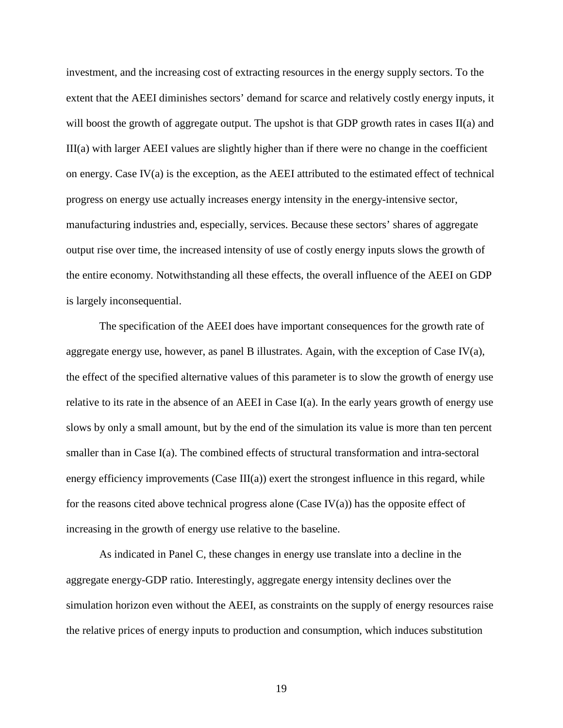investment, and the increasing cost of extracting resources in the energy supply sectors. To the extent that the AEEI diminishes sectors' demand for scarce and relatively costly energy inputs, it will boost the growth of aggregate output. The upshot is that GDP growth rates in cases II(a) and III(a) with larger AEEI values are slightly higher than if there were no change in the coefficient on energy. Case IV(a) is the exception, as the AEEI attributed to the estimated effect of technical progress on energy use actually increases energy intensity in the energy-intensive sector, manufacturing industries and, especially, services. Because these sectors' shares of aggregate output rise over time, the increased intensity of use of costly energy inputs slows the growth of the entire economy. Notwithstanding all these effects, the overall influence of the AEEI on GDP is largely inconsequential.

The specification of the AEEI does have important consequences for the growth rate of aggregate energy use, however, as panel B illustrates. Again, with the exception of Case IV(a), the effect of the specified alternative values of this parameter is to slow the growth of energy use relative to its rate in the absence of an AEEI in Case I(a). In the early years growth of energy use slows by only a small amount, but by the end of the simulation its value is more than ten percent smaller than in Case I(a). The combined effects of structural transformation and intra-sectoral energy efficiency improvements (Case III(a)) exert the strongest influence in this regard, while for the reasons cited above technical progress alone (Case IV(a)) has the opposite effect of increasing in the growth of energy use relative to the baseline.

As indicated in Panel C, these changes in energy use translate into a decline in the aggregate energy-GDP ratio. Interestingly, aggregate energy intensity declines over the simulation horizon even without the AEEI, as constraints on the supply of energy resources raise the relative prices of energy inputs to production and consumption, which induces substitution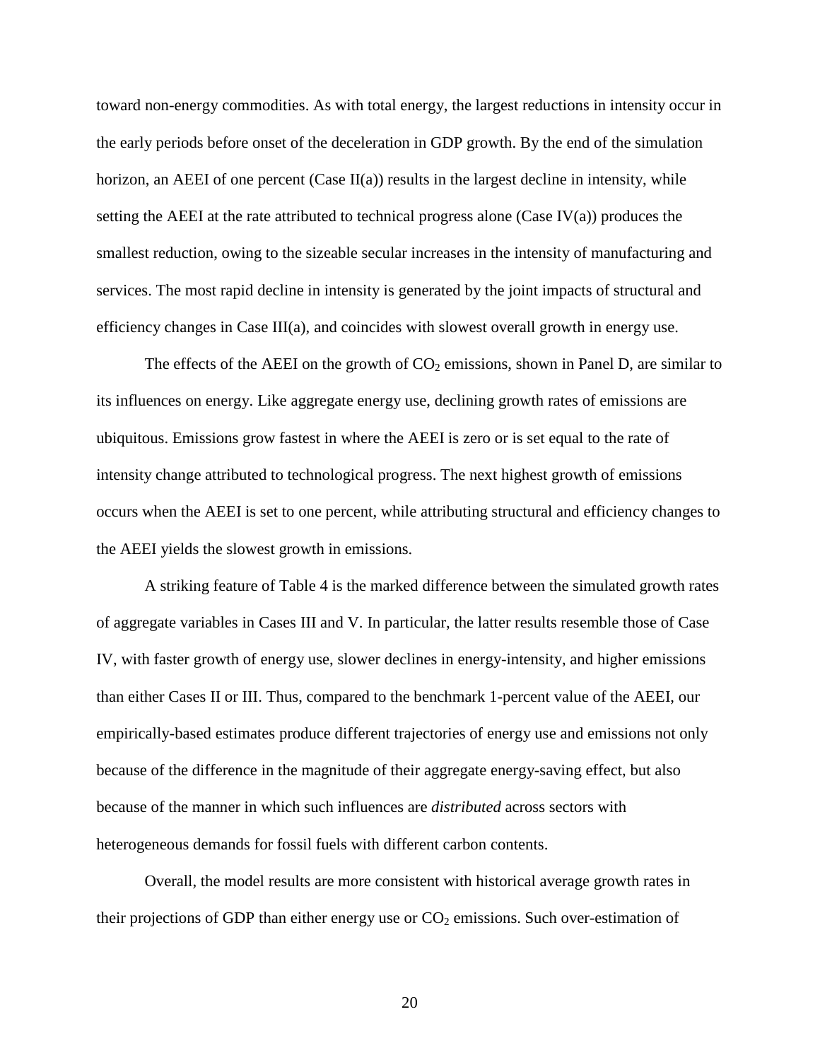toward non-energy commodities. As with total energy, the largest reductions in intensity occur in the early periods before onset of the deceleration in GDP growth. By the end of the simulation horizon, an AEEI of one percent (Case II(a)) results in the largest decline in intensity, while setting the AEEI at the rate attributed to technical progress alone (Case IV(a)) produces the smallest reduction, owing to the sizeable secular increases in the intensity of manufacturing and services. The most rapid decline in intensity is generated by the joint impacts of structural and efficiency changes in Case III(a), and coincides with slowest overall growth in energy use.

The effects of the AEEI on the growth of $CO_2$ emissions, shown in Panel D, are similar to its influences on energy. Like aggregate energy use, declining growth rates of emissions are ubiquitous. Emissions grow fastest in where the AEEI is zero or is set equal to the rate of intensity change attributed to technological progress. The next highest growth of emissions occurs when the AEEI is set to one percent, while attributing structural and efficiency changes to the AEEI yields the slowest growth in emissions.

A striking feature of Table 4 is the marked difference between the simulated growth rates of aggregate variables in Cases III and V. In particular, the latter results resemble those of Case IV, with faster growth of energy use, slower declines in energy-intensity, and higher emissions than either Cases II or III. Thus, compared to the benchmark 1-percent value of the AEEI, our empirically-based estimates produce different trajectories of energy use and emissions not only because of the difference in the magnitude of their aggregate energy-saving effect, but also because of the manner in which such influences are *distributed* across sectors with heterogeneous demands for fossil fuels with different carbon contents.

Overall, the model results are more consistent with historical average growth rates in their projections of GDP than either energy use or $CO_2$ emissions. Such over-estimation of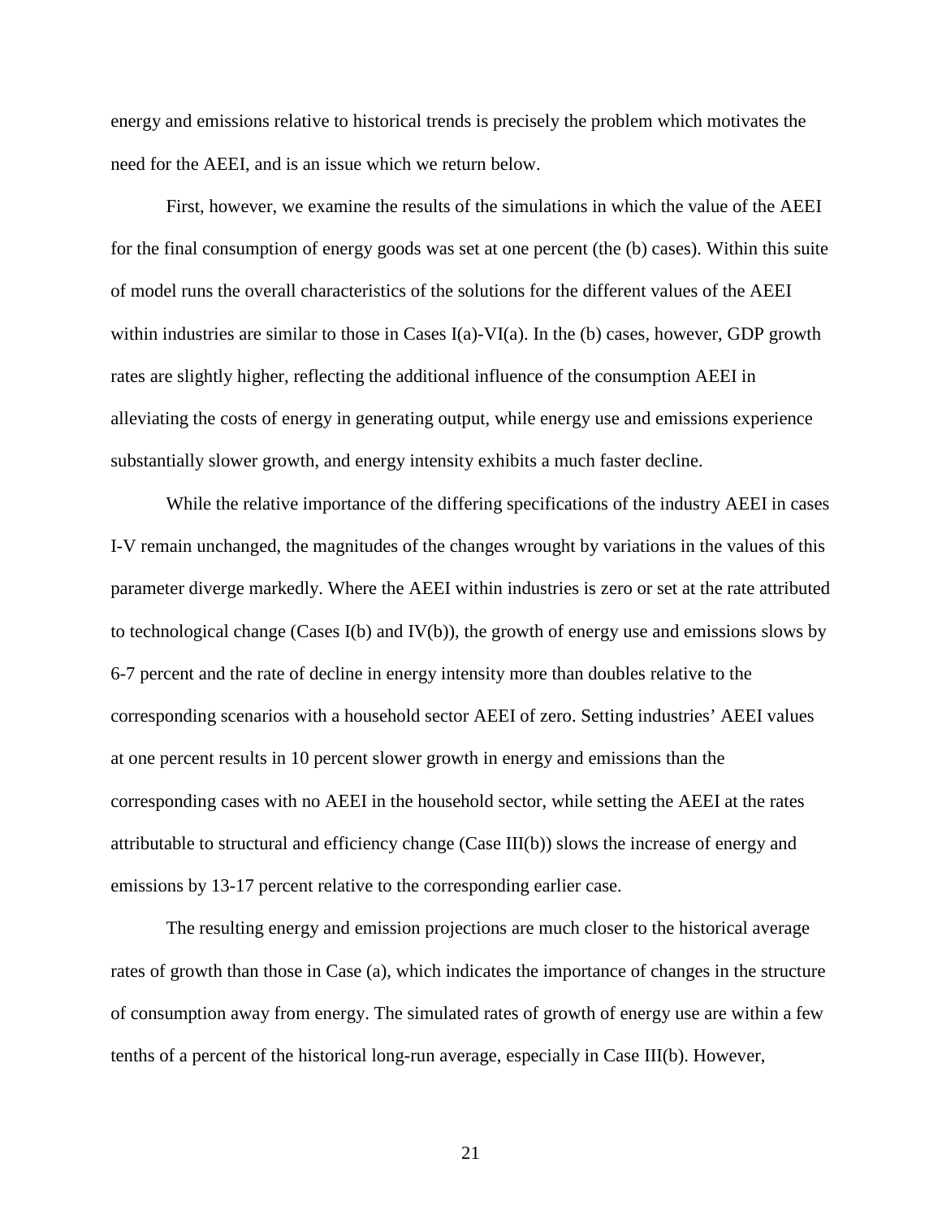energy and emissions relative to historical trends is precisely the problem which motivates the need for the AEEI, and is an issue which we return below.

First, however, we examine the results of the simulations in which the value of the AEEI for the final consumption of energy goods was set at one percent (the (b) cases). Within this suite of model runs the overall characteristics of the solutions for the different values of the AEEI within industries are similar to those in Cases I(a)-VI(a). In the (b) cases, however, GDP growth rates are slightly higher, reflecting the additional influence of the consumption AEEI in alleviating the costs of energy in generating output, while energy use and emissions experience substantially slower growth, and energy intensity exhibits a much faster decline.

While the relative importance of the differing specifications of the industry AEEI in cases I-V remain unchanged, the magnitudes of the changes wrought by variations in the values of this parameter diverge markedly. Where the AEEI within industries is zero or set at the rate attributed to technological change (Cases I(b) and IV(b)), the growth of energy use and emissions slows by 6-7 percent and the rate of decline in energy intensity more than doubles relative to the corresponding scenarios with a household sector AEEI of zero. Setting industries' AEEI values at one percent results in 10 percent slower growth in energy and emissions than the corresponding cases with no AEEI in the household sector, while setting the AEEI at the rates attributable to structural and efficiency change (Case III(b)) slows the increase of energy and emissions by 13-17 percent relative to the corresponding earlier case.

The resulting energy and emission projections are much closer to the historical average rates of growth than those in Case (a), which indicates the importance of changes in the structure of consumption away from energy. The simulated rates of growth of energy use are within a few tenths of a percent of the historical long-run average, especially in Case III(b). However,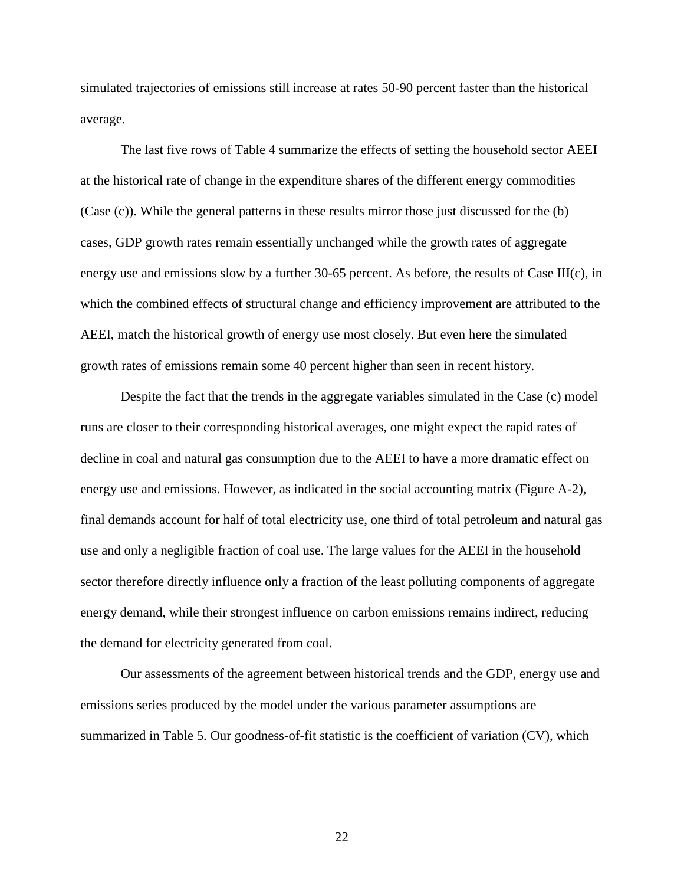simulated trajectories of emissions still increase at rates 50-90 percent faster than the historical average.

The last five rows of Table 4 summarize the effects of setting the household sector AEEI at the historical rate of change in the expenditure shares of the different energy commodities (Case (c)). While the general patterns in these results mirror those just discussed for the (b) cases, GDP growth rates remain essentially unchanged while the growth rates of aggregate energy use and emissions slow by a further 30-65 percent. As before, the results of Case III(c), in which the combined effects of structural change and efficiency improvement are attributed to the AEEI, match the historical growth of energy use most closely. But even here the simulated growth rates of emissions remain some 40 percent higher than seen in recent history.

Despite the fact that the trends in the aggregate variables simulated in the Case (c) model runs are closer to their corresponding historical averages, one might expect the rapid rates of decline in coal and natural gas consumption due to the AEEI to have a more dramatic effect on energy use and emissions. However, as indicated in the social accounting matrix (Figure A-2), final demands account for half of total electricity use, one third of total petroleum and natural gas use and only a negligible fraction of coal use. The large values for the AEEI in the household sector therefore directly influence only a fraction of the least polluting components of aggregate energy demand, while their strongest influence on carbon emissions remains indirect, reducing the demand for electricity generated from coal.

Our assessments of the agreement between historical trends and the GDP, energy use and emissions series produced by the model under the various parameter assumptions are summarized in Table 5. Our goodness-of-fit statistic is the coefficient of variation (CV), which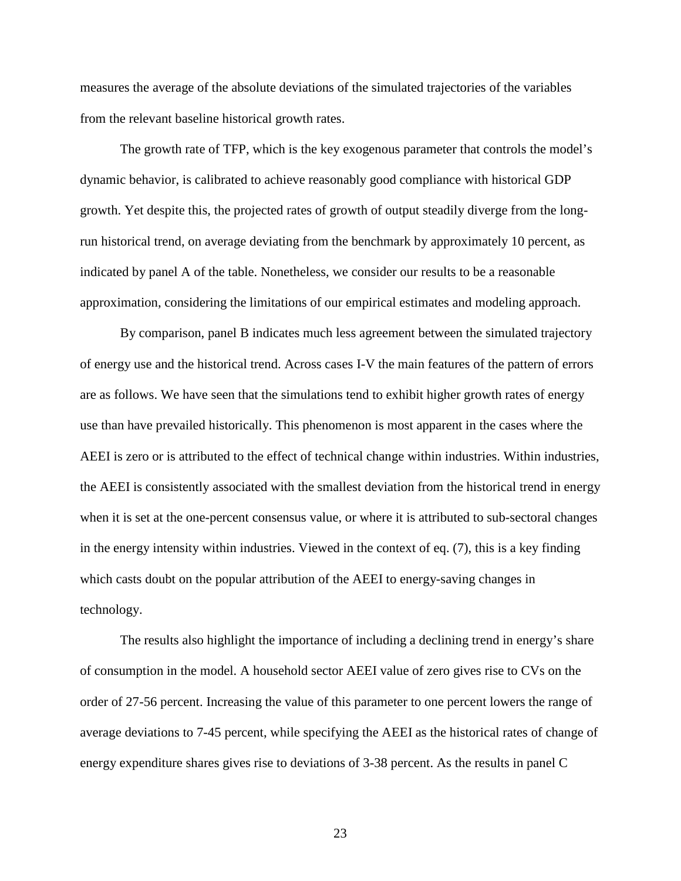measures the average of the absolute deviations of the simulated trajectories of the variables from the relevant baseline historical growth rates.

The growth rate of TFP, which is the key exogenous parameter that controls the model's dynamic behavior, is calibrated to achieve reasonably good compliance with historical GDP growth. Yet despite this, the projected rates of growth of output steadily diverge from the long-run historical trend, on average deviating from the benchmark by approximately 10 percent, as indicated by panel A of the table. Nonetheless, we consider our results to be a reasonable approximation, considering the limitations of our empirical estimates and modeling approach.

By comparison, panel B indicates much less agreement between the simulated trajectory of energy use and the historical trend. Across cases I-V the main features of the pattern of errors are as follows. We have seen that the simulations tend to exhibit higher growth rates of energy use than have prevailed historically. This phenomenon is most apparent in the cases where the AEEI is zero or is attributed to the effect of technical change within industries. Within industries, the AEEI is consistently associated with the smallest deviation from the historical trend in energy when it is set at the one-percent consensus value, or where it is attributed to sub-sectoral changes in the energy intensity within industries. Viewed in the context of eq. (7), this is a key finding which casts doubt on the popular attribution of the AEEI to energy-saving changes in technology.

The results also highlight the importance of including a declining trend in energy's share of consumption in the model. A household sector AEEI value of zero gives rise to CVs on the order of 27-56 percent. Increasing the value of this parameter to one percent lowers the range of average deviations to 7-45 percent, while specifying the AEEI as the historical rates of change of energy expenditure shares gives rise to deviations of 3-38 percent. As the results in panel C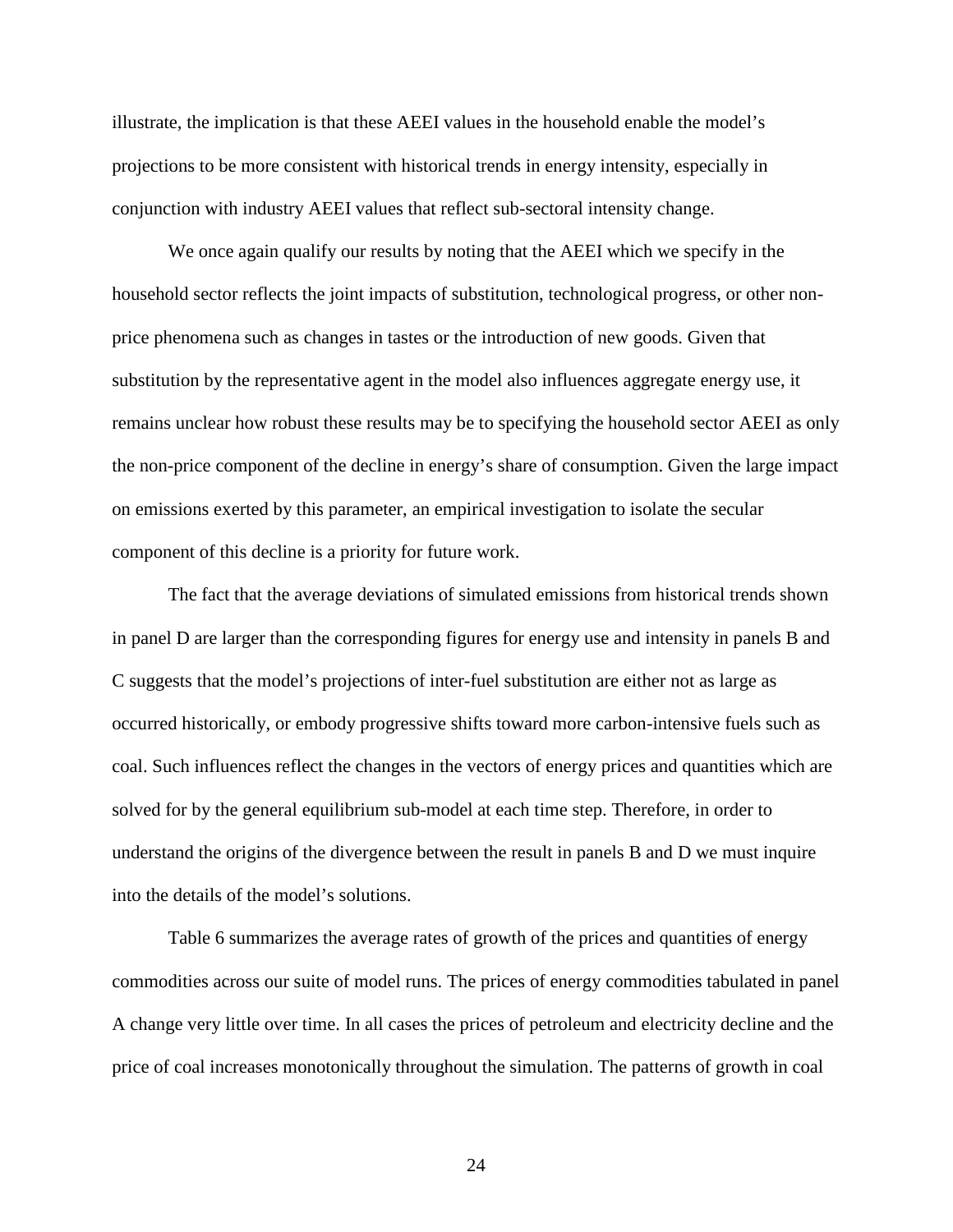illustrate, the implication is that these AEEI values in the household enable the model's projections to be more consistent with historical trends in energy intensity, especially in conjunction with industry AEEI values that reflect sub-sectoral intensity change.

We once again qualify our results by noting that the AEEI which we specify in the household sector reflects the joint impacts of substitution, technological progress, or other non-price phenomena such as changes in tastes or the introduction of new goods. Given that substitution by the representative agent in the model also influences aggregate energy use, it remains unclear how robust these results may be to specifying the household sector AEEI as only the non-price component of the decline in energy's share of consumption. Given the large impact on emissions exerted by this parameter, an empirical investigation to isolate the secular component of this decline is a priority for future work.

The fact that the average deviations of simulated emissions from historical trends shown in panel D are larger than the corresponding figures for energy use and intensity in panels B and C suggests that the model's projections of inter-fuel substitution are either not as large as occurred historically, or embody progressive shifts toward more carbon-intensive fuels such as coal. Such influences reflect the changes in the vectors of energy prices and quantities which are solved for by the general equilibrium sub-model at each time step. Therefore, in order to understand the origins of the divergence between the result in panels B and D we must inquire into the details of the model's solutions.

Table 6 summarizes the average rates of growth of the prices and quantities of energy commodities across our suite of model runs. The prices of energy commodities tabulated in panel A change very little over time. In all cases the prices of petroleum and electricity decline and the price of coal increases monotonically throughout the simulation. The patterns of growth in coal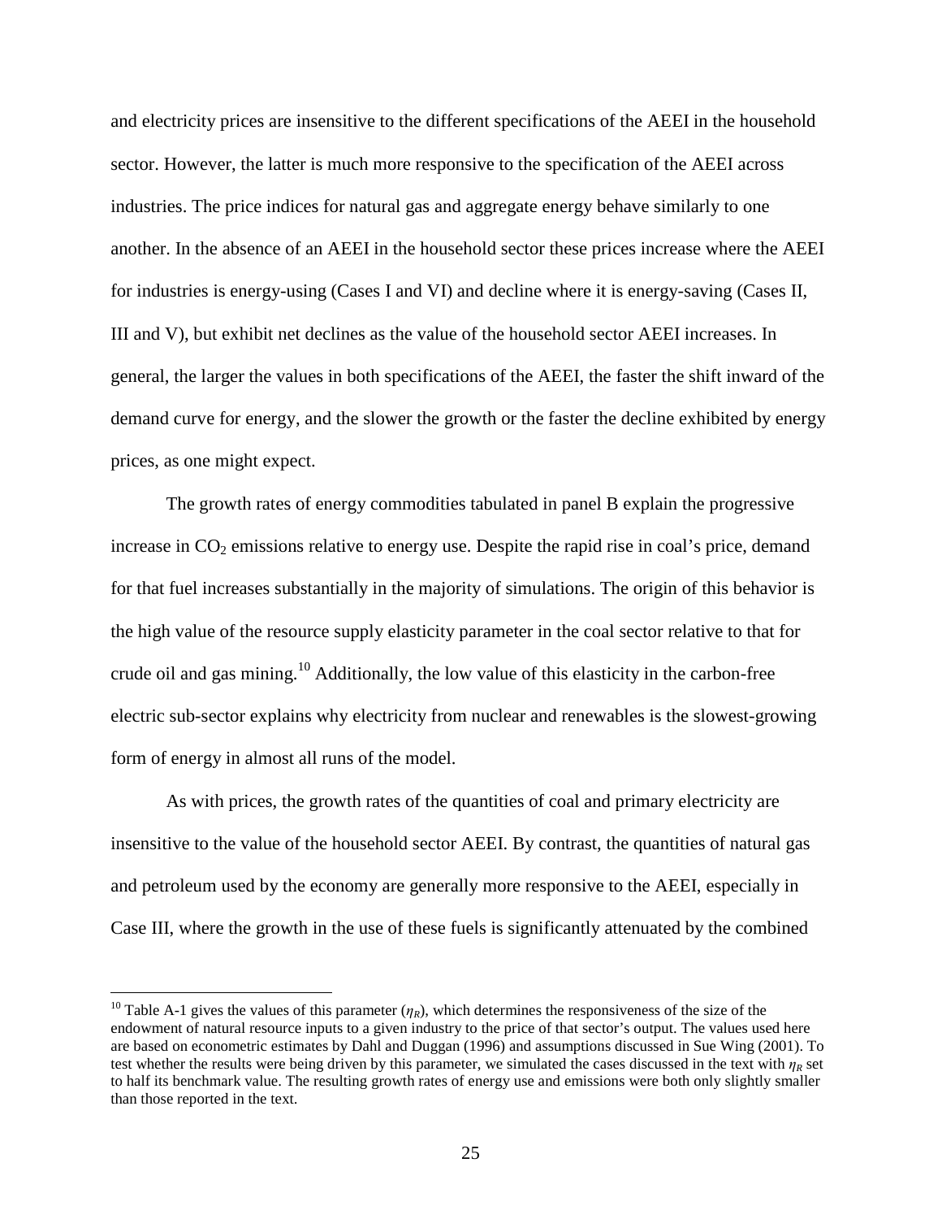and electricity prices are insensitive to the different specifications of the AEEI in the household sector. However, the latter is much more responsive to the specification of the AEEI across industries. The price indices for natural gas and aggregate energy behave similarly to one another. In the absence of an AEEI in the household sector these prices increase where the AEEI for industries is energy-using (Cases I and VI) and decline where it is energy-saving (Cases II, III and V), but exhibit net declines as the value of the household sector AEEI increases. In general, the larger the values in both specifications of the AEEI, the faster the shift inward of the demand curve for energy, and the slower the growth or the faster the decline exhibited by energy prices, as one might expect.

The growth rates of energy commodities tabulated in panel B explain the progressive increase in $CO_2$ emissions relative to energy use. Despite the rapid rise in coal's price, demand for that fuel increases substantially in the majority of simulations. The origin of this behavior is the high value of the resource supply elasticity parameter in the coal sector relative to that for crude oil and gas mining.[10] Additionally, the low value of this elasticity in the carbon-free electric sub-sector explains why electricity from nuclear and renewables is the slowest-growing form of energy in almost all runs of the model.

As with prices, the growth rates of the quantities of coal and primary electricity are insensitive to the value of the household sector AEEI. By contrast, the quantities of natural gas and petroleum used by the economy are generally more responsive to the AEEI, especially in Case III, where the growth in the use of these fuels is significantly attenuated by the combined

[10] Table A-1 gives the values of this parameter ($\eta_R$), which determines the responsiveness of the size of the endowment of natural resource inputs to a given industry to the price of that sector's output. The values used here are based on econometric estimates by Dahl and Duggan (1996) and assumptions discussed in Sue Wing (2001). To test whether the results were being driven by this parameter, we simulated the cases discussed in the text with $\eta_R$ set to half its benchmark value. The resulting growth rates of energy use and emissions were both only slightly smaller than those reported in the text.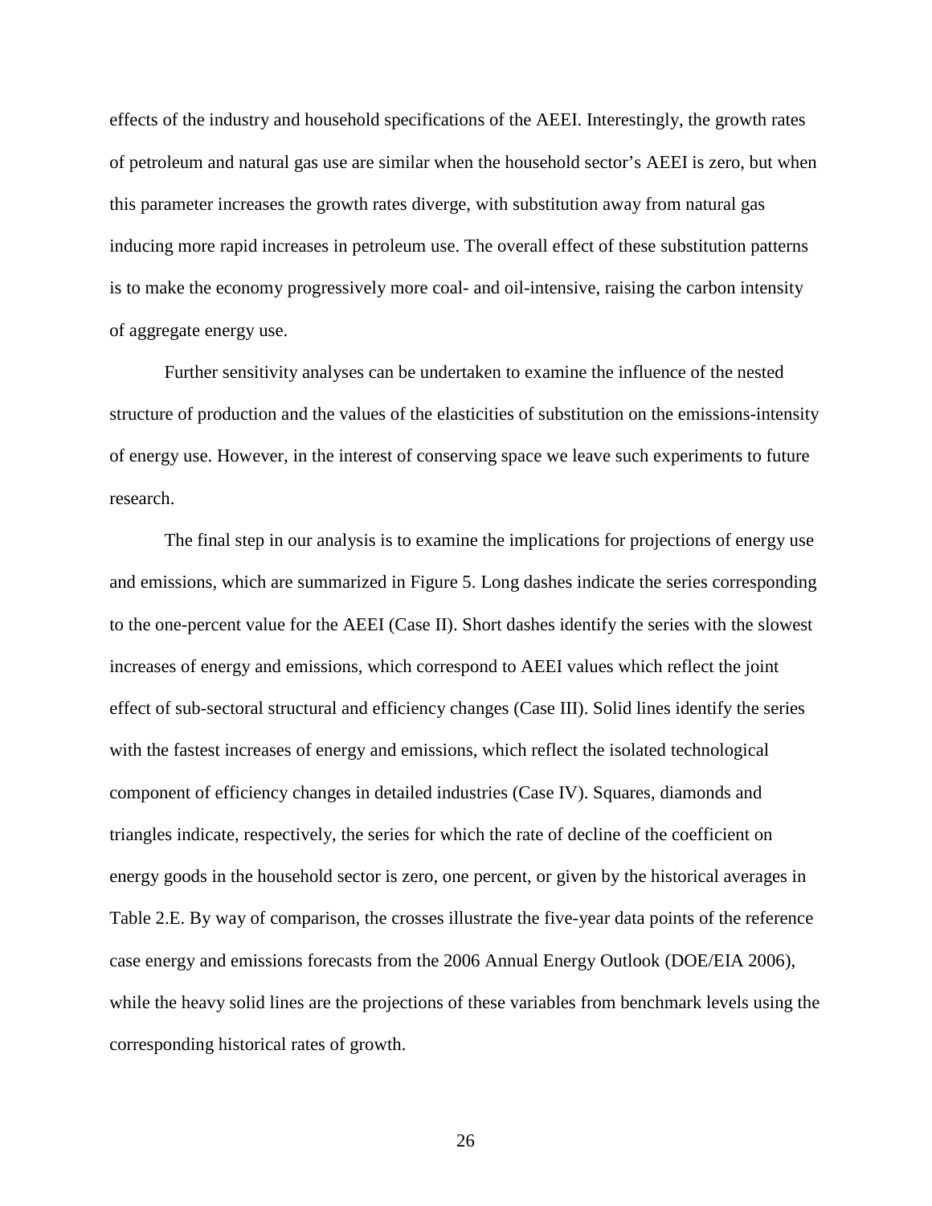effects of the industry and household specifications of the AEEI. Interestingly, the growth rates of petroleum and natural gas use are similar when the household sector's AEEI is zero, but when this parameter increases the growth rates diverge, with substitution away from natural gas inducing more rapid increases in petroleum use. The overall effect of these substitution patterns is to make the economy progressively more coal- and oil-intensive, raising the carbon intensity of aggregate energy use.

Further sensitivity analyses can be undertaken to examine the influence of the nested structure of production and the values of the elasticities of substitution on the emissions-intensity of energy use. However, in the interest of conserving space we leave such experiments to future research.

The final step in our analysis is to examine the implications for projections of energy use and emissions, which are summarized in Figure 5. Long dashes indicate the series corresponding to the one-percent value for the AEEI (Case II). Short dashes identify the series with the slowest increases of energy and emissions, which correspond to AEEI values which reflect the joint effect of sub-sectoral structural and efficiency changes (Case III). Solid lines identify the series with the fastest increases of energy and emissions, which reflect the isolated technological component of efficiency changes in detailed industries (Case IV). Squares, diamonds and triangles indicate, respectively, the series for which the rate of decline of the coefficient on energy goods in the household sector is zero, one percent, or given by the historical averages in Table 2.E. By way of comparison, the crosses illustrate the five-year data points of the reference case energy and emissions forecasts from the 2006 Annual Energy Outlook (DOE/EIA 2006), while the heavy solid lines are the projections of these variables from benchmark levels using the corresponding historical rates of growth.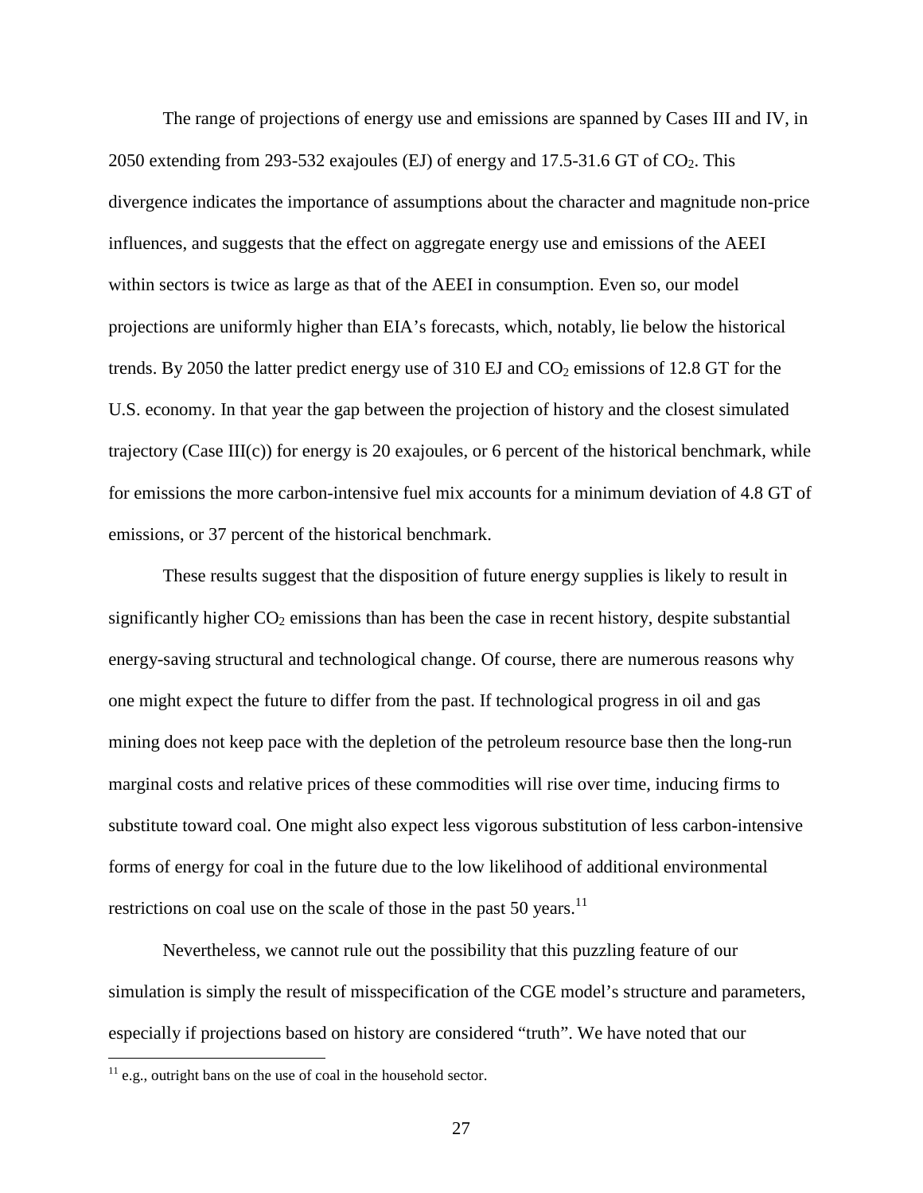The range of projections of energy use and emissions are spanned by Cases III and IV, in 2050 extending from 293-532 exajoules (EJ) of energy and 17.5-31.6 GT of $CO_2$. This divergence indicates the importance of assumptions about the character and magnitude non-price influences, and suggests that the effect on aggregate energy use and emissions of the AEEI within sectors is twice as large as that of the AEEI in consumption. Even so, our model projections are uniformly higher than EIA's forecasts, which, notably, lie below the historical trends. By 2050 the latter predict energy use of 310 EJ and $CO_2$ emissions of 12.8 GT for the U.S. economy. In that year the gap between the projection of history and the closest simulated trajectory (Case III(c)) for energy is 20 exajoules, or 6 percent of the historical benchmark, while for emissions the more carbon-intensive fuel mix accounts for a minimum deviation of 4.8 GT of emissions, or 37 percent of the historical benchmark.

These results suggest that the disposition of future energy supplies is likely to result in significantly higher $CO_2$ emissions than has been the case in recent history, despite substantial energy-saving structural and technological change. Of course, there are numerous reasons why one might expect the future to differ from the past. If technological progress in oil and gas mining does not keep pace with the depletion of the petroleum resource base then the long-run marginal costs and relative prices of these commodities will rise over time, inducing firms to substitute toward coal. One might also expect less vigorous substitution of less carbon-intensive forms of energy for coal in the future due to the low likelihood of additional environmental restrictions on coal use on the scale of those in the past 50 years.[11]

Nevertheless, we cannot rule out the possibility that this puzzling feature of our simulation is simply the result of misspecification of the CGE model's structure and parameters, especially if projections based on history are considered "truth". We have noted that our

[11] e.g., outright bans on the use of coal in the household sector.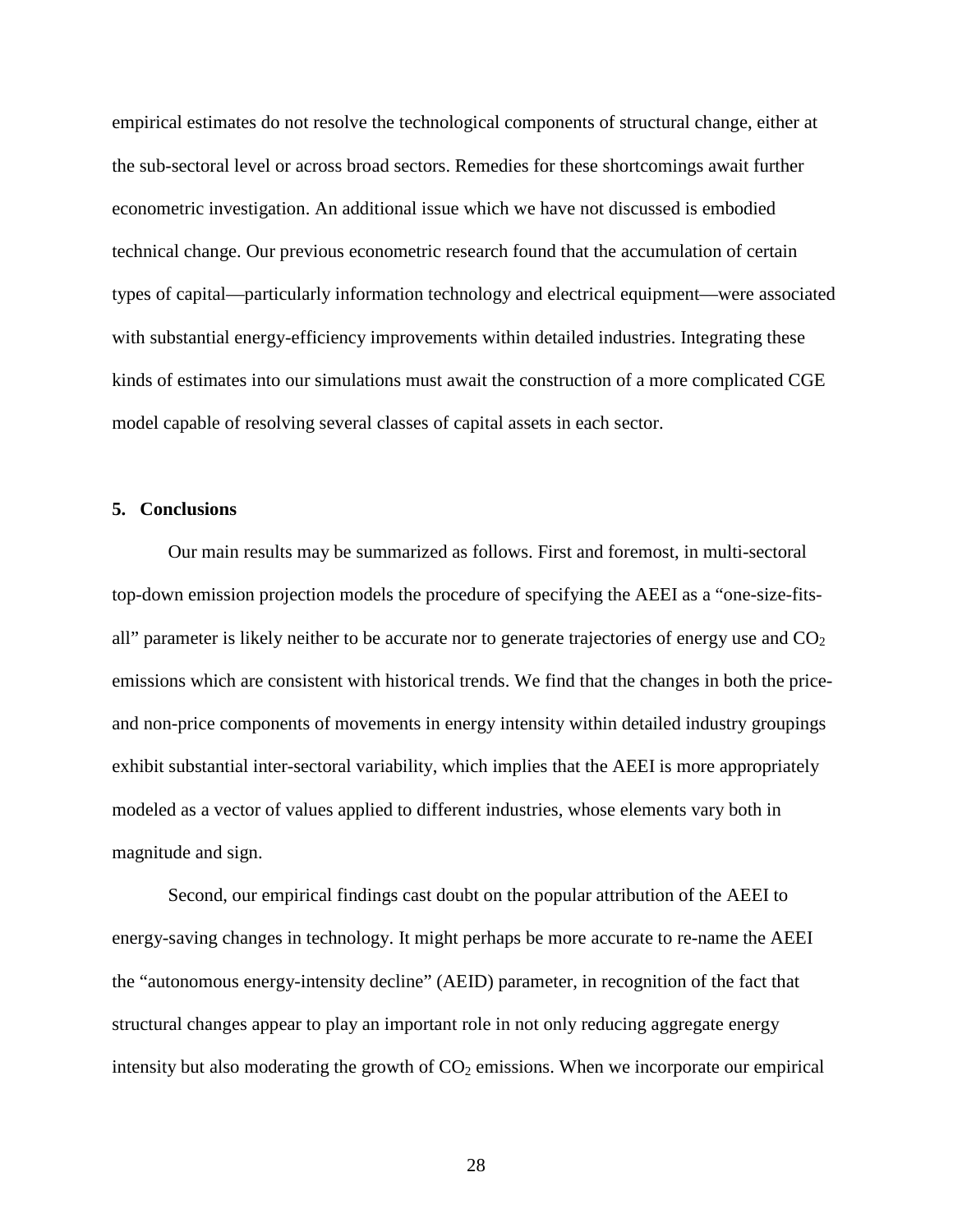empirical estimates do not resolve the technological components of structural change, either at the sub-sectoral level or across broad sectors. Remedies for these shortcomings await further econometric investigation. An additional issue which we have not discussed is embodied technical change. Our previous econometric research found that the accumulation of certain types of capital—particularly information technology and electrical equipment—were associated with substantial energy-efficiency improvements within detailed industries. Integrating these kinds of estimates into our simulations must await the construction of a more complicated CGE model capable of resolving several classes of capital assets in each sector.

## 5. Conclusions

Our main results may be summarized as follows. First and foremost, in multi-sectoral top-down emission projection models the procedure of specifying the AEEI as a "one-size-fits-all" parameter is likely neither to be accurate nor to generate trajectories of energy use and $CO_2$ emissions which are consistent with historical trends. We find that the changes in both the price- and non-price components of movements in energy intensity within detailed industry groupings exhibit substantial inter-sectoral variability, which implies that the AEEI is more appropriately modeled as a vector of values applied to different industries, whose elements vary both in magnitude and sign.

Second, our empirical findings cast doubt on the popular attribution of the AEEI to energy-saving changes in technology. It might perhaps be more accurate to re-name the AEEI the "autonomous energy-intensity decline" (AEID) parameter, in recognition of the fact that structural changes appear to play an important role in not only reducing aggregate energy intensity but also moderating the growth of $CO_2$ emissions. When we incorporate our empirical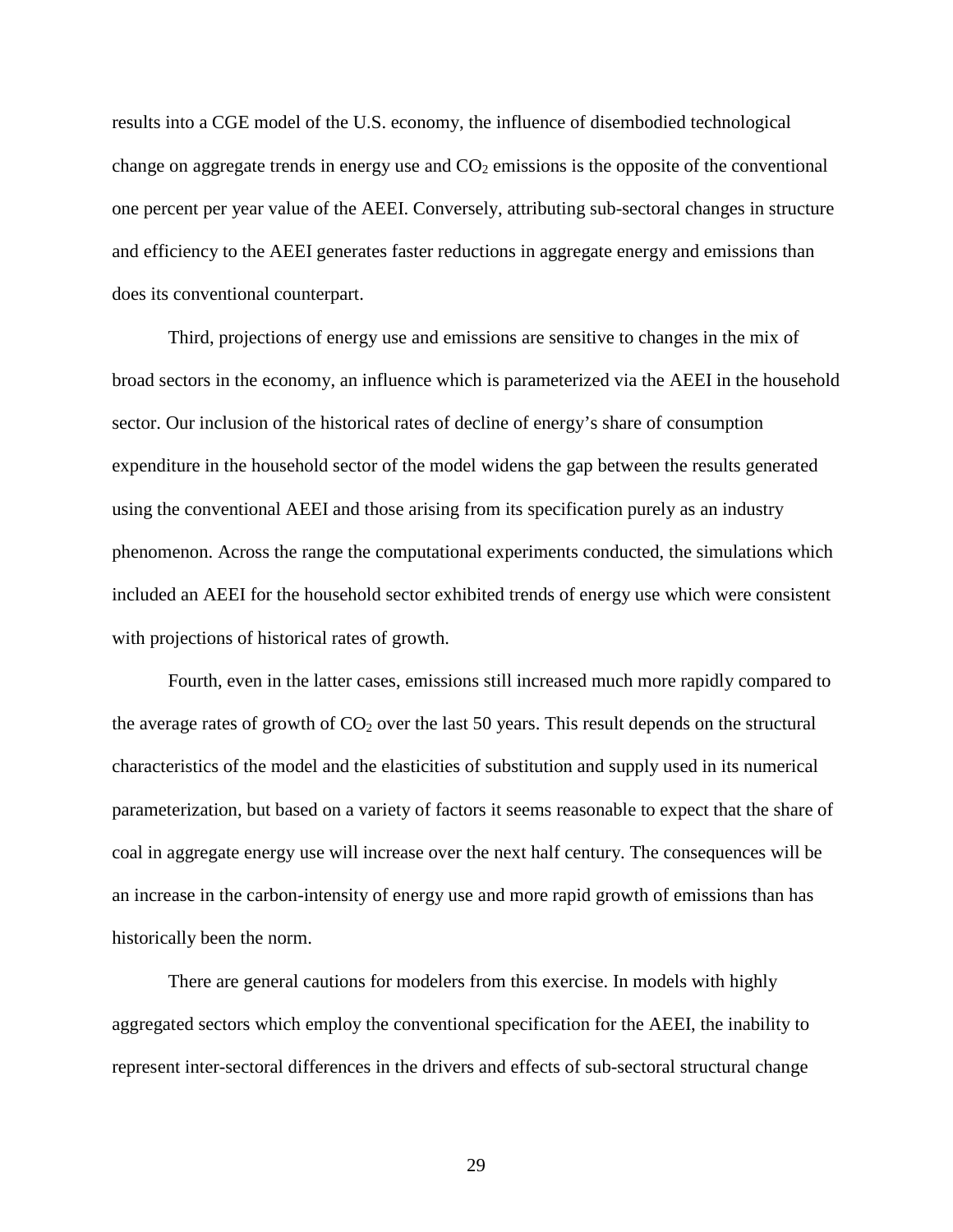results into a CGE model of the U.S. economy, the influence of disembodied technological change on aggregate trends in energy use and $CO_2$ emissions is the opposite of the conventional one percent per year value of the AEEI. Conversely, attributing sub-sectoral changes in structure and efficiency to the AEEI generates faster reductions in aggregate energy and emissions than does its conventional counterpart.

Third, projections of energy use and emissions are sensitive to changes in the mix of broad sectors in the economy, an influence which is parameterized via the AEEI in the household sector. Our inclusion of the historical rates of decline of energy's share of consumption expenditure in the household sector of the model widens the gap between the results generated using the conventional AEEI and those arising from its specification purely as an industry phenomenon. Across the range the computational experiments conducted, the simulations which included an AEEI for the household sector exhibited trends of energy use which were consistent with projections of historical rates of growth.

Fourth, even in the latter cases, emissions still increased much more rapidly compared to the average rates of growth of $CO_2$ over the last 50 years. This result depends on the structural characteristics of the model and the elasticities of substitution and supply used in its numerical parameterization, but based on a variety of factors it seems reasonable to expect that the share of coal in aggregate energy use will increase over the next half century. The consequences will be an increase in the carbon-intensity of energy use and more rapid growth of emissions than has historically been the norm.

There are general cautions for modelers from this exercise. In models with highly aggregated sectors which employ the conventional specification for the AEEI, the inability to represent inter-sectoral differences in the drivers and effects of sub-sectoral structural change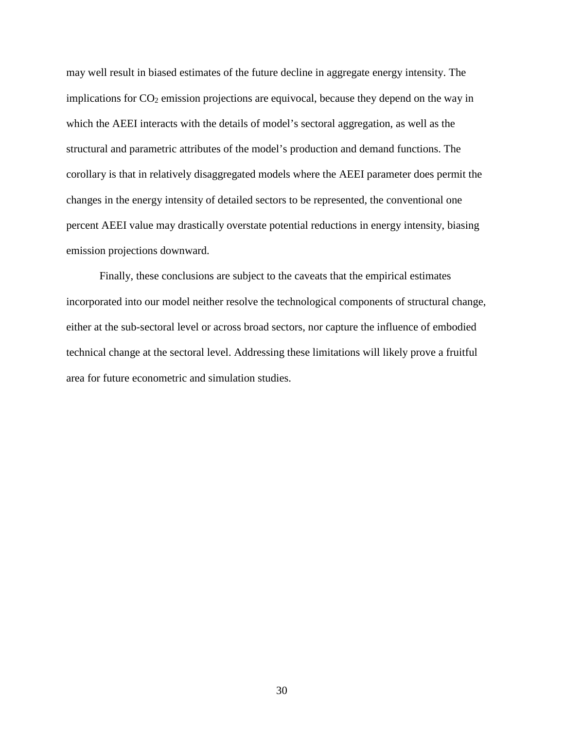may well result in biased estimates of the future decline in aggregate energy intensity. The implications for $CO_2$ emission projections are equivocal, because they depend on the way in which the AEEI interacts with the details of model's sectoral aggregation, as well as the structural and parametric attributes of the model's production and demand functions. The corollary is that in relatively disaggregated models where the AEEI parameter does permit the changes in the energy intensity of detailed sectors to be represented, the conventional one percent AEEI value may drastically overstate potential reductions in energy intensity, biasing emission projections downward.

Finally, these conclusions are subject to the caveats that the empirical estimates incorporated into our model neither resolve the technological components of structural change, either at the sub-sectoral level or across broad sectors, nor capture the influence of embodied technical change at the sectoral level. Addressing these limitations will likely prove a fruitful area for future econometric and simulation studies.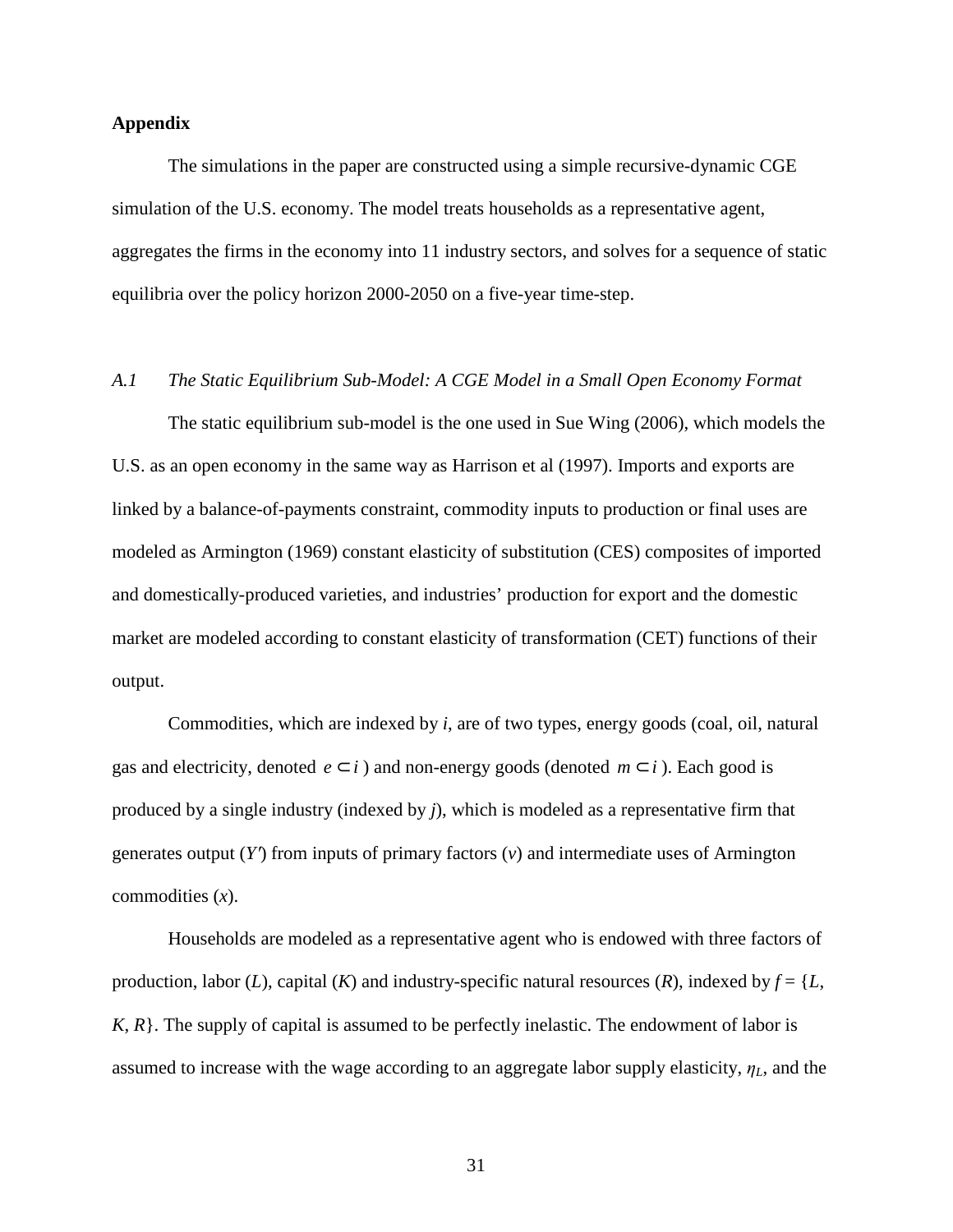## Appendix

The simulations in the paper are constructed using a simple recursive-dynamic CGE simulation of the U.S. economy. The model treats households as a representative agent, aggregates the firms in the economy into 11 industry sectors, and solves for a sequence of static equilibria over the policy horizon 2000-2050 on a five-year time-step.

### *A.1 The Static Equilibrium Sub-Model: A CGE Model in a Small Open Economy Format*

The static equilibrium sub-model is the one used in Sue Wing (2006), which models the U.S. as an open economy in the same way as Harrison et al (1997). Imports and exports are linked by a balance-of-payments constraint, commodity inputs to production or final uses are modeled as Armington (1969) constant elasticity of substitution (CES) composites of imported and domestically-produced varieties, and industries' production for export and the domestic market are modeled according to constant elasticity of transformation (CET) functions of their output.

Commodities, which are indexed by $i$, are of two types, energy goods (coal, oil, natural gas and electricity, denoted $e \subset i$ ) and non-energy goods (denoted $m \subset i$ ). Each good is produced by a single industry (indexed by $j$), which is modeled as a representative firm that generates output ($Y'$) from inputs of primary factors ($v$) and intermediate uses of Armington commodities ($x$).

Households are modeled as a representative agent who is endowed with three factors of production, labor ($L$), capital ($K$) and industry-specific natural resources ($R$), indexed by $f = \{L, K, R\}$. The supply of capital is assumed to be perfectly inelastic. The endowment of labor is assumed to increase with the wage according to an aggregate labor supply elasticity, $\eta_L$, and the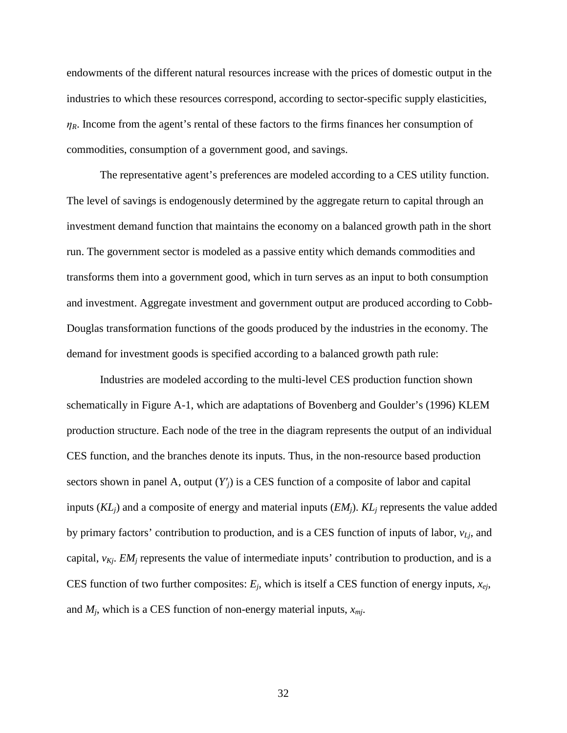endowments of the different natural resources increase with the prices of domestic output in the industries to which these resources correspond, according to sector-specific supply elasticities, $\eta_R$. Income from the agent's rental of these factors to the firms finances her consumption of commodities, consumption of a government good, and savings.

The representative agent's preferences are modeled according to a CES utility function. The level of savings is endogenously determined by the aggregate return to capital through an investment demand function that maintains the economy on a balanced growth path in the short run. The government sector is modeled as a passive entity which demands commodities and transforms them into a government good, which in turn serves as an input to both consumption and investment. Aggregate investment and government output are produced according to Cobb-Douglas transformation functions of the goods produced by the industries in the economy. The demand for investment goods is specified according to a balanced growth path rule:

Industries are modeled according to the multi-level CES production function shown schematically in Figure A-1, which are adaptations of Bovenberg and Goulder's (1996) KLEM production structure. Each node of the tree in the diagram represents the output of an individual CES function, and the branches denote its inputs. Thus, in the non-resource based production sectors shown in panel A, output ($Y'_j$) is a CES function of a composite of labor and capital inputs ($KL_j$) and a composite of energy and material inputs ($EM_j$). $KL_j$ represents the value added by primary factors' contribution to production, and is a CES function of inputs of labor, $v_{Lj}$, and capital, $v_{Kj}$. $EM_j$ represents the value of intermediate inputs' contribution to production, and is a CES function of two further composites: $E_j$, which is itself a CES function of energy inputs, $x_{ej}$, and $M_j$, which is a CES function of non-energy material inputs, $x_{mj}$.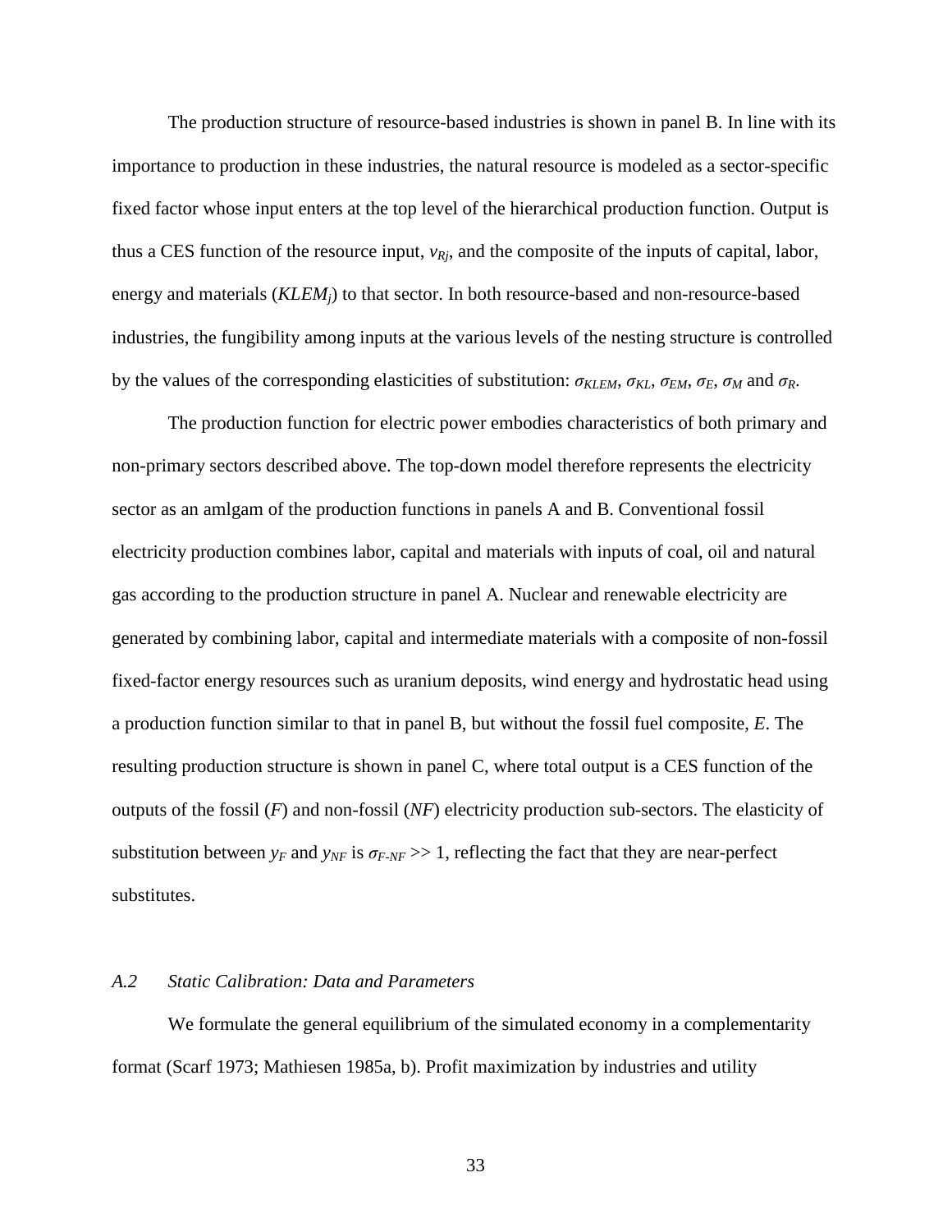The production structure of resource-based industries is shown in panel B. In line with its importance to production in these industries, the natural resource is modeled as a sector-specific fixed factor whose input enters at the top level of the hierarchical production function. Output is thus a CES function of the resource input, $v_{Rj}$, and the composite of the inputs of capital, labor, energy and materials ($KLEM_j$) to that sector. In both resource-based and non-resource-based industries, the fungibility among inputs at the various levels of the nesting structure is controlled by the values of the corresponding elasticities of substitution: $\sigma_{KLEM}$, $\sigma_{KL}$, $\sigma_{EM}$, $\sigma_E$, $\sigma_M$ and $\sigma_R$.

The production function for electric power embodies characteristics of both primary and non-primary sectors described above. The top-down model therefore represents the electricity sector as an amlgam of the production functions in panels A and B. Conventional fossil electricity production combines labor, capital and materials with inputs of coal, oil and natural gas according to the production structure in panel A. Nuclear and renewable electricity are generated by combining labor, capital and intermediate materials with a composite of non-fossil fixed-factor energy resources such as uranium deposits, wind energy and hydrostatic head using a production function similar to that in panel B, but without the fossil fuel composite, *E*. The resulting production structure is shown in panel C, where total output is a CES function of the outputs of the fossil (*F*) and non-fossil (*NF*) electricity production sub-sectors. The elasticity of substitution between $y_F$ and $y_{NF}$ is $\sigma_{F\text{-}NF} >> 1$, reflecting the fact that they are near-perfect substitutes.

### *A.2 Static Calibration: Data and Parameters*

We formulate the general equilibrium of the simulated economy in a complementarity format (Scarf 1973; Mathiesen 1985a, b). Profit maximization by industries and utility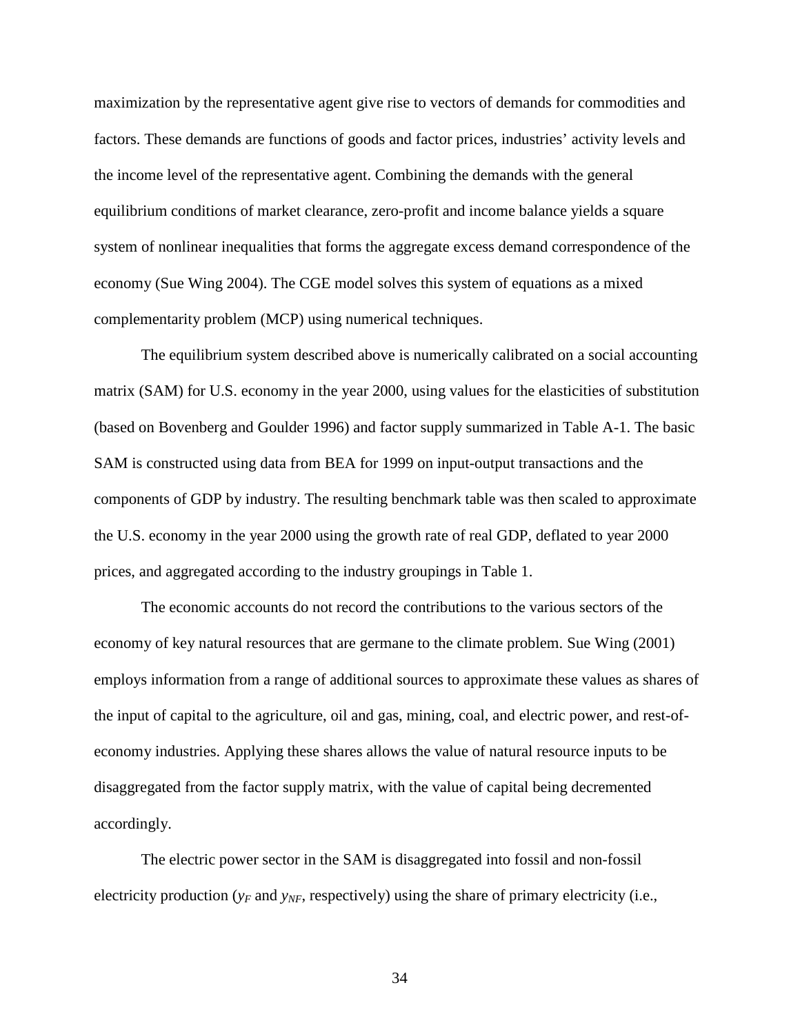maximization by the representative agent give rise to vectors of demands for commodities and factors. These demands are functions of goods and factor prices, industries' activity levels and the income level of the representative agent. Combining the demands with the general equilibrium conditions of market clearance, zero-profit and income balance yields a square system of nonlinear inequalities that forms the aggregate excess demand correspondence of the economy (Sue Wing 2004). The CGE model solves this system of equations as a mixed complementarity problem (MCP) using numerical techniques.

The equilibrium system described above is numerically calibrated on a social accounting matrix (SAM) for U.S. economy in the year 2000, using values for the elasticities of substitution (based on Bovenberg and Goulder 1996) and factor supply summarized in Table A-1. The basic SAM is constructed using data from BEA for 1999 on input-output transactions and the components of GDP by industry. The resulting benchmark table was then scaled to approximate the U.S. economy in the year 2000 using the growth rate of real GDP, deflated to year 2000 prices, and aggregated according to the industry groupings in Table 1.

The economic accounts do not record the contributions to the various sectors of the economy of key natural resources that are germane to the climate problem. Sue Wing (2001) employs information from a range of additional sources to approximate these values as shares of the input of capital to the agriculture, oil and gas, mining, coal, and electric power, and rest-of-economy industries. Applying these shares allows the value of natural resource inputs to be disaggregated from the factor supply matrix, with the value of capital being decremented accordingly.

The electric power sector in the SAM is disaggregated into fossil and non-fossil electricity production ($y_F$ and $y_{NF}$, respectively) using the share of primary electricity (i.e.,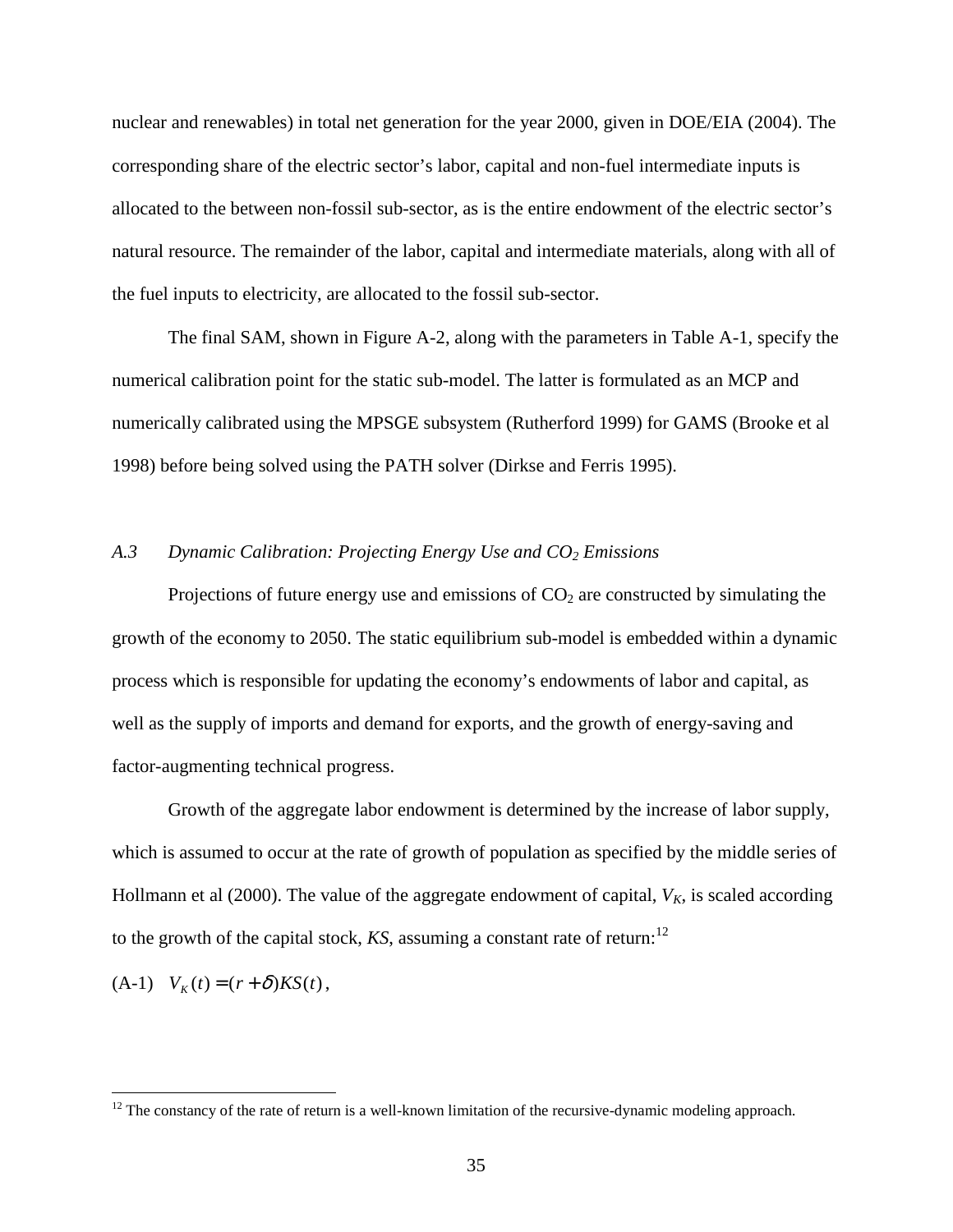nuclear and renewables) in total net generation for the year 2000, given in DOE/EIA (2004). The corresponding share of the electric sector's labor, capital and non-fuel intermediate inputs is allocated to the between non-fossil sub-sector, as is the entire endowment of the electric sector's natural resource. The remainder of the labor, capital and intermediate materials, along with all of the fuel inputs to electricity, are allocated to the fossil sub-sector.

The final SAM, shown in Figure A-2, along with the parameters in Table A-1, specify the numerical calibration point for the static sub-model. The latter is formulated as an MCP and numerically calibrated using the MPSGE subsystem (Rutherford 1999) for GAMS (Brooke et al 1998) before being solved using the PATH solver (Dirkse and Ferris 1995).

### *A.3 Dynamic Calibration: Projecting Energy Use and $CO_2$ Emissions*

Projections of future energy use and emissions of $CO_2$ are constructed by simulating the growth of the economy to 2050. The static equilibrium sub-model is embedded within a dynamic process which is responsible for updating the economy's endowments of labor and capital, as well as the supply of imports and demand for exports, and the growth of energy-saving and factor-augmenting technical progress.

Growth of the aggregate labor endowment is determined by the increase of labor supply, which is assumed to occur at the rate of growth of population as specified by the middle series of Hollmann et al (2000). The value of the aggregate endowment of capital, $V_K$, is scaled according to the growth of the capital stock, $KS$, assuming a constant rate of return:[12]

(A-1) $V_K(t) = (r + \delta)KS(t)$,

[12] The constancy of the rate of return is a well-known limitation of the recursive-dynamic modeling approach.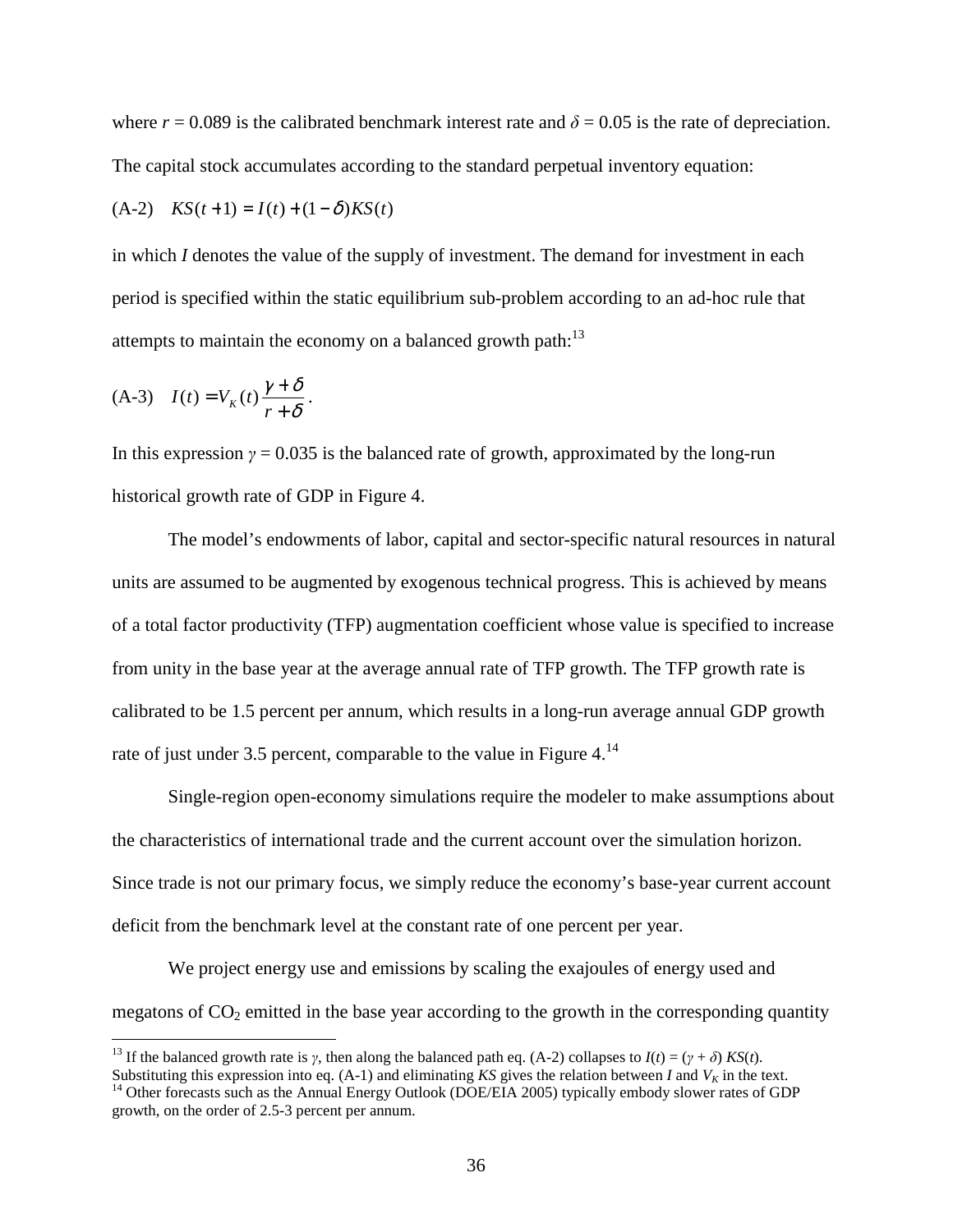where $r = 0.089$ is the calibrated benchmark interest rate and $\delta = 0.05$ is the rate of depreciation. The capital stock accumulates according to the standard perpetual inventory equation:

$$\text{(A-2)} \quad KS(t+1) = I(t) + (1-\delta)KS(t)$$

in which $I$ denotes the value of the supply of investment. The demand for investment in each period is specified within the static equilibrium sub-problem according to an ad-hoc rule that attempts to maintain the economy on a balanced growth path:[13]

$$\text{(A-3)} \quad I(t) = V_K(t)\frac{\gamma + \delta}{r + \delta}.$$

In this expression $\gamma = 0.035$ is the balanced rate of growth, approximated by the long-run historical growth rate of GDP in Figure 4.

The model's endowments of labor, capital and sector-specific natural resources in natural units are assumed to be augmented by exogenous technical progress. This is achieved by means of a total factor productivity (TFP) augmentation coefficient whose value is specified to increase from unity in the base year at the average annual rate of TFP growth. The TFP growth rate is calibrated to be 1.5 percent per annum, which results in a long-run average annual GDP growth rate of just under 3.5 percent, comparable to the value in Figure 4.[14]

Single-region open-economy simulations require the modeler to make assumptions about the characteristics of international trade and the current account over the simulation horizon. Since trade is not our primary focus, we simply reduce the economy's base-year current account deficit from the benchmark level at the constant rate of one percent per year.

We project energy use and emissions by scaling the exajoules of energy used and megatons of $CO_2$ emitted in the base year according to the growth in the corresponding quantity

---

[13] If the balanced growth rate is $\gamma$, then along the balanced path eq. (A-2) collapses to $I(t) = (\gamma + \delta)\, KS(t)$. Substituting this expression into eq. (A-1) and eliminating $KS$ gives the relation between $I$ and $V_K$ in the text.

[14] Other forecasts such as the Annual Energy Outlook (DOE/EIA 2005) typically embody slower rates of GDP growth, on the order of 2.5-3 percent per annum.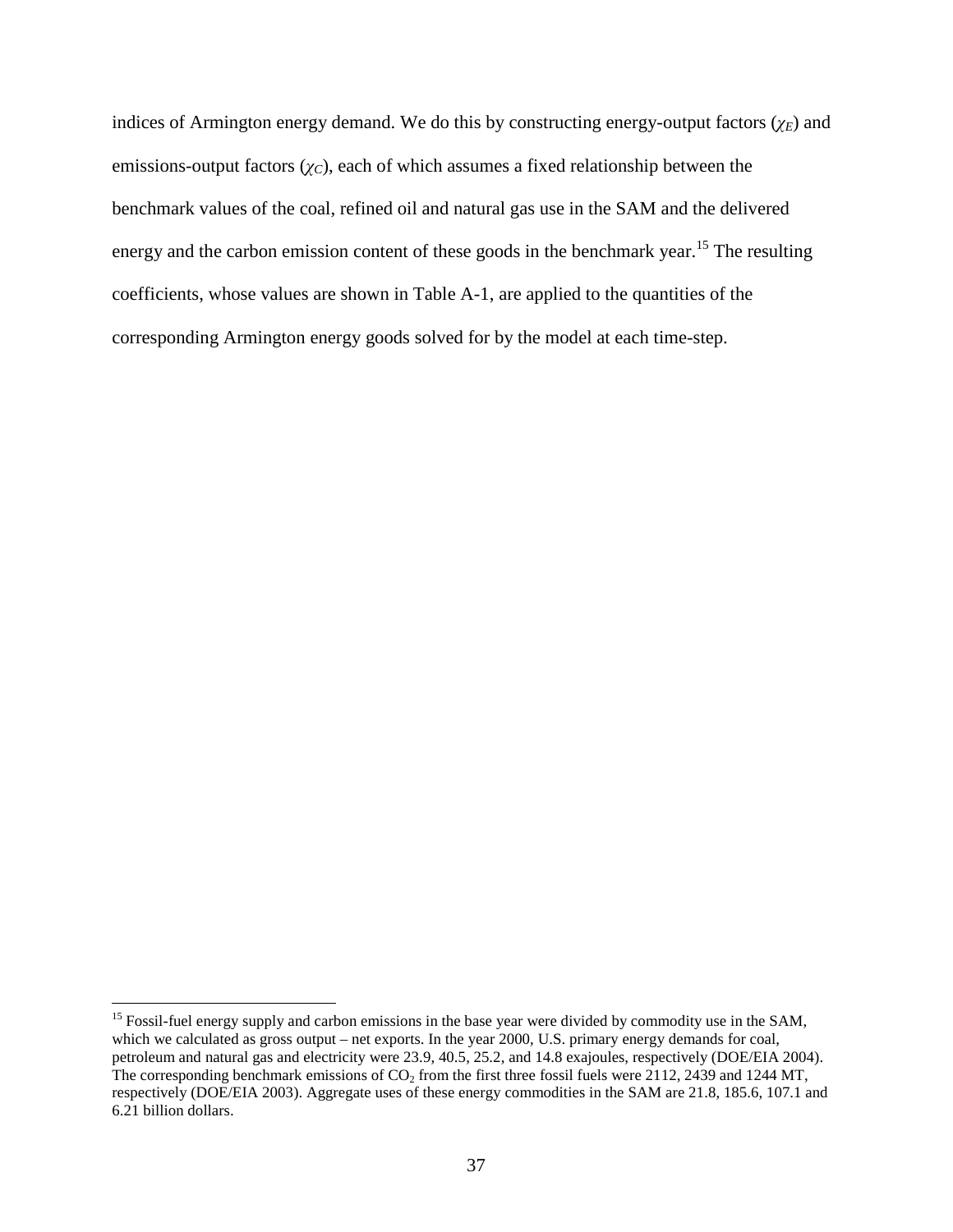indices of Armington energy demand. We do this by constructing energy-output factors ($\chi_E$) and emissions-output factors ($\chi_C$), each of which assumes a fixed relationship between the benchmark values of the coal, refined oil and natural gas use in the SAM and the delivered energy and the carbon emission content of these goods in the benchmark year.[15] The resulting coefficients, whose values are shown in Table A-1, are applied to the quantities of the corresponding Armington energy goods solved for by the model at each time-step.

---

[15] Fossil-fuel energy supply and carbon emissions in the base year were divided by commodity use in the SAM, which we calculated as gross output – net exports. In the year 2000, U.S. primary energy demands for coal, petroleum and natural gas and electricity were 23.9, 40.5, 25.2, and 14.8 exajoules, respectively (DOE/EIA 2004). The corresponding benchmark emissions of $CO_2$ from the first three fossil fuels were 2112, 2439 and 1244 MT, respectively (DOE/EIA 2003). Aggregate uses of these energy commodities in the SAM are 21.8, 185.6, 107.1 and 6.21 billion dollars.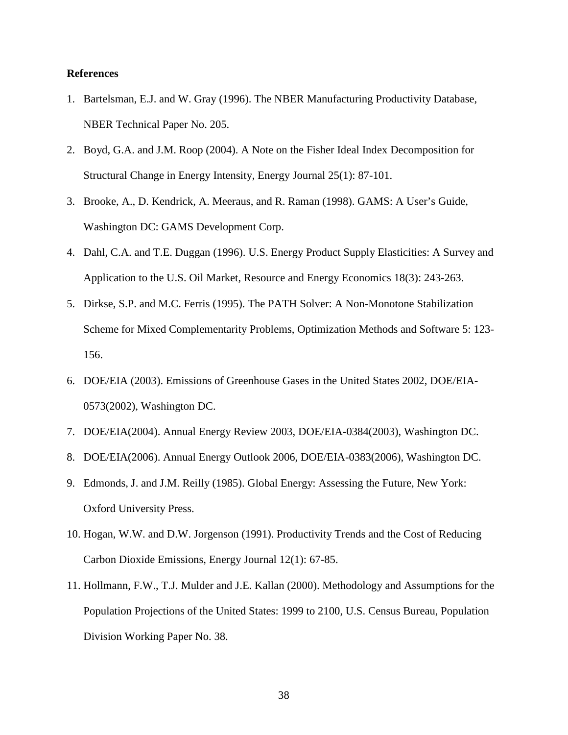## References

1. Bartelsman, E.J. and W. Gray (1996). The NBER Manufacturing Productivity Database, NBER Technical Paper No. 205.
2. Boyd, G.A. and J.M. Roop (2004). A Note on the Fisher Ideal Index Decomposition for Structural Change in Energy Intensity, Energy Journal 25(1): 87-101.
3. Brooke, A., D. Kendrick, A. Meeraus, and R. Raman (1998). GAMS: A User's Guide, Washington DC: GAMS Development Corp.
4. Dahl, C.A. and T.E. Duggan (1996). U.S. Energy Product Supply Elasticities: A Survey and Application to the U.S. Oil Market, Resource and Energy Economics 18(3): 243-263.
5. Dirkse, S.P. and M.C. Ferris (1995). The PATH Solver: A Non-Monotone Stabilization Scheme for Mixed Complementarity Problems, Optimization Methods and Software 5: 123-156.
6. DOE/EIA (2003). Emissions of Greenhouse Gases in the United States 2002, DOE/EIA-0573(2002), Washington DC.
7. DOE/EIA(2004). Annual Energy Review 2003, DOE/EIA-0384(2003), Washington DC.
8. DOE/EIA(2006). Annual Energy Outlook 2006, DOE/EIA-0383(2006), Washington DC.
9. Edmonds, J. and J.M. Reilly (1985). Global Energy: Assessing the Future, New York: Oxford University Press.
10. Hogan, W.W. and D.W. Jorgenson (1991). Productivity Trends and the Cost of Reducing Carbon Dioxide Emissions, Energy Journal 12(1): 67-85.
11. Hollmann, F.W., T.J. Mulder and J.E. Kallan (2000). Methodology and Assumptions for the Population Projections of the United States: 1999 to 2100, U.S. Census Bureau, Population Division Working Paper No. 38.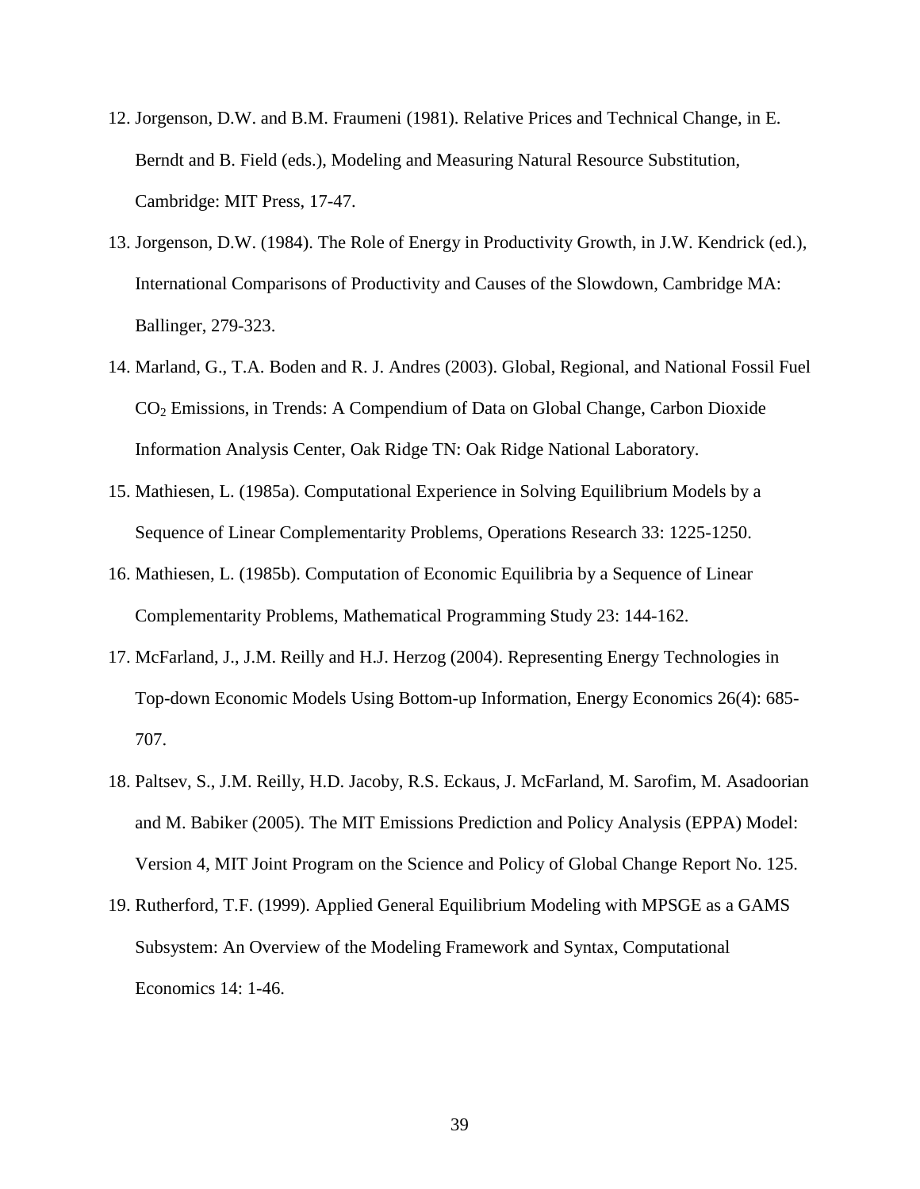12. Jorgenson, D.W. and B.M. Fraumeni (1981). Relative Prices and Technical Change, in E. Berndt and B. Field (eds.), Modeling and Measuring Natural Resource Substitution, Cambridge: MIT Press, 17-47.
13. Jorgenson, D.W. (1984). The Role of Energy in Productivity Growth, in J.W. Kendrick (ed.), International Comparisons of Productivity and Causes of the Slowdown, Cambridge MA: Ballinger, 279-323.
14. Marland, G., T.A. Boden and R. J. Andres (2003). Global, Regional, and National Fossil Fuel $CO_2$ Emissions, in Trends: A Compendium of Data on Global Change, Carbon Dioxide Information Analysis Center, Oak Ridge TN: Oak Ridge National Laboratory.
15. Mathiesen, L. (1985a). Computational Experience in Solving Equilibrium Models by a Sequence of Linear Complementarity Problems, Operations Research 33: 1225-1250.
16. Mathiesen, L. (1985b). Computation of Economic Equilibria by a Sequence of Linear Complementarity Problems, Mathematical Programming Study 23: 144-162.
17. McFarland, J., J.M. Reilly and H.J. Herzog (2004). Representing Energy Technologies in Top-down Economic Models Using Bottom-up Information, Energy Economics 26(4): 685-707.
18. Paltsev, S., J.M. Reilly, H.D. Jacoby, R.S. Eckaus, J. McFarland, M. Sarofim, M. Asadoorian and M. Babiker (2005). The MIT Emissions Prediction and Policy Analysis (EPPA) Model: Version 4, MIT Joint Program on the Science and Policy of Global Change Report No. 125.
19. Rutherford, T.F. (1999). Applied General Equilibrium Modeling with MPSGE as a GAMS Subsystem: An Overview of the Modeling Framework and Syntax, Computational Economics 14: 1-46.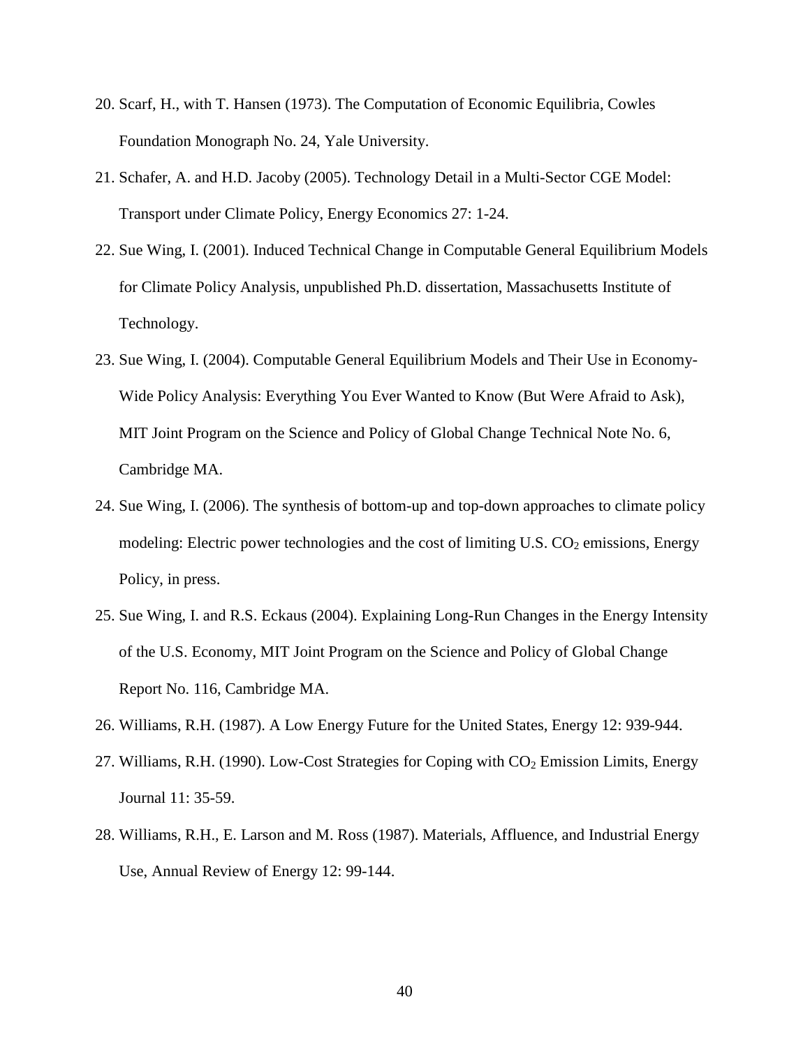20. Scarf, H., with T. Hansen (1973). The Computation of Economic Equilibria, Cowles Foundation Monograph No. 24, Yale University.
21. Schafer, A. and H.D. Jacoby (2005). Technology Detail in a Multi-Sector CGE Model: Transport under Climate Policy, Energy Economics 27: 1-24.
22. Sue Wing, I. (2001). Induced Technical Change in Computable General Equilibrium Models for Climate Policy Analysis, unpublished Ph.D. dissertation, Massachusetts Institute of Technology.
23. Sue Wing, I. (2004). Computable General Equilibrium Models and Their Use in Economy-Wide Policy Analysis: Everything You Ever Wanted to Know (But Were Afraid to Ask), MIT Joint Program on the Science and Policy of Global Change Technical Note No. 6, Cambridge MA.
24. Sue Wing, I. (2006). The synthesis of bottom-up and top-down approaches to climate policy modeling: Electric power technologies and the cost of limiting U.S. $CO_2$ emissions, Energy Policy, in press.
25. Sue Wing, I. and R.S. Eckaus (2004). Explaining Long-Run Changes in the Energy Intensity of the U.S. Economy, MIT Joint Program on the Science and Policy of Global Change Report No. 116, Cambridge MA.
26. Williams, R.H. (1987). A Low Energy Future for the United States, Energy 12: 939-944.
27. Williams, R.H. (1990). Low-Cost Strategies for Coping with $CO_2$ Emission Limits, Energy Journal 11: 35-59.
28. Williams, R.H., E. Larson and M. Ross (1987). Materials, Affluence, and Industrial Energy Use, Annual Review of Energy 12: 99-144.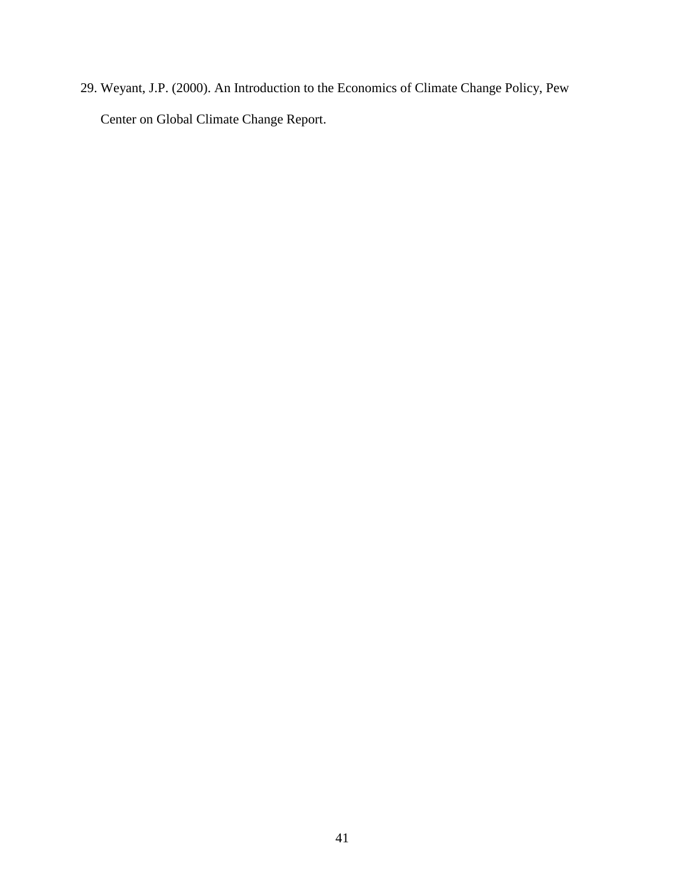29. Weyant, J.P. (2000). An Introduction to the Economics of Climate Change Policy, Pew Center on Global Climate Change Report.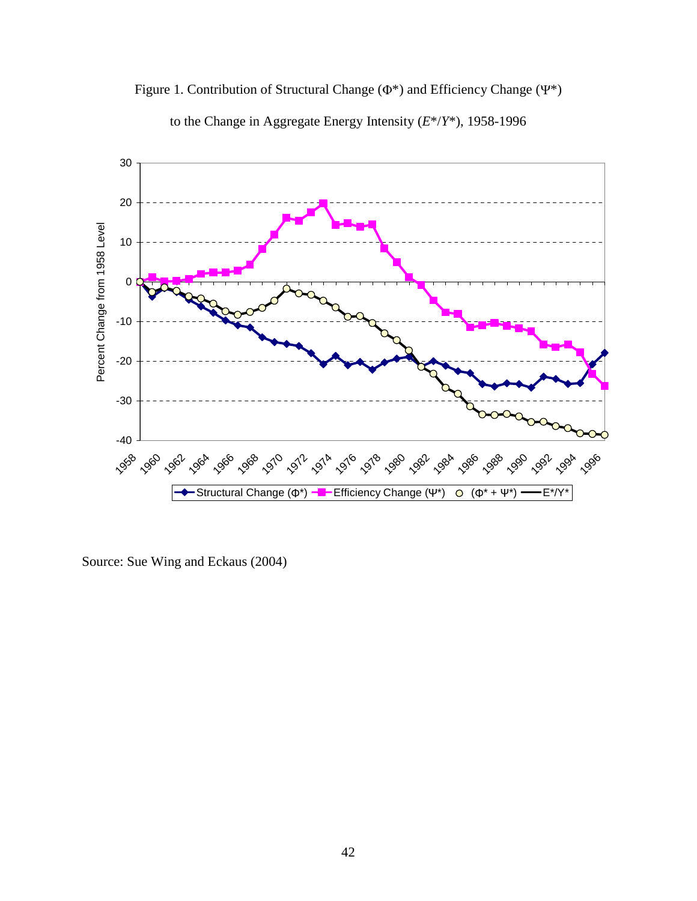Figure 1. Contribution of Structural Change ($\Phi^*$) and Efficiency Change ($\Psi^*$) to the Change in Aggregate Energy Intensity ($E^*/Y^*$), 1958-1996

Source: Sue Wing and Eckaus (2004)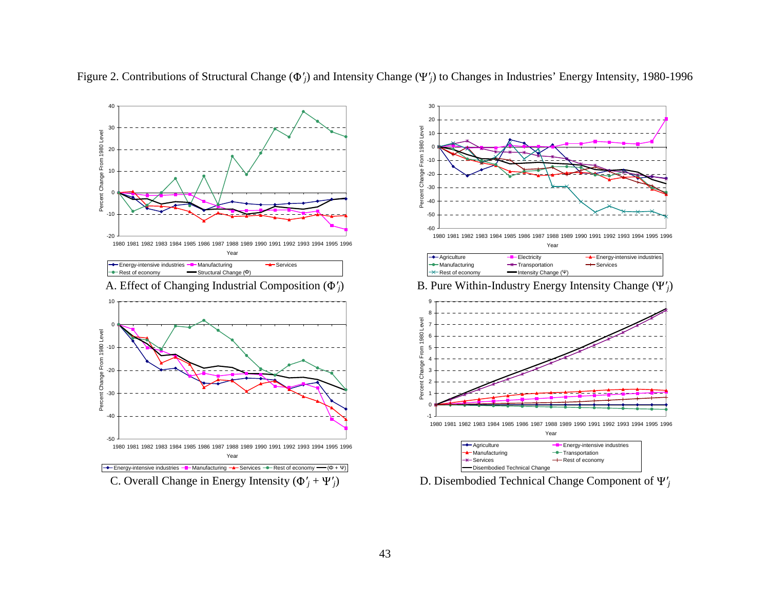Figure 2. Contributions of Structural Change ($\Phi'_j$) and Intensity Change ($\Psi'_j$) to Changes in Industries' Energy Intensity, 1980-1996

A. Effect of Changing Industrial Composition ($\Phi'_j$)

B. Pure Within-Industry Energy Intensity Change ($\Psi'_j$)

C. Overall Change in Energy Intensity ($\Phi'_j + \Psi'_j$)

D. Disembodied Technical Change Component of $\Psi'_j$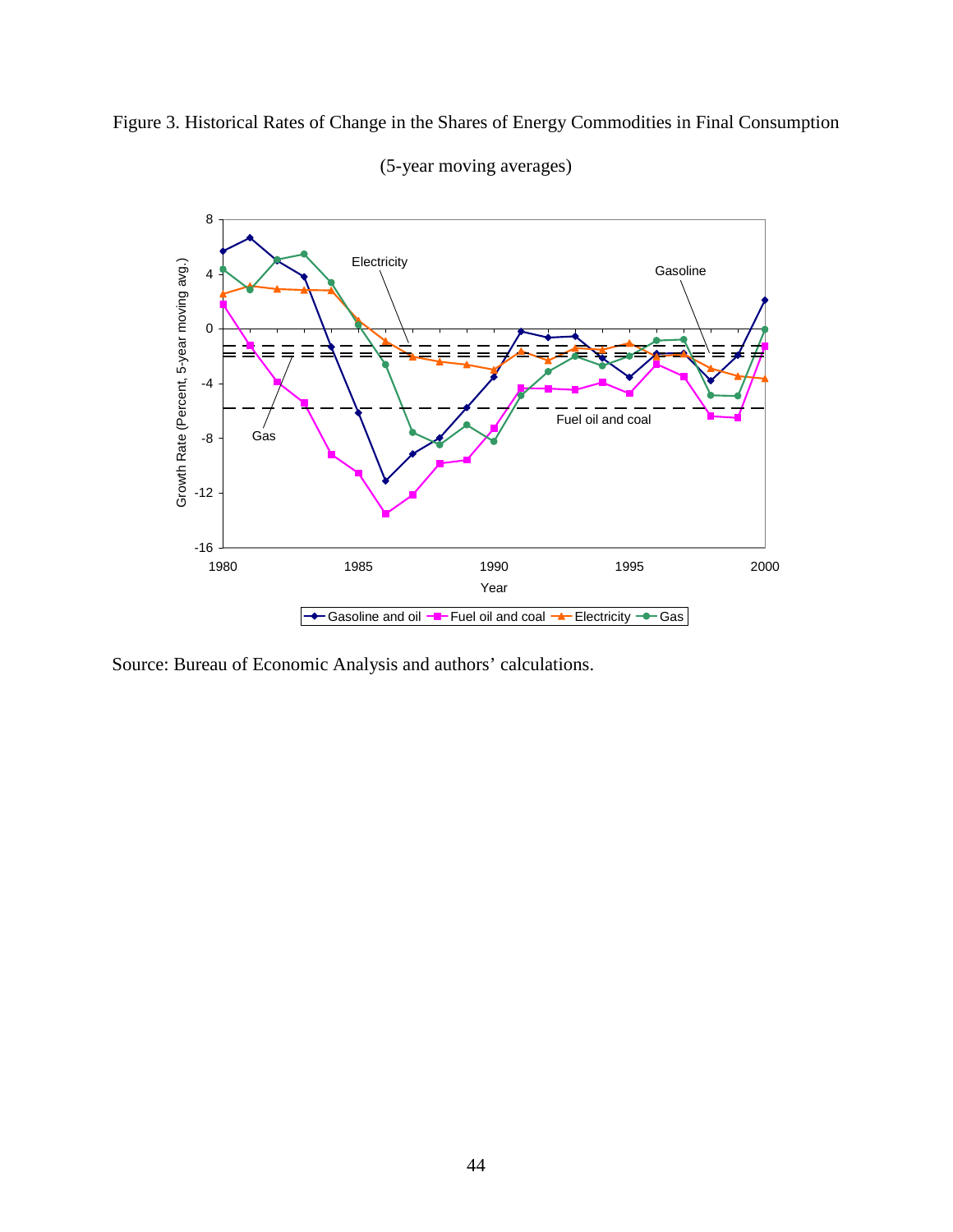Figure 3. Historical Rates of Change in the Shares of Energy Commodities in Final Consumption

(5-year moving averages)

Source: Bureau of Economic Analysis and authors' calculations.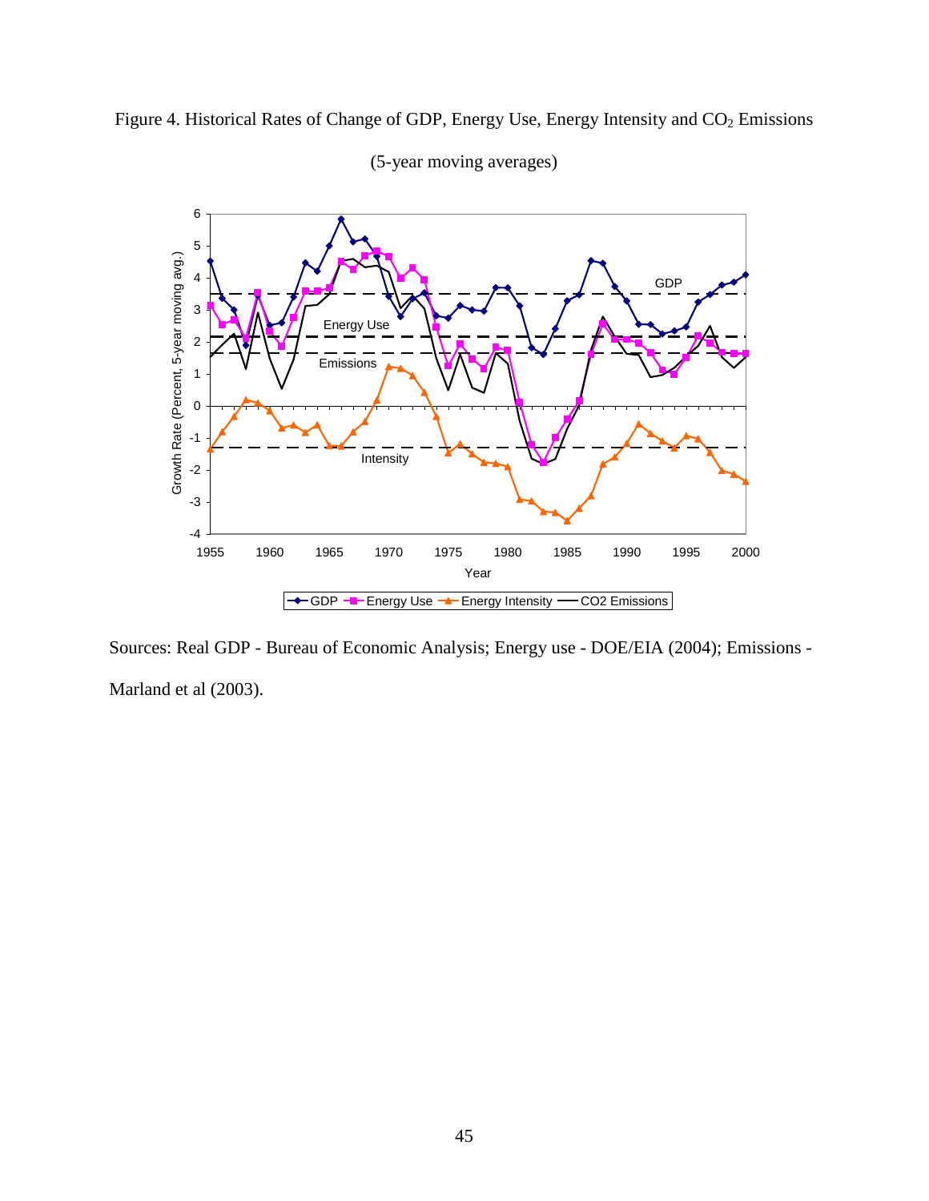Figure 4. Historical Rates of Change of GDP, Energy Use, Energy Intensity and $CO_2$ Emissions

(5-year moving averages)

Sources: Real GDP - Bureau of Economic Analysis; Energy use - DOE/EIA (2004); Emissions - Marland et al (2003).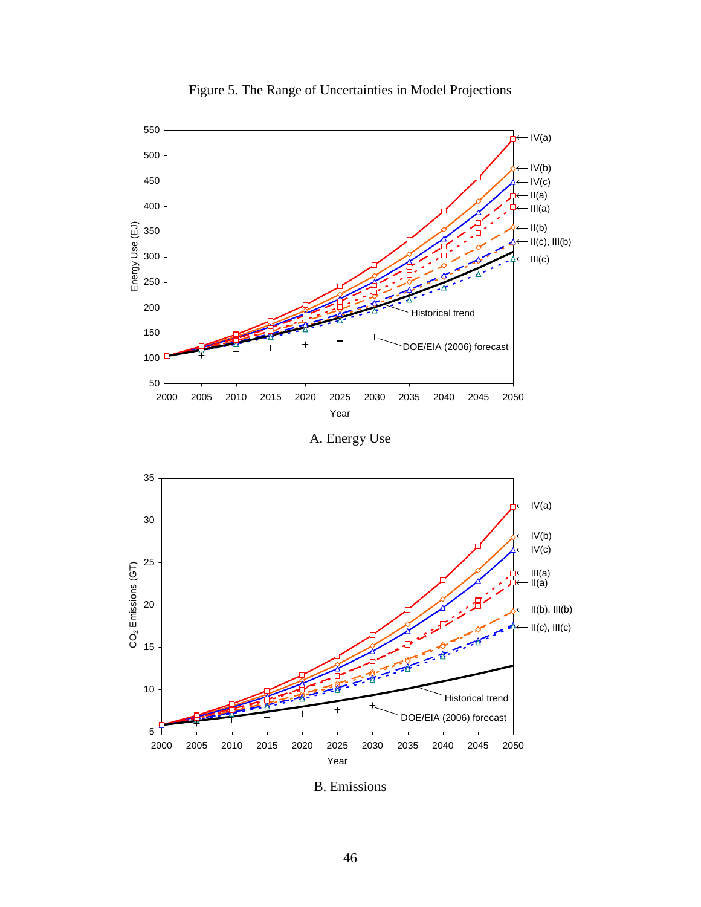Figure 5. The Range of Uncertainties in Model Projections

A. Energy Use

B. Emissions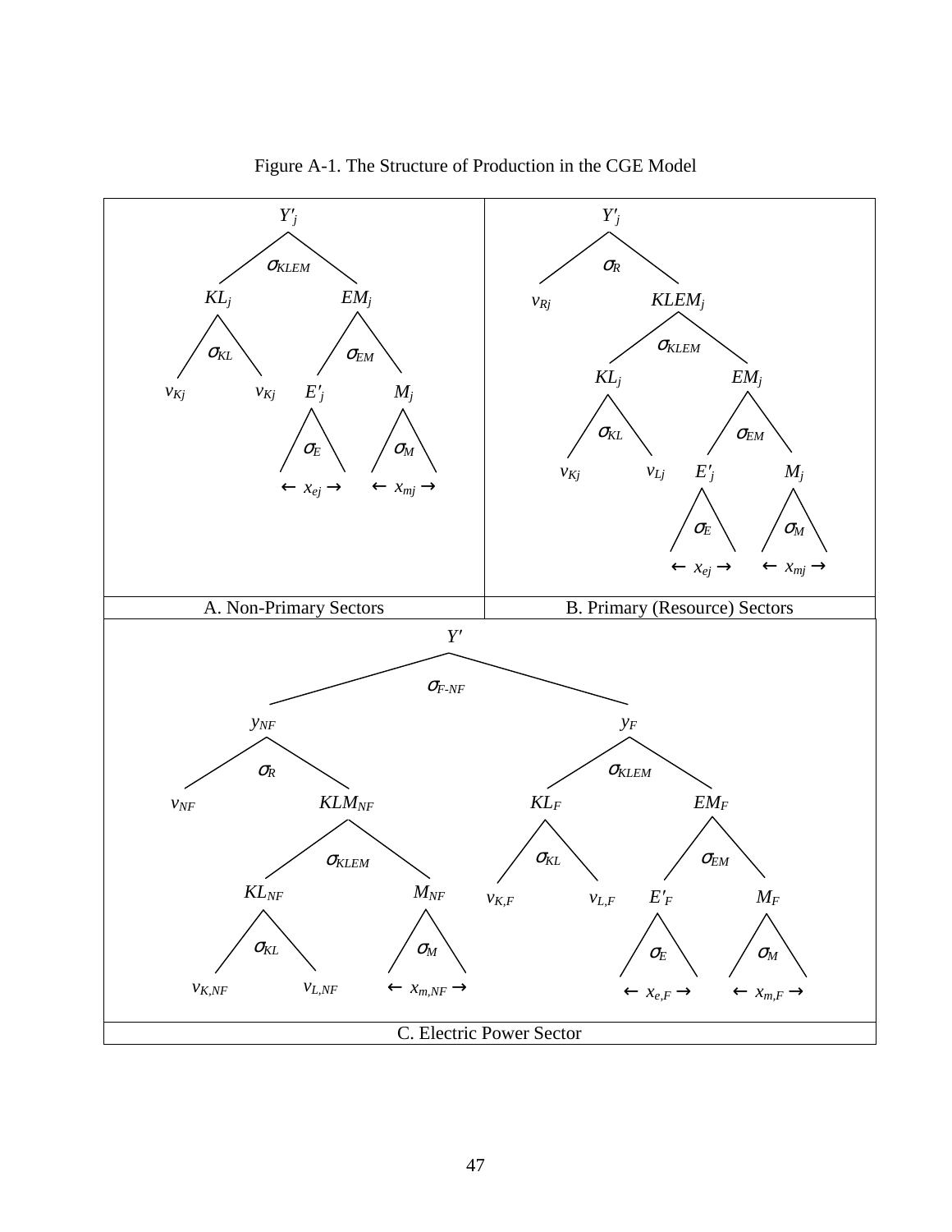Figure A-1. The Structure of Production in the CGE Model

**A. Non-Primary Sectors**

- $Y'_j$ ($\sigma_{KLEM}$)
  - $KL_j$ ($\sigma_{KL}$)
    - $v_{Kj}$
    - $v_{Kj}$
  - $EM_j$ ($\sigma_{EM}$)
    - $E'_j$ ($\sigma_E$)
      - $\leftarrow x_{ej} \rightarrow$
    - $M_j$ ($\sigma_M$)
      - $\leftarrow x_{mj} \rightarrow$

**B. Primary (Resource) Sectors**

- $Y'_j$ ($\sigma_R$)
  - $v_{Rj}$
  - $KLEM_j$ ($\sigma_{KLEM}$)
    - $KL_j$ ($\sigma_{KL}$)
      - $v_{Kj}$
      - $v_{Lj}$
    - $EM_j$ ($\sigma_{EM}$)
      - $E'_j$ ($\sigma_E$)
        - $\leftarrow x_{ej} \rightarrow$
      - $M_j$ ($\sigma_M$)
        - $\leftarrow x_{mj} \rightarrow$

**C. Electric Power Sector**

- $Y'$ ($\sigma_{F\text{-}NF}$)
  - $y_{NF}$ ($\sigma_R$)
    - $v_{NF}$
    - $KLM_{NF}$ ($\sigma_{KLEM}$)
      - $KL_{NF}$ ($\sigma_{KL}$)
        - $v_{K,NF}$
        - $v_{L,NF}$
      - $M_{NF}$ ($\sigma_M$)
        - $\leftarrow x_{m,NF} \rightarrow$
  - $y_F$ ($\sigma_{KLEM}$)
    - $KL_F$ ($\sigma_{KL}$)
      - $v_{K,F}$
      - $v_{L,F}$
    - $EM_F$ ($\sigma_{EM}$)
      - $E'_F$ ($\sigma_E$)
        - $\leftarrow x_{e,F} \rightarrow$
      - $M_F$ ($\sigma_M$)
        - $\leftarrow x_{m,F} \rightarrow$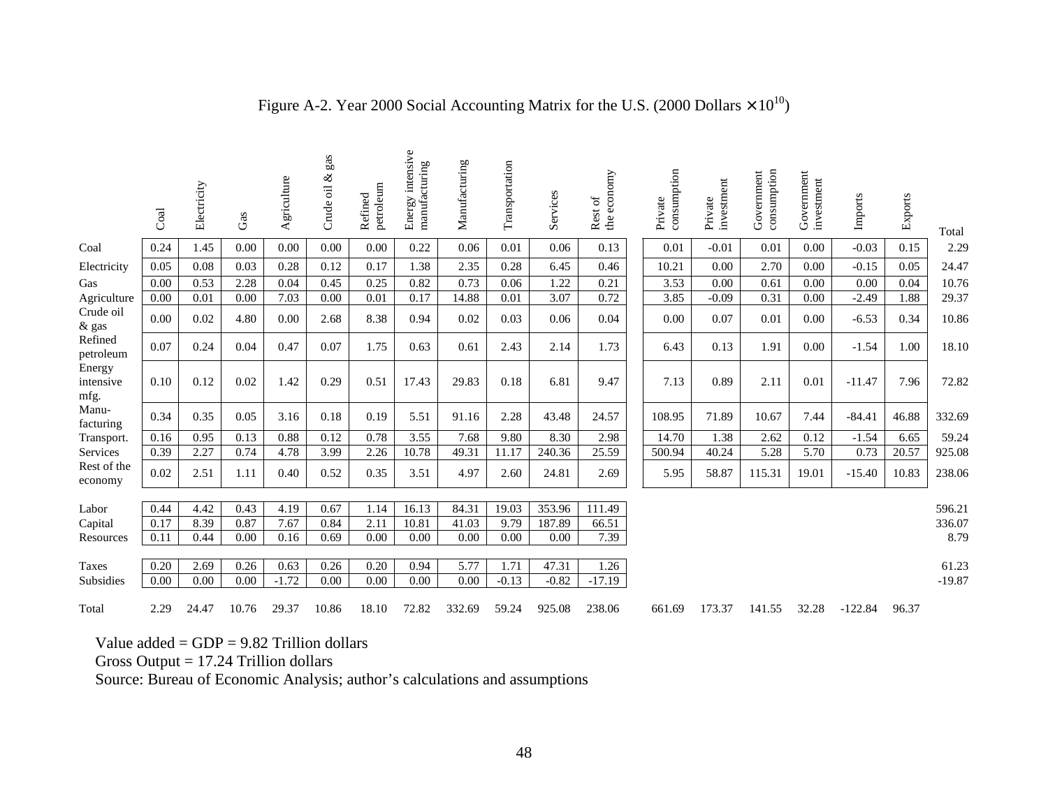Figure A-2. Year 2000 Social Accounting Matrix for the U.S. (2000 Dollars $\times 10^{10}$)

| | Coal | Electricity | Gas | Agriculture | Crude oil & gas | Refined petroleum | Energy intensive manufacturing | Manufacturing | Transportation | Services | Rest of the economy | Private consumption | Private investment | Government consumption | Government investment | Imports | Exports | Total |
|---|---|---|---|---|---|---|---|---|---|---|---|---|---|---|---|---|---|---|
| Coal | 0.24 | 1.45 | 0.00 | 0.00 | 0.00 | 0.00 | 0.22 | 0.06 | 0.01 | 0.06 | 0.13 | 0.01 | -0.01 | 0.01 | 0.00 | -0.03 | 0.15 | 2.29 |
| Electricity | 0.05 | 0.08 | 0.03 | 0.28 | 0.12 | 0.17 | 1.38 | 2.35 | 0.28 | 6.45 | 0.46 | 10.21 | 0.00 | 2.70 | 0.00 | -0.15 | 0.05 | 24.47 |
| Gas | 0.00 | 0.53 | 2.28 | 0.04 | 0.45 | 0.25 | 0.82 | 0.73 | 0.06 | 1.22 | 0.21 | 3.53 | 0.00 | 0.61 | 0.00 | 0.00 | 0.04 | 10.76 |
| Agriculture | 0.00 | 0.01 | 0.00 | 7.03 | 0.00 | 0.01 | 0.17 | 14.88 | 0.01 | 3.07 | 0.72 | 3.85 | -0.09 | 0.31 | 0.00 | -2.49 | 1.88 | 29.37 |
| Crude oil & gas | 0.00 | 0.02 | 4.80 | 0.00 | 2.68 | 8.38 | 0.94 | 0.02 | 0.03 | 0.06 | 0.04 | 0.00 | 0.07 | 0.01 | 0.00 | -6.53 | 0.34 | 10.86 |
| Refined petroleum | 0.07 | 0.24 | 0.04 | 0.47 | 0.07 | 1.75 | 0.63 | 0.61 | 2.43 | 2.14 | 1.73 | 6.43 | 0.13 | 1.91 | 0.00 | -1.54 | 1.00 | 18.10 |
| Energy intensive mfg. | 0.10 | 0.12 | 0.02 | 1.42 | 0.29 | 0.51 | 17.43 | 29.83 | 0.18 | 6.81 | 9.47 | 7.13 | 0.89 | 2.11 | 0.01 | -11.47 | 7.96 | 72.82 |
| Manu-facturing | 0.34 | 0.35 | 0.05 | 3.16 | 0.18 | 0.19 | 5.51 | 91.16 | 2.28 | 43.48 | 24.57 | 108.95 | 71.89 | 10.67 | 7.44 | -84.41 | 46.88 | 332.69 |
| Transport. | 0.16 | 0.95 | 0.13 | 0.88 | 0.12 | 0.78 | 3.55 | 7.68 | 9.80 | 8.30 | 2.98 | 14.70 | 1.38 | 2.62 | 0.12 | -1.54 | 6.65 | 59.24 |
| Services | 0.39 | 2.27 | 0.74 | 4.78 | 3.99 | 2.26 | 10.78 | 49.31 | 11.17 | 240.36 | 25.59 | 500.94 | 40.24 | 5.28 | 5.70 | 0.73 | 20.57 | 925.08 |
| Rest of the economy | 0.02 | 2.51 | 1.11 | 0.40 | 0.52 | 0.35 | 3.51 | 4.97 | 2.60 | 24.81 | 2.69 | 5.95 | 58.87 | 115.31 | 19.01 | -15.40 | 10.83 | 238.06 |
| Labor | 0.44 | 4.42 | 0.43 | 4.19 | 0.67 | 1.14 | 16.13 | 84.31 | 19.03 | 353.96 | 111.49 | | | | | | | 596.21 |
| Capital | 0.17 | 8.39 | 0.87 | 7.67 | 0.84 | 2.11 | 10.81 | 41.03 | 9.79 | 187.89 | 66.51 | | | | | | | 336.07 |
| Resources | 0.11 | 0.44 | 0.00 | 0.16 | 0.69 | 0.00 | 0.00 | 0.00 | 0.00 | 0.00 | 7.39 | | | | | | | 8.79 |
| Taxes | 0.20 | 2.69 | 0.26 | 0.63 | 0.26 | 0.20 | 0.94 | 5.77 | 1.71 | 47.31 | 1.26 | | | | | | | 61.23 |
| Subsidies | 0.00 | 0.00 | 0.00 | -1.72 | 0.00 | 0.00 | 0.00 | 0.00 | -0.13 | -0.82 | -17.19 | | | | | | | -19.87 |
| Total | 2.29 | 24.47 | 10.76 | 29.37 | 10.86 | 18.10 | 72.82 | 332.69 | 59.24 | 925.08 | 238.06 | 661.69 | 173.37 | 141.55 | 32.28 | -122.84 | 96.37 | |

Value added = GDP = 9.82 Trillion dollars

Gross Output = 17.24 Trillion dollars

Source: Bureau of Economic Analysis; author's calculations and assumptions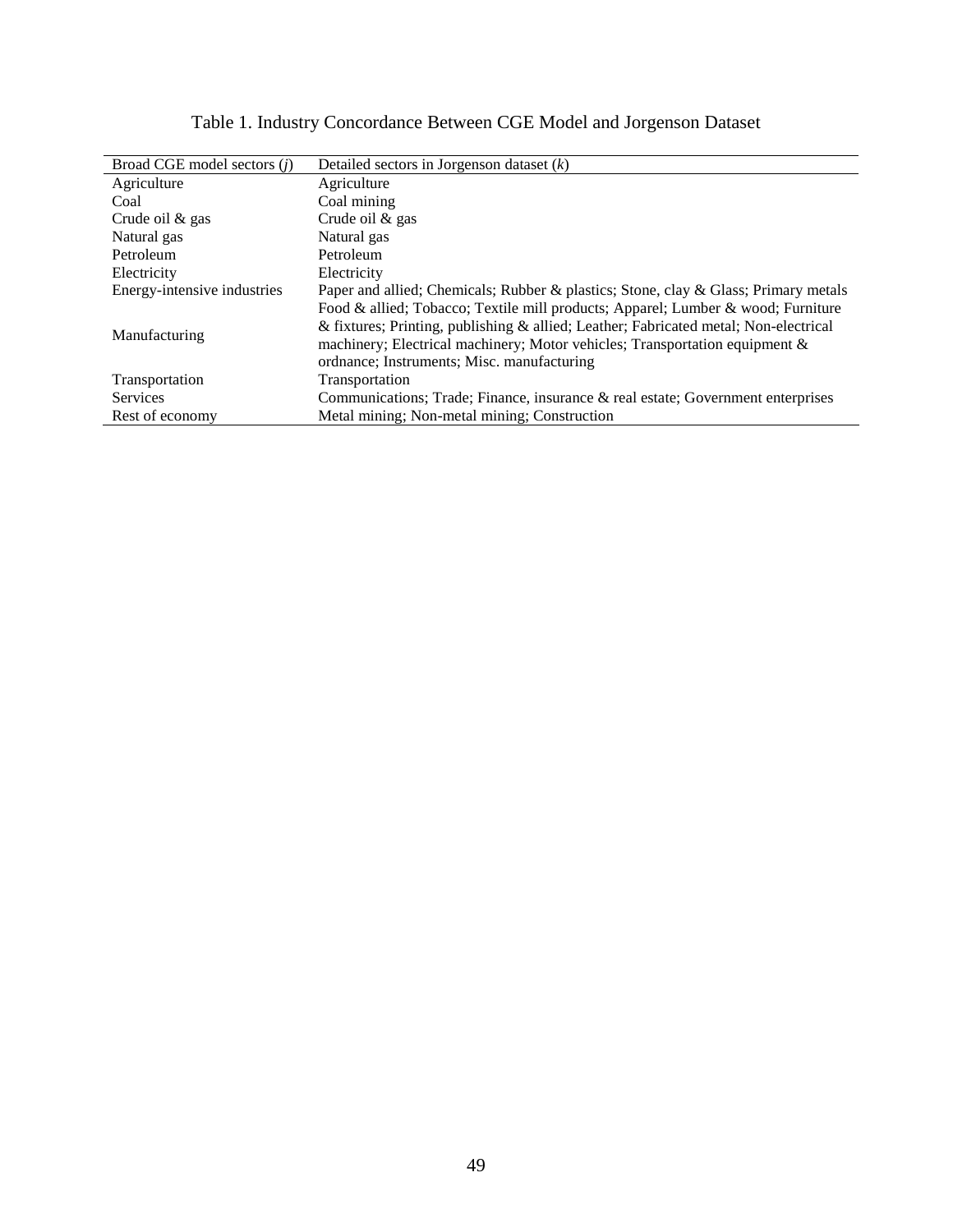Table 1. Industry Concordance Between CGE Model and Jorgenson Dataset

| Broad CGE model sectors ($j$) | Detailed sectors in Jorgenson dataset ($k$) |
|---|---|
| Agriculture | Agriculture |
| Coal | Coal mining |
| Crude oil & gas | Crude oil & gas |
| Natural gas | Natural gas |
| Petroleum | Petroleum |
| Electricity | Electricity |
| Energy-intensive industries | Paper and allied; Chemicals; Rubber & plastics; Stone, clay & Glass; Primary metals |
| Manufacturing | Food & allied; Tobacco; Textile mill products; Apparel; Lumber & wood; Furniture & fixtures; Printing, publishing & allied; Leather; Fabricated metal; Non-electrical machinery; Electrical machinery; Motor vehicles; Transportation equipment & ordnance; Instruments; Misc. manufacturing |
| Transportation | Transportation |
| Services | Communications; Trade; Finance, insurance & real estate; Government enterprises |
| Rest of economy | Metal mining; Non-metal mining; Construction |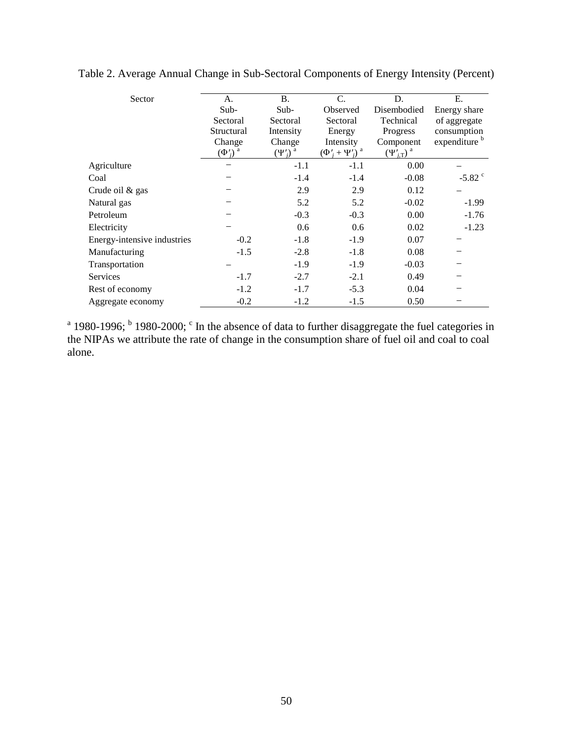Table 2. Average Annual Change in Sub-Sectoral Components of Energy Intensity (Percent)

| Sector | A. Sub-Sectoral Structural Change $(\Phi'_j)$ [a] | B. Sub-Sectoral Intensity Change $(\Psi'_j)$ [a] | C. Observed Sectoral Energy Intensity $(\Phi'_j + \Psi'_j)$ [a] | D. Disembodied Technical Progress Component $(\Psi'_{j,T})$ [a] | E. Energy share of aggregate consumption expenditure [b] |
|---|---|---|---|---|---|
| Agriculture | – | -1.1 | -1.1 | 0.00 | – |
| Coal | – | -1.4 | -1.4 | -0.08 | -5.82 [c] |
| Crude oil & gas | – | 2.9 | 2.9 | 0.12 | – |
| Natural gas | – | 5.2 | 5.2 | -0.02 | -1.99 |
| Petroleum | – | -0.3 | -0.3 | 0.00 | -1.76 |
| Electricity | – | 0.6 | 0.6 | 0.02 | -1.23 |
| Energy-intensive industries | -0.2 | -1.8 | -1.9 | 0.07 | – |
| Manufacturing | -1.5 | -2.8 | -1.8 | 0.08 | – |
| Transportation | – | -1.9 | -1.9 | -0.03 | – |
| Services | -1.7 | -2.7 | -2.1 | 0.49 | – |
| Rest of economy | -1.2 | -1.7 | -5.3 | 0.04 | – |
| Aggregate economy | -0.2 | -1.2 | -1.5 | 0.50 | – |

[a] 1980-1996; [b] 1980-2000; [c] In the absence of data to further disaggregate the fuel categories in the NIPAs we attribute the rate of change in the consumption share of fuel oil and coal to coal alone.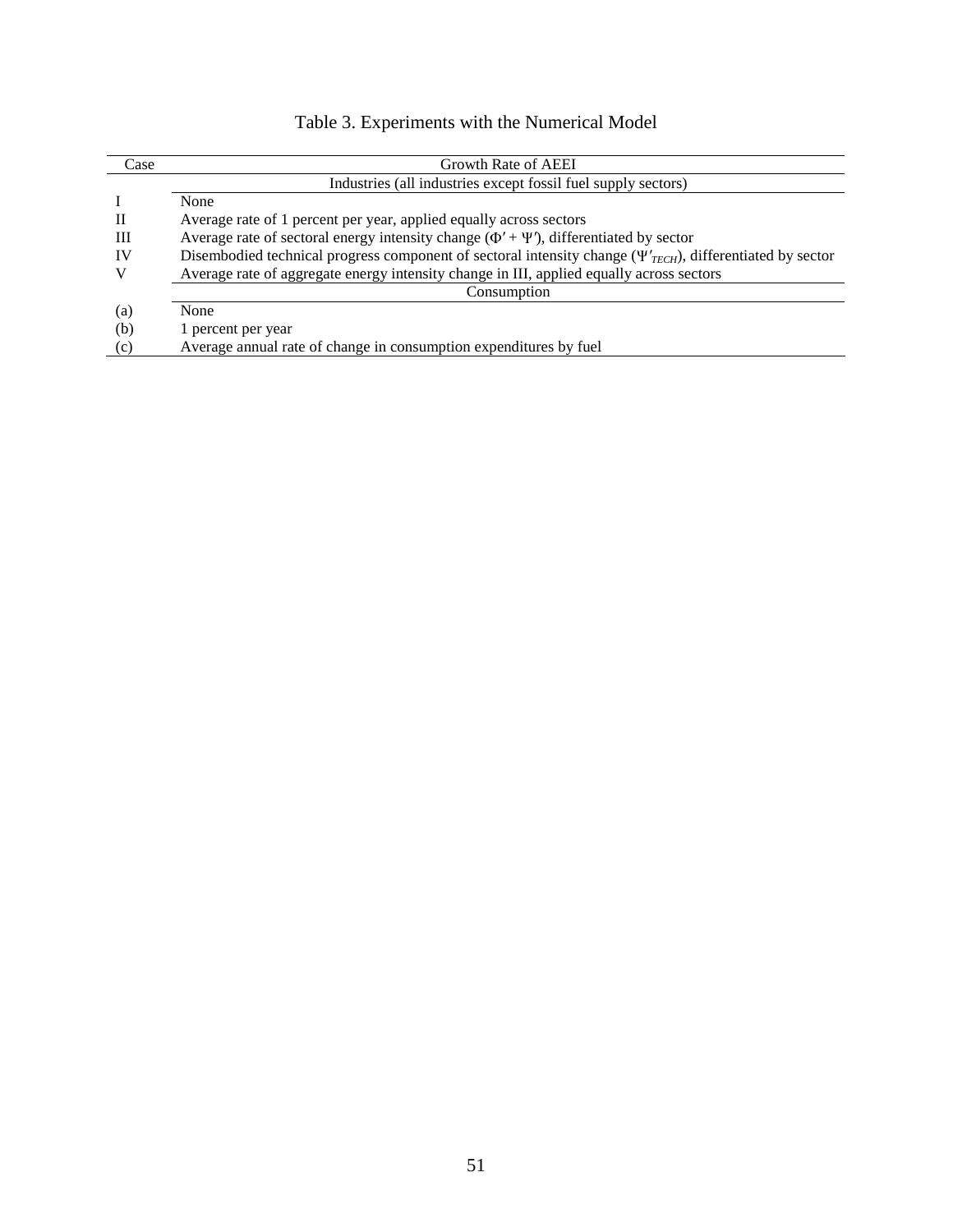# Table 3. Experiments with the Numerical Model

| Case | Growth Rate of AEEI |
|---|---|
| | Industries (all industries except fossil fuel supply sectors) |
| I | None |
| II | Average rate of 1 percent per year, applied equally across sectors |
| III | Average rate of sectoral energy intensity change ($\Phi' + \Psi'$), differentiated by sector |
| IV | Disembodied technical progress component of sectoral intensity change ($\Psi'_{TECH}$), differentiated by sector |
| V | Average rate of aggregate energy intensity change in III, applied equally across sectors |
| | Consumption |
| (a) | None |
| (b) | 1 percent per year |
| (c) | Average annual rate of change in consumption expenditures by fuel |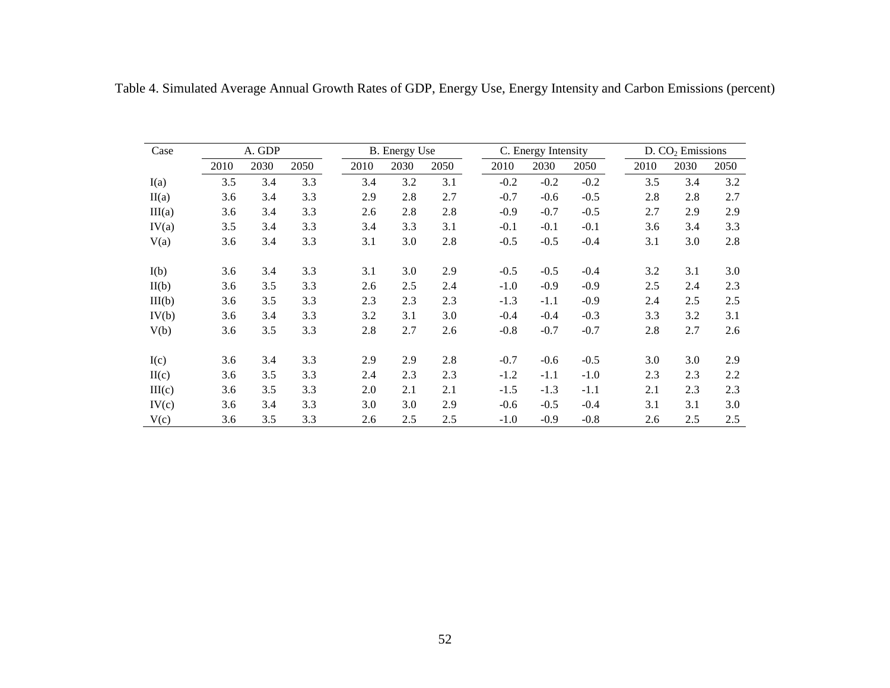Table 4. Simulated Average Annual Growth Rates of GDP, Energy Use, Energy Intensity and Carbon Emissions (percent)

| Case | A. GDP | | | B. Energy Use | | | C. Energy Intensity | | | D. $CO_2$ Emissions | | |
|---|---|---|---|---|---|---|---|---|---|---|---|---|
| | 2010 | 2030 | 2050 | 2010 | 2030 | 2050 | 2010 | 2030 | 2050 | 2010 | 2030 | 2050 |
| I(a) | 3.5 | 3.4 | 3.3 | 3.4 | 3.2 | 3.1 | -0.2 | -0.2 | -0.2 | 3.5 | 3.4 | 3.2 |
| II(a) | 3.6 | 3.4 | 3.3 | 2.9 | 2.8 | 2.7 | -0.7 | -0.6 | -0.5 | 2.8 | 2.8 | 2.7 |
| III(a) | 3.6 | 3.4 | 3.3 | 2.6 | 2.8 | 2.8 | -0.9 | -0.7 | -0.5 | 2.7 | 2.9 | 2.9 |
| IV(a) | 3.5 | 3.4 | 3.3 | 3.4 | 3.3 | 3.1 | -0.1 | -0.1 | -0.1 | 3.6 | 3.4 | 3.3 |
| V(a) | 3.6 | 3.4 | 3.3 | 3.1 | 3.0 | 2.8 | -0.5 | -0.5 | -0.4 | 3.1 | 3.0 | 2.8 |
| | | | | | | | | | | | | |
| I(b) | 3.6 | 3.4 | 3.3 | 3.1 | 3.0 | 2.9 | -0.5 | -0.5 | -0.4 | 3.2 | 3.1 | 3.0 |
| II(b) | 3.6 | 3.5 | 3.3 | 2.6 | 2.5 | 2.4 | -1.0 | -0.9 | -0.9 | 2.5 | 2.4 | 2.3 |
| III(b) | 3.6 | 3.5 | 3.3 | 2.3 | 2.3 | 2.3 | -1.3 | -1.1 | -0.9 | 2.4 | 2.5 | 2.5 |
| IV(b) | 3.6 | 3.4 | 3.3 | 3.2 | 3.1 | 3.0 | -0.4 | -0.4 | -0.3 | 3.3 | 3.2 | 3.1 |
| V(b) | 3.6 | 3.5 | 3.3 | 2.8 | 2.7 | 2.6 | -0.8 | -0.7 | -0.7 | 2.8 | 2.7 | 2.6 |
| | | | | | | | | | | | | |
| I(c) | 3.6 | 3.4 | 3.3 | 2.9 | 2.9 | 2.8 | -0.7 | -0.6 | -0.5 | 3.0 | 3.0 | 2.9 |
| II(c) | 3.6 | 3.5 | 3.3 | 2.4 | 2.3 | 2.3 | -1.2 | -1.1 | -1.0 | 2.3 | 2.3 | 2.2 |
| III(c) | 3.6 | 3.5 | 3.3 | 2.0 | 2.1 | 2.1 | -1.5 | -1.3 | -1.1 | 2.1 | 2.3 | 2.3 |
| IV(c) | 3.6 | 3.4 | 3.3 | 3.0 | 3.0 | 2.9 | -0.6 | -0.5 | -0.4 | 3.1 | 3.1 | 3.0 |
| V(c) | 3.6 | 3.5 | 3.3 | 2.6 | 2.5 | 2.5 | -1.0 | -0.9 | -0.8 | 2.6 | 2.5 | 2.5 |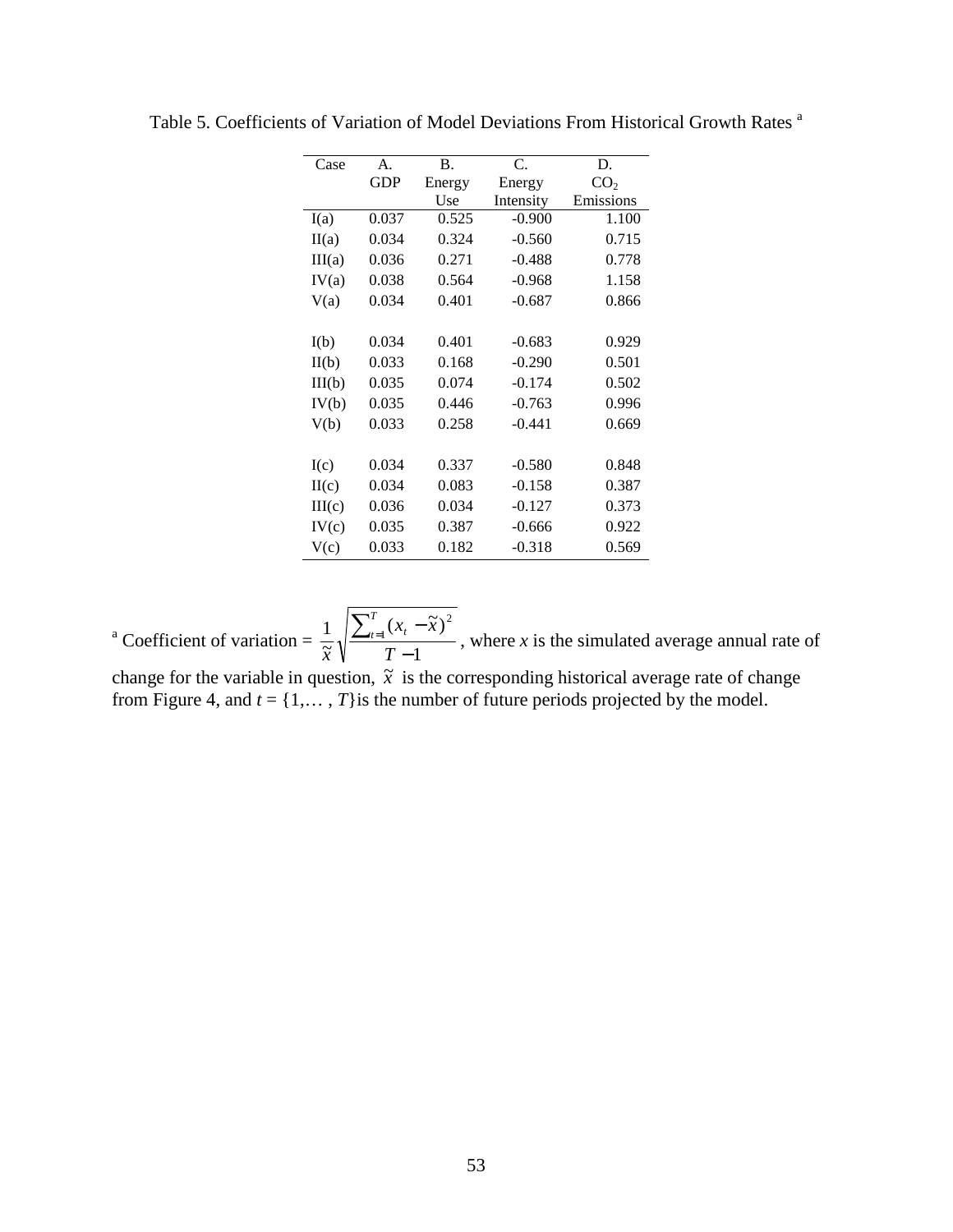Table 5. Coefficients of Variation of Model Deviations From Historical Growth Rates [a]

| Case | A. GDP | B. Energy Use | C. Energy Intensity | D. $CO_2$ Emissions |
|---|---|---|---|---|
| I(a) | 0.037 | 0.525 | -0.900 | 1.100 |
| II(a) | 0.034 | 0.324 | -0.560 | 0.715 |
| III(a) | 0.036 | 0.271 | -0.488 | 0.778 |
| IV(a) | 0.038 | 0.564 | -0.968 | 1.158 |
| V(a) | 0.034 | 0.401 | -0.687 | 0.866 |
| | | | | |
| I(b) | 0.034 | 0.401 | -0.683 | 0.929 |
| II(b) | 0.033 | 0.168 | -0.290 | 0.501 |
| III(b) | 0.035 | 0.074 | -0.174 | 0.502 |
| IV(b) | 0.035 | 0.446 | -0.763 | 0.996 |
| V(b) | 0.033 | 0.258 | -0.441 | 0.669 |
| | | | | |
| I(c) | 0.034 | 0.337 | -0.580 | 0.848 |
| II(c) | 0.034 | 0.083 | -0.158 | 0.387 |
| III(c) | 0.036 | 0.034 | -0.127 | 0.373 |
| IV(c) | 0.035 | 0.387 | -0.666 | 0.922 |
| V(c) | 0.033 | 0.182 | -0.318 | 0.569 |

[a] Coefficient of variation = $\frac{1}{\tilde{x}}\sqrt{\frac{\sum_{t=1}^{T}(x_t - \tilde{x})^2}{T-1}}$, where $x$ is the simulated average annual rate of change for the variable in question, $\tilde{x}$ is the corresponding historical average rate of change from Figure 4, and $t = \{1,\ldots, T\}$ is the number of future periods projected by the model.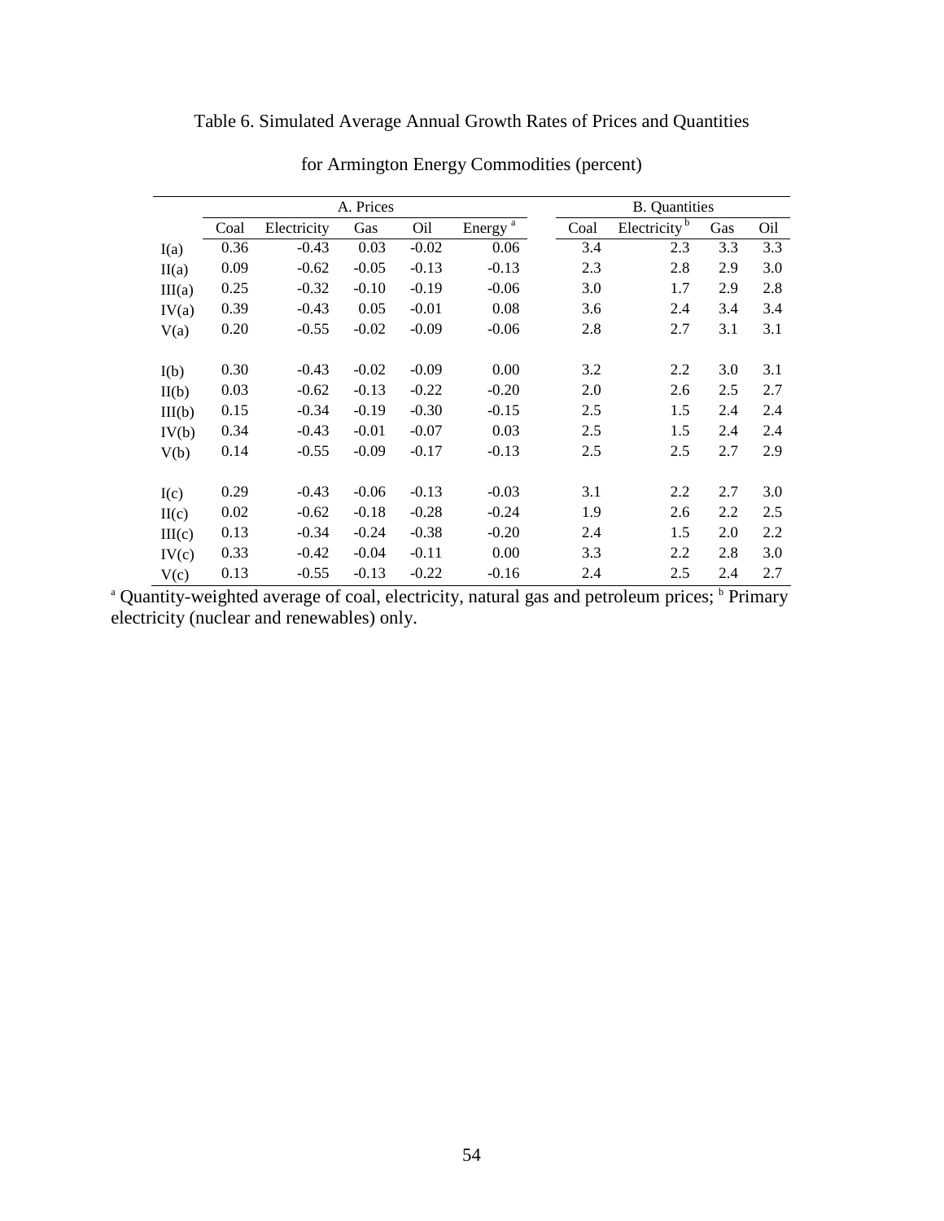Table 6. Simulated Average Annual Growth Rates of Prices and Quantities

for Armington Energy Commodities (percent)

| | A. Prices | | | | | B. Quantities | | | |
|---|---|---|---|---|---|---|---|---|---|
| | Coal | Electricity | Gas | Oil | Energy [a] | Coal | Electricity [b] | Gas | Oil |
| I(a) | 0.36 | -0.43 | 0.03 | -0.02 | 0.06 | 3.4 | 2.3 | 3.3 | 3.3 |
| II(a) | 0.09 | -0.62 | -0.05 | -0.13 | -0.13 | 2.3 | 2.8 | 2.9 | 3.0 |
| III(a) | 0.25 | -0.32 | -0.10 | -0.19 | -0.06 | 3.0 | 1.7 | 2.9 | 2.8 |
| IV(a) | 0.39 | -0.43 | 0.05 | -0.01 | 0.08 | 3.6 | 2.4 | 3.4 | 3.4 |
| V(a) | 0.20 | -0.55 | -0.02 | -0.09 | -0.06 | 2.8 | 2.7 | 3.1 | 3.1 |
| | | | | | | | | | |
| I(b) | 0.30 | -0.43 | -0.02 | -0.09 | 0.00 | 3.2 | 2.2 | 3.0 | 3.1 |
| II(b) | 0.03 | -0.62 | -0.13 | -0.22 | -0.20 | 2.0 | 2.6 | 2.5 | 2.7 |
| III(b) | 0.15 | -0.34 | -0.19 | -0.30 | -0.15 | 2.5 | 1.5 | 2.4 | 2.4 |
| IV(b) | 0.34 | -0.43 | -0.01 | -0.07 | 0.03 | 2.5 | 1.5 | 2.4 | 2.4 |
| V(b) | 0.14 | -0.55 | -0.09 | -0.17 | -0.13 | 2.5 | 2.5 | 2.7 | 2.9 |
| | | | | | | | | | |
| I(c) | 0.29 | -0.43 | -0.06 | -0.13 | -0.03 | 3.1 | 2.2 | 2.7 | 3.0 |
| II(c) | 0.02 | -0.62 | -0.18 | -0.28 | -0.24 | 1.9 | 2.6 | 2.2 | 2.5 |
| III(c) | 0.13 | -0.34 | -0.24 | -0.38 | -0.20 | 2.4 | 1.5 | 2.0 | 2.2 |
| IV(c) | 0.33 | -0.42 | -0.04 | -0.11 | 0.00 | 3.3 | 2.2 | 2.8 | 3.0 |
| V(c) | 0.13 | -0.55 | -0.13 | -0.22 | -0.16 | 2.4 | 2.5 | 2.4 | 2.7 |

[a] Quantity-weighted average of coal, electricity, natural gas and petroleum prices; [b] Primary electricity (nuclear and renewables) only.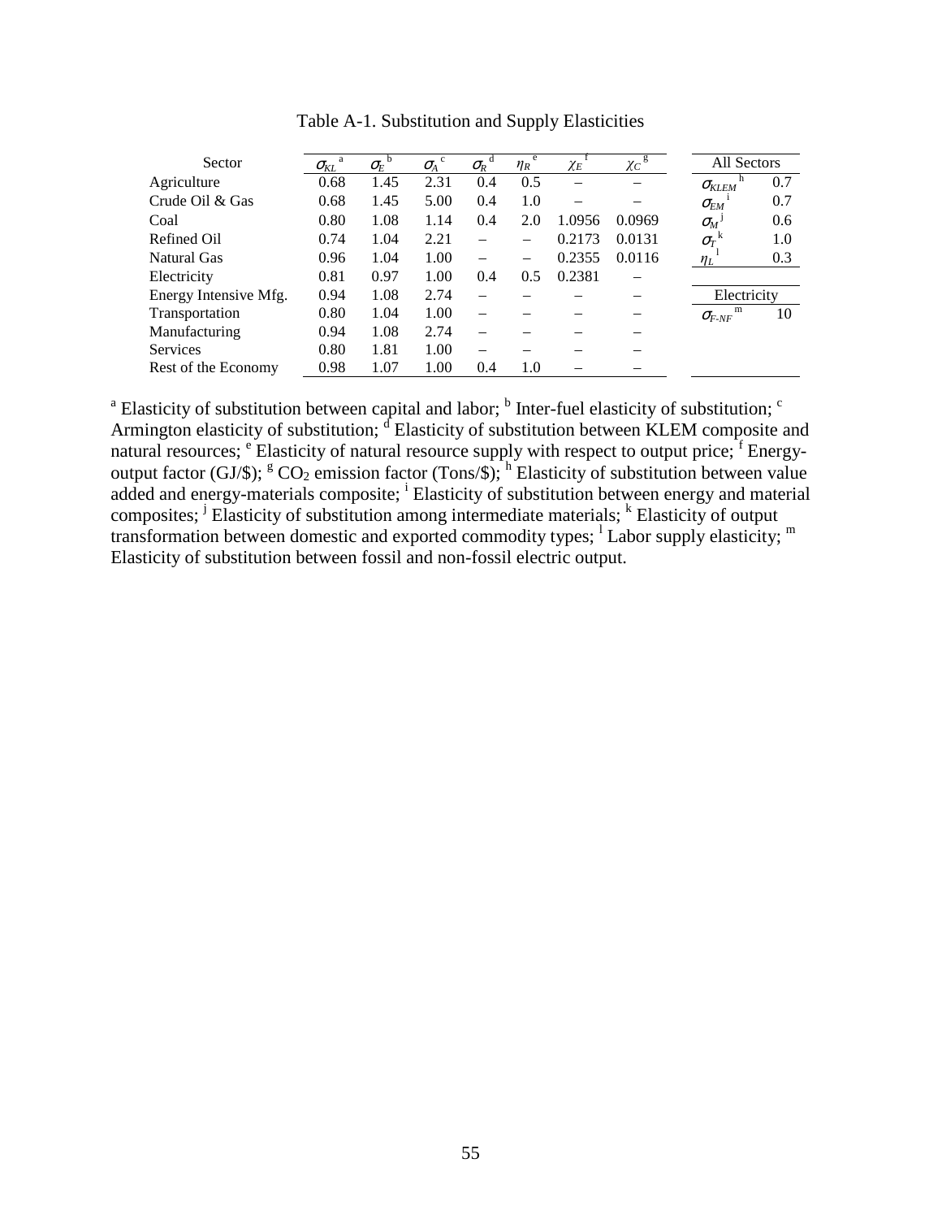Table A-1. Substitution and Supply Elasticities

| Sector | $\sigma_{KL}$ [a] | $\sigma_E$ [b] | $\sigma_A$ [c] | $\sigma_R$ [d] | $\eta_R$ [e] | $\chi_E$ [f] | $\chi_C$ [g] |
|---|---|---|---|---|---|---|---|
| Agriculture | 0.68 | 1.45 | 2.31 | 0.4 | 0.5 | – | – |
| Crude Oil & Gas | 0.68 | 1.45 | 5.00 | 0.4 | 1.0 | – | – |
| Coal | 0.80 | 1.08 | 1.14 | 0.4 | 2.0 | 1.0956 | 0.0969 |
| Refined Oil | 0.74 | 1.04 | 2.21 | – | – | 0.2173 | 0.0131 |
| Natural Gas | 0.96 | 1.04 | 1.00 | – | – | 0.2355 | 0.0116 |
| Electricity | 0.81 | 0.97 | 1.00 | 0.4 | 0.5 | 0.2381 | – |
| Energy Intensive Mfg. | 0.94 | 1.08 | 2.74 | – | – | – | – |
| Transportation | 0.80 | 1.04 | 1.00 | – | – | – | – |
| Manufacturing | 0.94 | 1.08 | 2.74 | – | – | – | – |
| Services | 0.80 | 1.81 | 1.00 | – | – | – | – |
| Rest of the Economy | 0.98 | 1.07 | 1.00 | 0.4 | 1.0 | – | – |

| All Sectors | |
|---|---|
| $\sigma_{KLEM}$ [h] | 0.7 |
| $\sigma_{EM}$ [i] | 0.7 |
| $\sigma_M$ [j] | 0.6 |
| $\sigma_T$ [k] | 1.0 |
| $\eta_L$ [l] | 0.3 |
| **Electricity** | |
| $\sigma_{F\text{-}NF}$ [m] | 10 |

[a] Elasticity of substitution between capital and labor; [b] Inter-fuel elasticity of substitution; [c] Armington elasticity of substitution; [d] Elasticity of substitution between KLEM composite and natural resources; [e] Elasticity of natural resource supply with respect to output price; [f] Energy-output factor (GJ/$); [g] $CO_2$ emission factor (Tons/$); [h] Elasticity of substitution between value added and energy-materials composite; [i] Elasticity of substitution between energy and material composites; [j] Elasticity of substitution among intermediate materials; [k] Elasticity of output transformation between domestic and exported commodity types; [l] Labor supply elasticity; [m] Elasticity of substitution between fossil and non-fossil electric output.